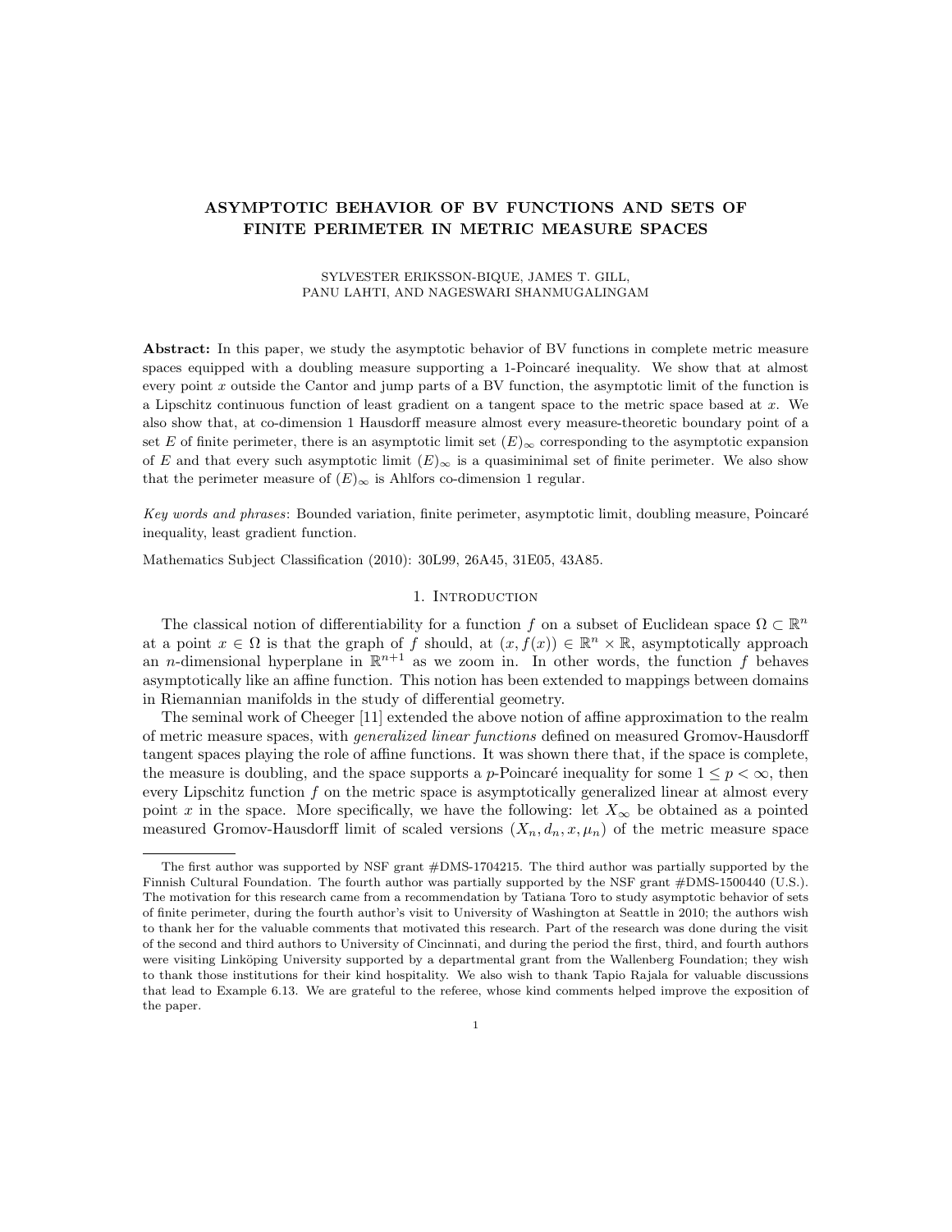# ASYMPTOTIC BEHAVIOR OF BV FUNCTIONS AND SETS OF FINITE PERIMETER IN METRIC MEASURE SPACES

SYLVESTER ERIKSSON-BIQUE, JAMES T. GILL, PANU LAHTI, AND NAGESWARI SHANMUGALINGAM

**Abstract:** In this paper, we study the asymptotic behavior of BV functions in complete metric measure spaces equipped with a doubling measure supporting a 1-Poincaré inequality. We show that at almost every point $x$ outside the Cantor and jump parts of a BV function, the asymptotic limit of the function is a Lipschitz continuous function of least gradient on a tangent space to the metric space based at $x$. We also show that, at co-dimension 1 Hausdorff measure almost every measure-theoretic boundary point of a set $E$ of finite perimeter, there is an asymptotic limit set $(E)_\infty$ corresponding to the asymptotic expansion of $E$ and that every such asymptotic limit $(E)_\infty$ is a quasiminimal set of finite perimeter. We also show that the perimeter measure of $(E)_\infty$ is Ahlfors co-dimension 1 regular.

*Key words and phrases*: Bounded variation, finite perimeter, asymptotic limit, doubling measure, Poincaré inequality, least gradient function.

Mathematics Subject Classification (2010): 30L99, 26A45, 31E05, 43A85.

## 1. Introduction

The classical notion of differentiability for a function $f$ on a subset of Euclidean space $\Omega \subset \mathbb{R}^n$ at a point $x \in \Omega$ is that the graph of $f$ should, at $(x, f(x)) \in \mathbb{R}^n \times \mathbb{R}$, asymptotically approach an $n$-dimensional hyperplane in $\mathbb{R}^{n+1}$ as we zoom in. In other words, the function $f$ behaves asymptotically like an affine function. This notion has been extended to mappings between domains in Riemannian manifolds in the study of differential geometry.

The seminal work of Cheeger [11] extended the above notion of affine approximation to the realm of metric measure spaces, with *generalized linear functions* defined on measured Gromov-Hausdorff tangent spaces playing the role of affine functions. It was shown there that, if the space is complete, the measure is doubling, and the space supports a $p$-Poincaré inequality for some $1 \le p < \infty$, then every Lipschitz function $f$ on the metric space is asymptotically generalized linear at almost every point $x$ in the space. More specifically, we have the following: let $X_\infty$ be obtained as a pointed measured Gromov-Hausdorff limit of scaled versions $(X_n, d_n, x, \mu_n)$ of the metric measure space

The first author was supported by NSF grant #DMS-1704215. The third author was partially supported by the Finnish Cultural Foundation. The fourth author was partially supported by the NSF grant #DMS-1500440 (U.S.). The motivation for this research came from a recommendation by Tatiana Toro to study asymptotic behavior of sets of finite perimeter, during the fourth author's visit to University of Washington at Seattle in 2010; the authors wish to thank her for the valuable comments that motivated this research. Part of the research was done during the visit of the second and third authors to University of Cincinnati, and during the period the first, third, and fourth authors were visiting Linköping University supported by a departmental grant from the Wallenberg Foundation; they wish to thank those institutions for their kind hospitality. We also wish to thank Tapio Rajala for valuable discussions that lead to Example 6.13. We are grateful to the referee, whose kind comments helped improve the exposition of the paper.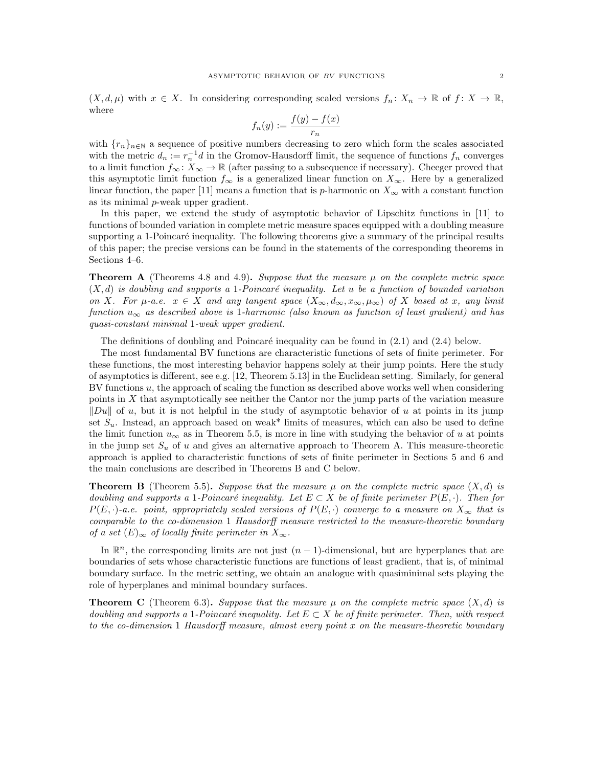$(X, d, \mu)$ with $x \in X$. In considering corresponding scaled versions $f_n \colon X_n \to \mathbb{R}$ of $f \colon X \to \mathbb{R}$, where

$$f_n(y) := \frac{f(y) - f(x)}{r_n}$$

with $\{r_n\}_{n\in\mathbb{N}}$ a sequence of positive numbers decreasing to zero which form the scales associated with the metric $d_n := r_n^{-1} d$ in the Gromov-Hausdorff limit, the sequence of functions $f_n$ converges to a limit function $f_\infty \colon X_\infty \to \mathbb{R}$ (after passing to a subsequence if necessary). Cheeger proved that this asymptotic limit function $f_\infty$ is a generalized linear function on $X_\infty$. Here by a generalized linear function, the paper [11] means a function that is $p$-harmonic on $X_\infty$ with a constant function as its minimal $p$-weak upper gradient.

In this paper, we extend the study of asymptotic behavior of Lipschitz functions in [11] to functions of bounded variation in complete metric measure spaces equipped with a doubling measure supporting a 1-Poincaré inequality. The following theorems give a summary of the principal results of this paper; the precise versions can be found in the statements of the corresponding theorems in Sections 4–6.

**Theorem A** (Theorems 4.8 and 4.9)**.** *Suppose that the measure $\mu$ on the complete metric space $(X, d)$ is doubling and supports a 1-Poincaré inequality. Let $u$ be a function of bounded variation on $X$. For $\mu$-a.e. $x \in X$ and any tangent space $(X_\infty, d_\infty, x_\infty, \mu_\infty)$ of $X$ based at $x$, any limit function $u_\infty$ as described above is 1-harmonic (also known as function of least gradient) and has quasi-constant minimal 1-weak upper gradient.*

The definitions of doubling and Poincaré inequality can be found in (2.1) and (2.4) below.

The most fundamental BV functions are characteristic functions of sets of finite perimeter. For these functions, the most interesting behavior happens solely at their jump points. Here the study of asymptotics is different, see e.g. [12, Theorem 5.13] in the Euclidean setting. Similarly, for general BV functions $u$, the approach of scaling the function as described above works well when considering points in $X$ that asymptotically see neither the Cantor nor the jump parts of the variation measure $\|Du\|$ of $u$, but it is not helpful in the study of asymptotic behavior of $u$ at points in its jump set $S_u$. Instead, an approach based on weak* limits of measures, which can also be used to define the limit function $u_\infty$ as in Theorem 5.5, is more in line with studying the behavior of $u$ at points in the jump set $S_u$ of $u$ and gives an alternative approach to Theorem A. This measure-theoretic approach is applied to characteristic functions of sets of finite perimeter in Sections 5 and 6 and the main conclusions are described in Theorems B and C below.

**Theorem B** (Theorem 5.5)**.** *Suppose that the measure $\mu$ on the complete metric space $(X, d)$ is doubling and supports a 1-Poincaré inequality. Let $E \subset X$ be of finite perimeter $P(E, \cdot)$. Then for $P(E, \cdot)$-a.e. point, appropriately scaled versions of $P(E, \cdot)$ converge to a measure on $X_\infty$ that is comparable to the co-dimension 1 Hausdorff measure restricted to the measure-theoretic boundary of a set $(E)_\infty$ of locally finite perimeter in $X_\infty$.*

In $\mathbb{R}^n$, the corresponding limits are not just $(n-1)$-dimensional, but are hyperplanes that are boundaries of sets whose characteristic functions are functions of least gradient, that is, of minimal boundary surface. In the metric setting, we obtain an analogue with quasiminimal sets playing the role of hyperplanes and minimal boundary surfaces.

**Theorem C** (Theorem 6.3)**.** *Suppose that the measure $\mu$ on the complete metric space $(X, d)$ is doubling and supports a 1-Poincaré inequality. Let $E \subset X$ be of finite perimeter. Then, with respect to the co-dimension 1 Hausdorff measure, almost every point $x$ on the measure-theoretic boundary*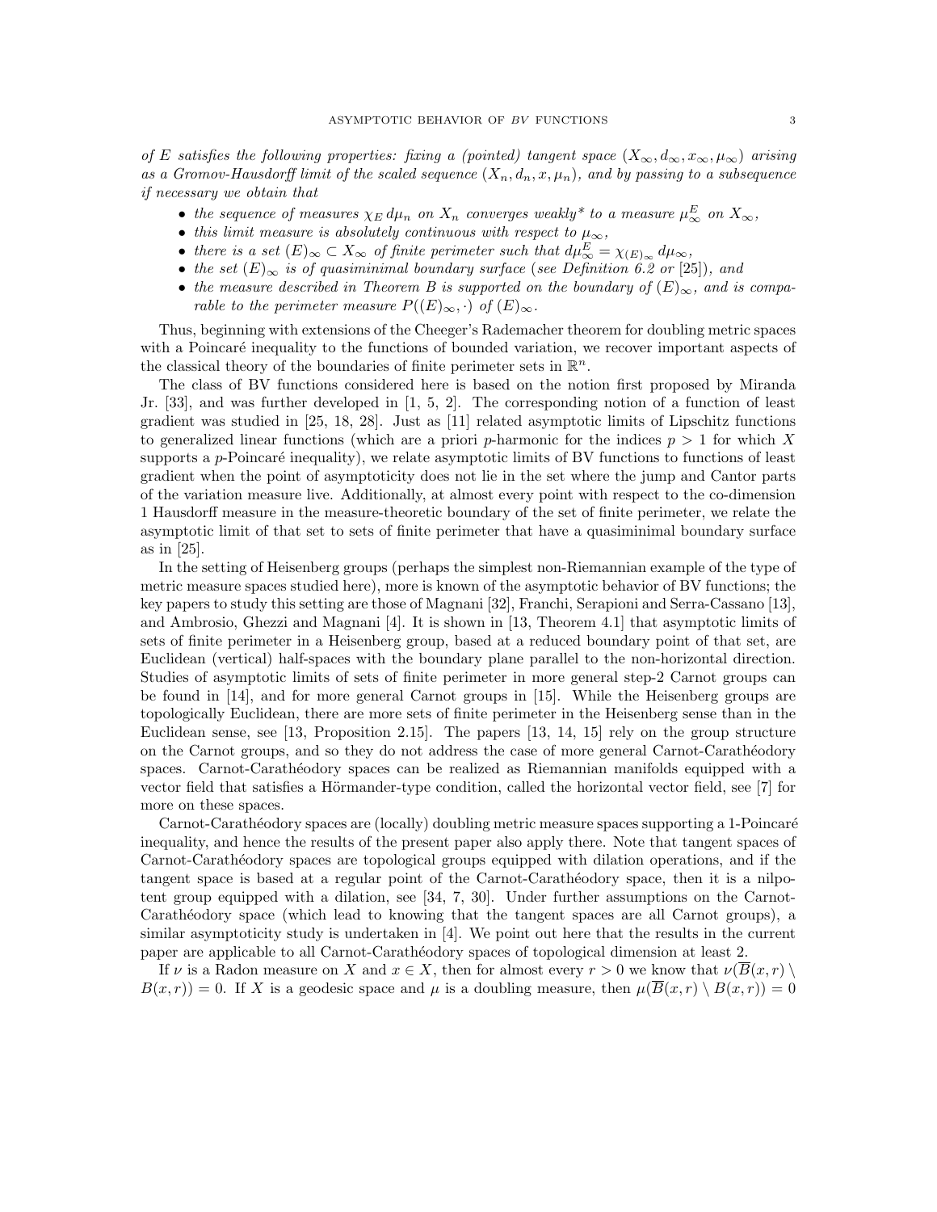*of $E$ satisfies the following properties: fixing a (pointed) tangent space $(X_\infty, d_\infty, x_\infty, \mu_\infty)$ arising as a Gromov-Hausdorff limit of the scaled sequence $(X_n, d_n, x, \mu_n)$, and by passing to a subsequence if necessary we obtain that*

- *the sequence of measures $\chi_E\, d\mu_n$ on $X_n$ converges weakly\* to a measure $\mu_\infty^E$ on $X_\infty$,*
- *this limit measure is absolutely continuous with respect to $\mu_\infty$,*
- *there is a set $(E)_\infty \subset X_\infty$ of finite perimeter such that $d\mu_\infty^E = \chi_{(E)_\infty}\, d\mu_\infty$,*
- *the set $(E)_\infty$ is of quasiminimal boundary surface (see Definition 6.2 or [25]), and*
- *the measure described in Theorem B is supported on the boundary of $(E)_\infty$, and is comparable to the perimeter measure $P((E)_\infty, \cdot)$ of $(E)_\infty$.*

Thus, beginning with extensions of the Cheeger's Rademacher theorem for doubling metric spaces with a Poincaré inequality to the functions of bounded variation, we recover important aspects of the classical theory of the boundaries of finite perimeter sets in $\mathbb{R}^n$.

The class of BV functions considered here is based on the notion first proposed by Miranda Jr. [33], and was further developed in [1, 5, 2]. The corresponding notion of a function of least gradient was studied in [25, 18, 28]. Just as [11] related asymptotic limits of Lipschitz functions to generalized linear functions (which are a priori $p$-harmonic for the indices $p > 1$ for which $X$ supports a $p$-Poincaré inequality), we relate asymptotic limits of BV functions to functions of least gradient when the point of asymptoticity does not lie in the set where the jump and Cantor parts of the variation measure live. Additionally, at almost every point with respect to the co-dimension 1 Hausdorff measure in the measure-theoretic boundary of the set of finite perimeter, we relate the asymptotic limit of that set to sets of finite perimeter that have a quasiminimal boundary surface as in [25].

In the setting of Heisenberg groups (perhaps the simplest non-Riemannian example of the type of metric measure spaces studied here), more is known of the asymptotic behavior of BV functions; the key papers to study this setting are those of Magnani [32], Franchi, Serapioni and Serra-Cassano [13], and Ambrosio, Ghezzi and Magnani [4]. It is shown in [13, Theorem 4.1] that asymptotic limits of sets of finite perimeter in a Heisenberg group, based at a reduced boundary point of that set, are Euclidean (vertical) half-spaces with the boundary plane parallel to the non-horizontal direction. Studies of asymptotic limits of sets of finite perimeter in more general step-2 Carnot groups can be found in [14], and for more general Carnot groups in [15]. While the Heisenberg groups are topologically Euclidean, there are more sets of finite perimeter in the Heisenberg sense than in the Euclidean sense, see [13, Proposition 2.15]. The papers [13, 14, 15] rely on the group structure on the Carnot groups, and so they do not address the case of more general Carnot-Carathéodory spaces. Carnot-Carathéodory spaces can be realized as Riemannian manifolds equipped with a vector field that satisfies a Hörmander-type condition, called the horizontal vector field, see [7] for more on these spaces.

Carnot-Carathéodory spaces are (locally) doubling metric measure spaces supporting a 1-Poincaré inequality, and hence the results of the present paper also apply there. Note that tangent spaces of Carnot-Carathéodory spaces are topological groups equipped with dilation operations, and if the tangent space is based at a regular point of the Carnot-Carathéodory space, then it is a nilpotent group equipped with a dilation, see [34, 7, 30]. Under further assumptions on the Carnot-Carathéodory space (which lead to knowing that the tangent spaces are all Carnot groups), a similar asymptoticity study is undertaken in [4]. We point out here that the results in the current paper are applicable to all Carnot-Carathéodory spaces of topological dimension at least 2.

If $\nu$ is a Radon measure on $X$ and $x \in X$, then for almost every $r > 0$ we know that $\nu(\overline{B}(x,r) \setminus B(x,r)) = 0$. If $X$ is a geodesic space and $\mu$ is a doubling measure, then $\mu(\overline{B}(x,r) \setminus B(x,r)) = 0$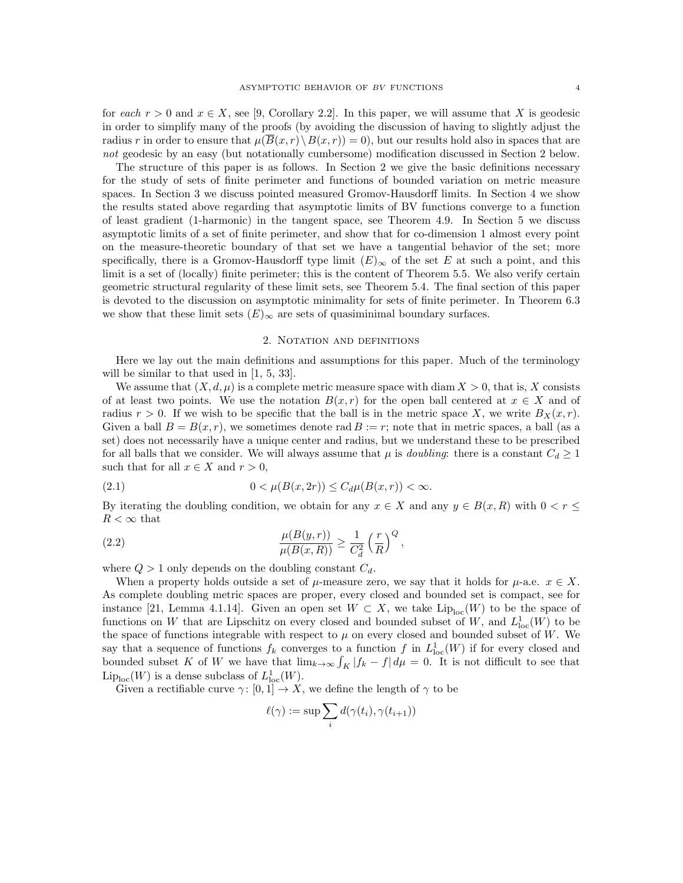for *each* $r > 0$ and $x \in X$, see [9, Corollary 2.2]. In this paper, we will assume that $X$ is geodesic in order to simplify many of the proofs (by avoiding the discussion of having to slightly adjust the radius $r$ in order to ensure that $\mu(\overline{B}(x,r) \setminus B(x,r)) = 0$), but our results hold also in spaces that are *not* geodesic by an easy (but notationally cumbersome) modification discussed in Section 2 below.

The structure of this paper is as follows. In Section 2 we give the basic definitions necessary for the study of sets of finite perimeter and functions of bounded variation on metric measure spaces. In Section 3 we discuss pointed measured Gromov-Hausdorff limits. In Section 4 we show the results stated above regarding that asymptotic limits of BV functions converge to a function of least gradient (1-harmonic) in the tangent space, see Theorem 4.9. In Section 5 we discuss asymptotic limits of a set of finite perimeter, and show that for co-dimension 1 almost every point on the measure-theoretic boundary of that set we have a tangential behavior of the set; more specifically, there is a Gromov-Hausdorff type limit $(E)_\infty$ of the set $E$ at such a point, and this limit is a set of (locally) finite perimeter; this is the content of Theorem 5.5. We also verify certain geometric structural regularity of these limit sets, see Theorem 5.4. The final section of this paper is devoted to the discussion on asymptotic minimality for sets of finite perimeter. In Theorem 6.3 we show that these limit sets $(E)_\infty$ are sets of quasiminimal boundary surfaces.

## 2. Notation and definitions

Here we lay out the main definitions and assumptions for this paper. Much of the terminology will be similar to that used in [1, 5, 33].

We assume that $(X, d, \mu)$ is a complete metric measure space with $\operatorname{diam} X > 0$, that is, $X$ consists of at least two points. We use the notation $B(x,r)$ for the open ball centered at $x \in X$ and of radius $r > 0$. If we wish to be specific that the ball is in the metric space $X$, we write $B_X(x,r)$. Given a ball $B = B(x,r)$, we sometimes denote $\operatorname{rad} B := r$; note that in metric spaces, a ball (as a set) does not necessarily have a unique center and radius, but we understand these to be prescribed for all balls that we consider. We will always assume that $\mu$ is *doubling*: there is a constant $C_d \ge 1$ such that for all $x \in X$ and $r > 0$,

$$0 < \mu(B(x,2r)) \le C_d \mu(B(x,r)) < \infty. \tag{2.1}$$

By iterating the doubling condition, we obtain for any $x \in X$ and any $y \in B(x,R)$ with $0 < r \le R < \infty$ that

$$\frac{\mu(B(y,r))}{\mu(B(x,R))} \ge \frac{1}{C_d^2} \left(\frac{r}{R}\right)^Q, \tag{2.2}$$

where $Q > 1$ only depends on the doubling constant $C_d$.

When a property holds outside a set of $\mu$-measure zero, we say that it holds for $\mu$-a.e. $x \in X$. As complete doubling metric spaces are proper, every closed and bounded set is compact, see for instance [21, Lemma 4.1.14]. Given an open set $W \subset X$, we take $\operatorname{Lip}_{\mathrm{loc}}(W)$ to be the space of functions on $W$ that are Lipschitz on every closed and bounded subset of $W$, and $L^1_{\mathrm{loc}}(W)$ to be the space of functions integrable with respect to $\mu$ on every closed and bounded subset of $W$. We say that a sequence of functions $f_k$ converges to a function $f$ in $L^1_{\mathrm{loc}}(W)$ if for every closed and bounded subset $K$ of $W$ we have that $\lim_{k\to\infty} \int_K |f_k - f|\, d\mu = 0$. It is not difficult to see that $\operatorname{Lip}_{\mathrm{loc}}(W)$ is a dense subclass of $L^1_{\mathrm{loc}}(W)$.

Given a rectifiable curve $\gamma \colon [0,1] \to X$, we define the length of $\gamma$ to be

$$\ell(\gamma) := \sup \sum_i d(\gamma(t_i), \gamma(t_{i+1}))$$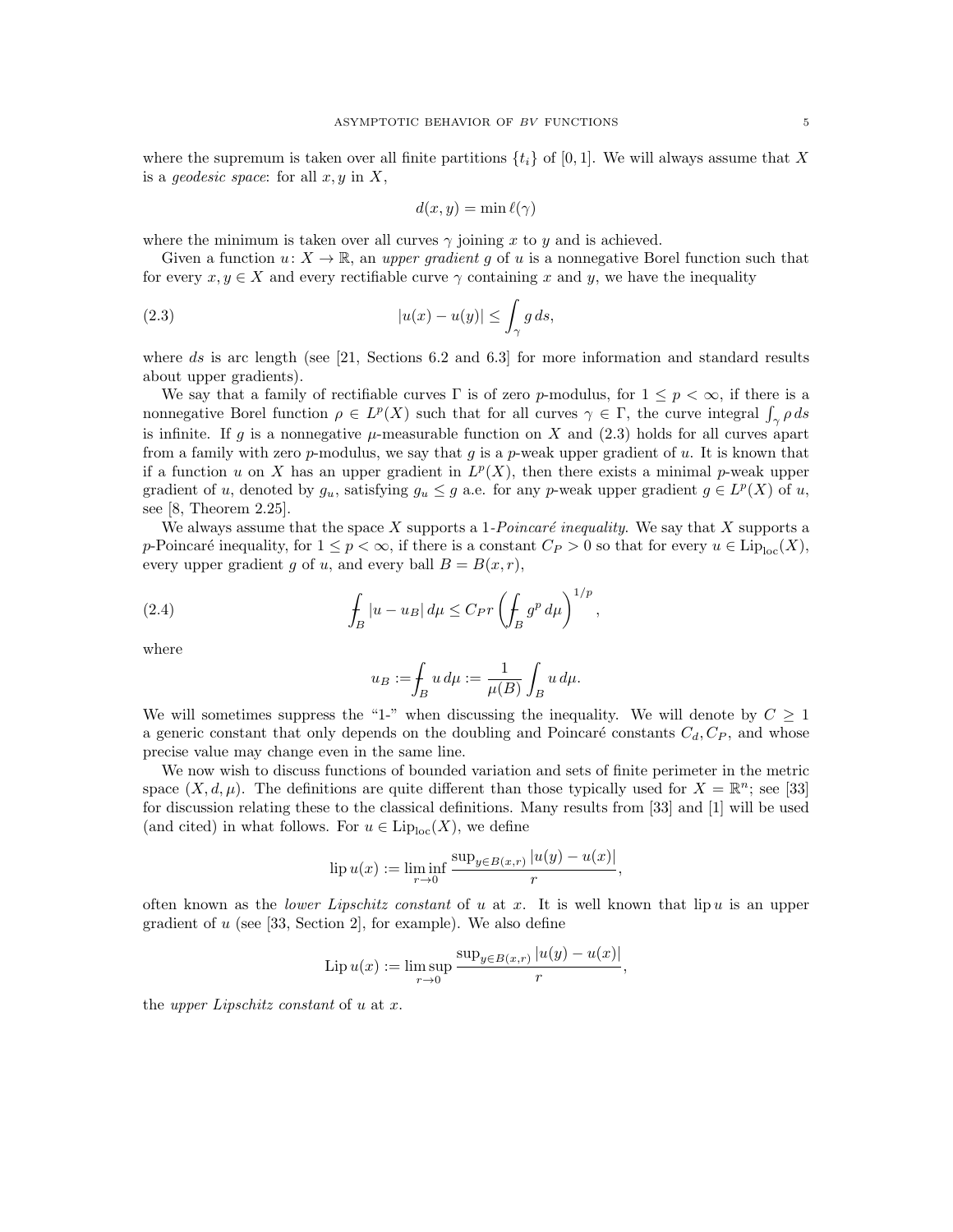where the supremum is taken over all finite partitions $\{t_i\}$ of $[0,1]$. We will always assume that $X$ is a *geodesic space*: for all $x,y$ in $X$,

$$d(x,y) = \min \ell(\gamma)$$

where the minimum is taken over all curves $\gamma$ joining $x$ to $y$ and is achieved.

Given a function $u\colon X \to \mathbb{R}$, an *upper gradient* $g$ of $u$ is a nonnegative Borel function such that for every $x,y \in X$ and every rectifiable curve $\gamma$ containing $x$ and $y$, we have the inequality

$$|u(x) - u(y)| \le \int_\gamma g\, ds, \tag{2.3}$$

where $ds$ is arc length (see [21, Sections 6.2 and 6.3] for more information and standard results about upper gradients).

We say that a family of rectifiable curves $\Gamma$ is of zero $p$-modulus, for $1 \le p < \infty$, if there is a nonnegative Borel function $\rho \in L^p(X)$ such that for all curves $\gamma \in \Gamma$, the curve integral $\int_\gamma \rho\, ds$ is infinite. If $g$ is a nonnegative $\mu$-measurable function on $X$ and (2.3) holds for all curves apart from a family with zero $p$-modulus, we say that $g$ is a $p$-weak upper gradient of $u$. It is known that if a function $u$ on $X$ has an upper gradient in $L^p(X)$, then there exists a minimal $p$-weak upper gradient of $u$, denoted by $g_u$, satisfying $g_u \le g$ a.e. for any $p$-weak upper gradient $g \in L^p(X)$ of $u$, see [8, Theorem 2.25].

We always assume that the space $X$ supports a 1-*Poincaré inequality*. We say that $X$ supports a $p$-Poincaré inequality, for $1 \le p < \infty$, if there is a constant $C_P > 0$ so that for every $u \in \mathrm{Lip}_{\mathrm{loc}}(X)$, every upper gradient $g$ of $u$, and every ball $B = B(x,r)$,

$$\fint_B |u - u_B|\, d\mu \le C_P r \left( \fint_B g^p\, d\mu \right)^{1/p}, \tag{2.4}$$

where

$$u_B := \fint_B u\, d\mu := \frac{1}{\mu(B)} \int_B u\, d\mu.$$

We will sometimes suppress the "1-" when discussing the inequality. We will denote by $C \ge 1$ a generic constant that only depends on the doubling and Poincaré constants $C_d, C_P$, and whose precise value may change even in the same line.

We now wish to discuss functions of bounded variation and sets of finite perimeter in the metric space $(X,d,\mu)$. The definitions are quite different than those typically used for $X = \mathbb{R}^n$; see [33] for discussion relating these to the classical definitions. Many results from [33] and [1] will be used (and cited) in what follows. For $u \in \mathrm{Lip}_{\mathrm{loc}}(X)$, we define

$$\operatorname{lip} u(x) := \liminf_{r \to 0} \frac{\sup_{y \in B(x,r)} |u(y) - u(x)|}{r},$$

often known as the *lower Lipschitz constant* of $u$ at $x$. It is well known that $\operatorname{lip} u$ is an upper gradient of $u$ (see [33, Section 2], for example). We also define

$$\operatorname{Lip} u(x) := \limsup_{r \to 0} \frac{\sup_{y \in B(x,r)} |u(y) - u(x)|}{r},$$

the *upper Lipschitz constant* of $u$ at $x$.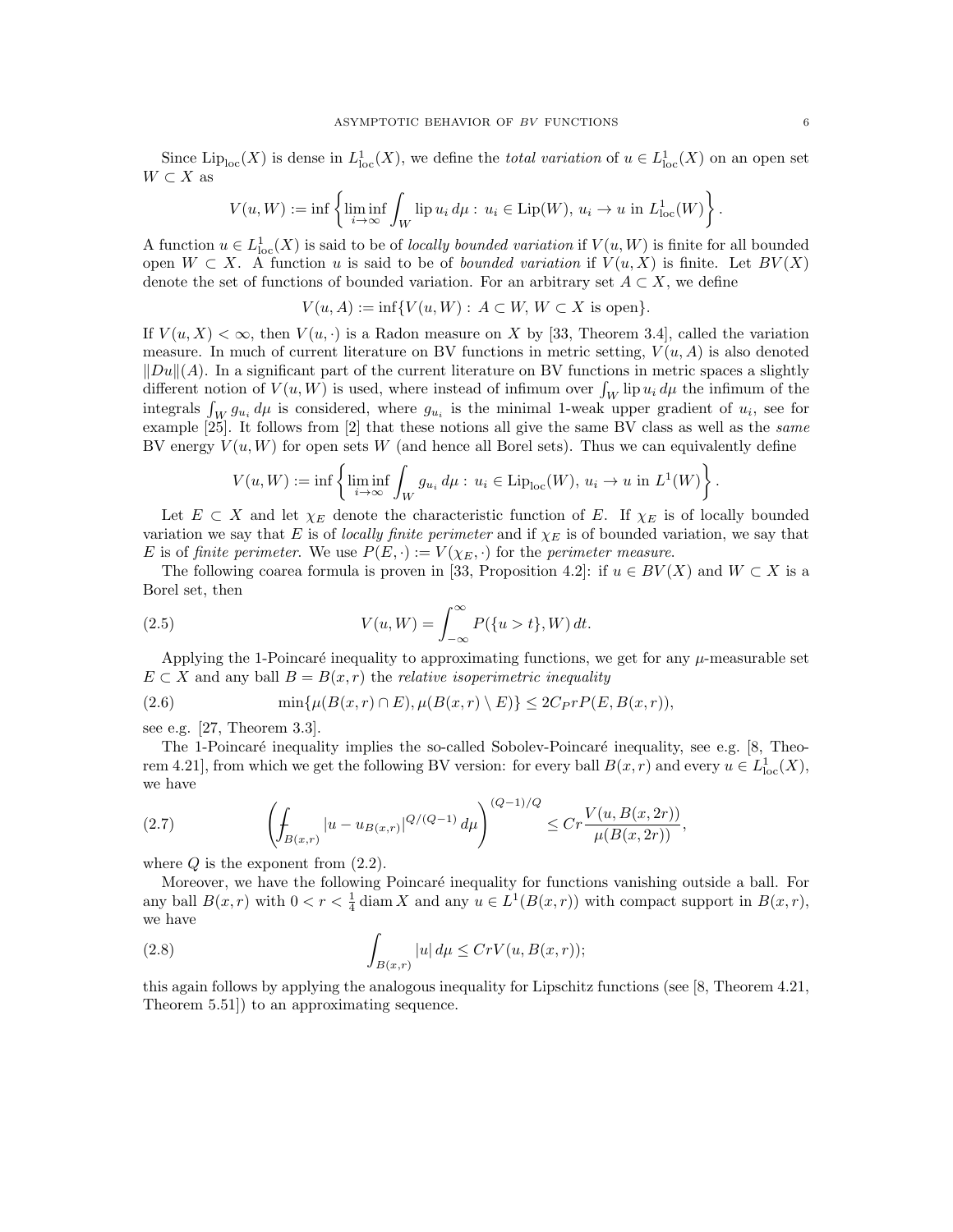Since $\mathrm{Lip}_{\mathrm{loc}}(X)$ is dense in $L^1_{\mathrm{loc}}(X)$, we define the *total variation* of $u \in L^1_{\mathrm{loc}}(X)$ on an open set $W \subset X$ as

$$V(u,W) := \inf\left\{ \liminf_{i\to\infty} \int_W \mathrm{lip}\, u_i \, d\mu : \, u_i \in \mathrm{Lip}(W),\, u_i \to u \text{ in } L^1_{\mathrm{loc}}(W) \right\}.$$

A function $u \in L^1_{\mathrm{loc}}(X)$ is said to be of *locally bounded variation* if $V(u,W)$ is finite for all bounded open $W \subset X$. A function $u$ is said to be of *bounded variation* if $V(u,X)$ is finite. Let $BV(X)$ denote the set of functions of bounded variation. For an arbitrary set $A \subset X$, we define

$$V(u,A) := \inf\{V(u,W) : \, A \subset W,\, W \subset X \text{ is open}\}.$$

If $V(u,X) < \infty$, then $V(u,\cdot)$ is a Radon measure on $X$ by [33, Theorem 3.4], called the variation measure. In much of current literature on BV functions in metric setting, $V(u,A)$ is also denoted $\|Du\|(A)$. In a significant part of the current literature on BV functions in metric spaces a slightly different notion of $V(u,W)$ is used, where instead of infimum over $\int_W \mathrm{lip}\, u_i \, d\mu$ the infimum of the integrals $\int_W g_{u_i}\, d\mu$ is considered, where $g_{u_i}$ is the minimal 1-weak upper gradient of $u_i$, see for example [25]. It follows from [2] that these notions all give the same BV class as well as the *same* BV energy $V(u,W)$ for open sets $W$ (and hence all Borel sets). Thus we can equivalently define

$$V(u,W) := \inf\left\{ \liminf_{i\to\infty} \int_W g_{u_i}\, d\mu : \, u_i \in \mathrm{Lip}_{\mathrm{loc}}(W),\, u_i \to u \text{ in } L^1(W) \right\}.$$

Let $E \subset X$ and let $\chi_E$ denote the characteristic function of $E$. If $\chi_E$ is of locally bounded variation we say that $E$ is of *locally finite perimeter* and if $\chi_E$ is of bounded variation, we say that $E$ is of *finite perimeter*. We use $P(E,\cdot) := V(\chi_E,\cdot)$ for the *perimeter measure*.

The following coarea formula is proven in [33, Proposition 4.2]: if $u \in BV(X)$ and $W \subset X$ is a Borel set, then

$$V(u,W) = \int_{-\infty}^{\infty} P(\{u > t\}, W)\, dt. \tag{2.5}$$

Applying the 1-Poincaré inequality to approximating functions, we get for any $\mu$-measurable set $E \subset X$ and any ball $B = B(x,r)$ the *relative isoperimetric inequality*

$$\min\{\mu(B(x,r)\cap E), \mu(B(x,r)\setminus E)\} \le 2C_P r P(E, B(x,r)), \tag{2.6}$$

see e.g. [27, Theorem 3.3].

The 1-Poincaré inequality implies the so-called Sobolev-Poincaré inequality, see e.g. [8, Theorem 4.21], from which we get the following BV version: for every ball $B(x,r)$ and every $u \in L^1_{\mathrm{loc}}(X)$, we have

$$\left( \fint_{B(x,r)} |u - u_{B(x,r)}|^{Q/(Q-1)}\, d\mu \right)^{(Q-1)/Q} \le Cr \frac{V(u, B(x,2r))}{\mu(B(x,2r))}, \tag{2.7}$$

where $Q$ is the exponent from (2.2).

Moreover, we have the following Poincaré inequality for functions vanishing outside a ball. For any ball $B(x,r)$ with $0 < r < \frac{1}{4}\operatorname{diam} X$ and any $u \in L^1(B(x,r))$ with compact support in $B(x,r)$, we have

$$\int_{B(x,r)} |u|\, d\mu \le Cr V(u, B(x,r)); \tag{2.8}$$

this again follows by applying the analogous inequality for Lipschitz functions (see [8, Theorem 4.21, Theorem 5.51]) to an approximating sequence.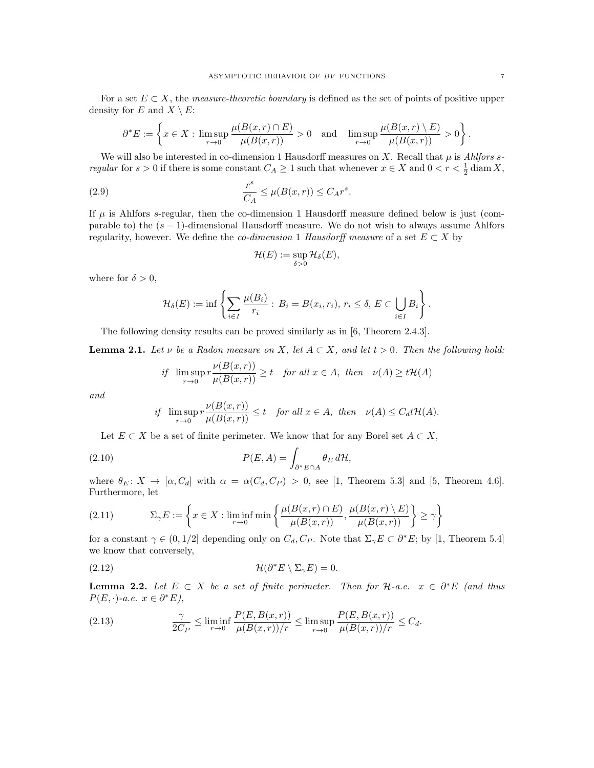For a set $E \subset X$, the *measure-theoretic boundary* is defined as the set of points of positive upper density for $E$ and $X \setminus E$:

$$\partial^* E := \left\{ x \in X : \limsup_{r\to 0} \frac{\mu(B(x,r)\cap E)}{\mu(B(x,r))} > 0 \quad \text{and} \quad \limsup_{r\to 0} \frac{\mu(B(x,r)\setminus E)}{\mu(B(x,r))} > 0 \right\}.$$

We will also be interested in co-dimension 1 Hausdorff measures on $X$. Recall that $\mu$ is *Ahlfors $s$-regular* for $s > 0$ if there is some constant $C_A \ge 1$ such that whenever $x \in X$ and $0 < r < \frac{1}{2}\operatorname{diam} X$,

$$\frac{r^s}{C_A} \le \mu(B(x,r)) \le C_A r^s. \tag{2.9}$$

If $\mu$ is Ahlfors $s$-regular, then the co-dimension 1 Hausdorff measure defined below is just (comparable to) the $(s-1)$-dimensional Hausdorff measure. We do not wish to always assume Ahlfors regularity, however. We define the *co-dimension* 1 *Hausdorff measure* of a set $E \subset X$ by

$$\mathcal{H}(E) := \sup_{\delta>0} \mathcal{H}_\delta(E),$$

where for $\delta > 0$,

$$\mathcal{H}_\delta(E) := \inf\left\{ \sum_{i\in I} \frac{\mu(B_i)}{r_i} : \, B_i = B(x_i, r_i),\, r_i \le \delta,\, E \subset \bigcup_{i\in I} B_i \right\}.$$

The following density results can be proved similarly as in [6, Theorem 2.4.3].

**Lemma 2.1.** *Let $\nu$ be a Radon measure on $X$, let $A \subset X$, and let $t > 0$. Then the following hold:*

$$\text{if} \quad \limsup_{r\to 0} r\frac{\nu(B(x,r))}{\mu(B(x,r))} \ge t \quad \text{for all } x \in A, \text{ then} \quad \nu(A) \ge t\mathcal{H}(A)$$

*and*

$$\text{if} \quad \limsup_{r\to 0} r\frac{\nu(B(x,r))}{\mu(B(x,r))} \le t \quad \text{for all } x \in A, \text{ then} \quad \nu(A) \le C_d t\mathcal{H}(A).$$

Let $E \subset X$ be a set of finite perimeter. We know that for any Borel set $A \subset X$,

$$P(E, A) = \int_{\partial^* E \cap A} \theta_E \, d\mathcal{H}, \tag{2.10}$$

where $\theta_E : X \to [\alpha, C_d]$ with $\alpha = \alpha(C_d, C_P) > 0$, see [1, Theorem 5.3] and [5, Theorem 4.6]. Furthermore, let

$$\Sigma_\gamma E := \left\{ x \in X : \liminf_{r\to 0} \min\left\{ \frac{\mu(B(x,r)\cap E)}{\mu(B(x,r))}, \frac{\mu(B(x,r)\setminus E)}{\mu(B(x,r))} \right\} \ge \gamma \right\} \tag{2.11}$$

for a constant $\gamma \in (0, 1/2]$ depending only on $C_d, C_P$. Note that $\Sigma_\gamma E \subset \partial^* E$; by [1, Theorem 5.4] we know that conversely,

$$\mathcal{H}(\partial^* E \setminus \Sigma_\gamma E) = 0. \tag{2.12}$$

**Lemma 2.2.** *Let $E \subset X$ be a set of finite perimeter. Then for $\mathcal{H}$-a.e. $x \in \partial^* E$ (and thus $P(E, \cdot)$-a.e. $x \in \partial^* E$),*

$$\frac{\gamma}{2C_P} \le \liminf_{r\to 0} \frac{P(E, B(x,r))}{\mu(B(x,r))/r} \le \limsup_{r\to 0} \frac{P(E, B(x,r))}{\mu(B(x,r))/r} \le C_d. \tag{2.13}$$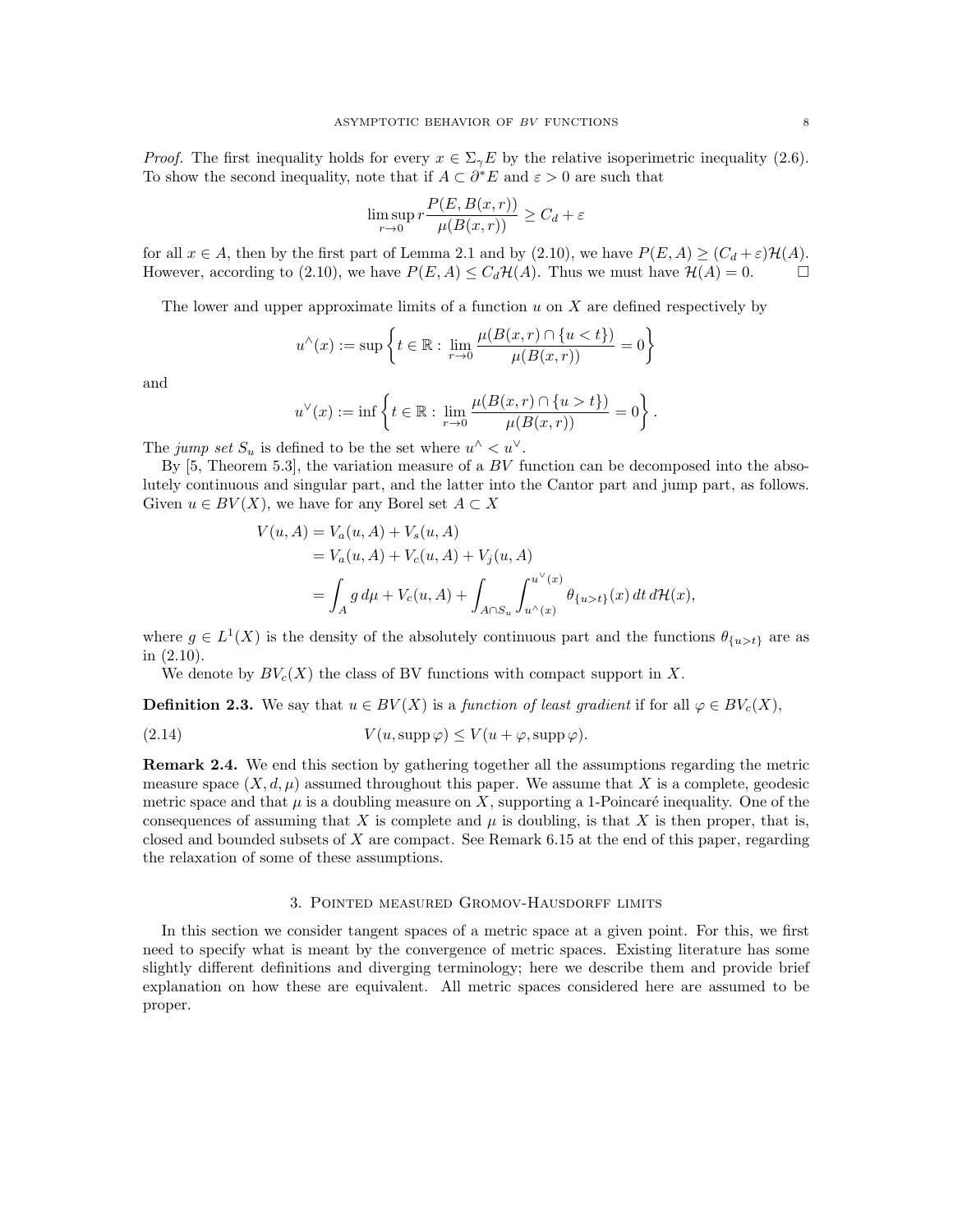*Proof.* The first inequality holds for every $x \in \Sigma_\gamma E$ by the relative isoperimetric inequality (2.6). To show the second inequality, note that if $A \subset \partial^* E$ and $\varepsilon > 0$ are such that

$$\limsup_{r \to 0} r \frac{P(E, B(x,r))}{\mu(B(x,r))} \geq C_d + \varepsilon$$

for all $x \in A$, then by the first part of Lemma 2.1 and by (2.10), we have $P(E, A) \geq (C_d + \varepsilon)\mathcal{H}(A)$. However, according to (2.10), we have $P(E, A) \leq C_d \mathcal{H}(A)$. Thus we must have $\mathcal{H}(A) = 0$. □

The lower and upper approximate limits of a function $u$ on $X$ are defined respectively by

$$u^\wedge(x) := \sup \left\{ t \in \mathbb{R} : \lim_{r \to 0} \frac{\mu(B(x,r) \cap \{u < t\})}{\mu(B(x,r))} = 0 \right\}$$

and

$$u^\vee(x) := \inf \left\{ t \in \mathbb{R} : \lim_{r \to 0} \frac{\mu(B(x,r) \cap \{u > t\})}{\mu(B(x,r))} = 0 \right\}.$$

The *jump set* $S_u$ is defined to be the set where $u^\wedge < u^\vee$.

By [5, Theorem 5.3], the variation measure of a $BV$ function can be decomposed into the absolutely continuous and singular part, and the latter into the Cantor part and jump part, as follows. Given $u \in BV(X)$, we have for any Borel set $A \subset X$

$$\begin{aligned}
V(u, A) &= V_a(u, A) + V_s(u, A) \\
&= V_a(u, A) + V_c(u, A) + V_j(u, A) \\
&= \int_A g \, d\mu + V_c(u, A) + \int_{A \cap S_u} \int_{u^\wedge(x)}^{u^\vee(x)} \theta_{\{u > t\}}(x) \, dt \, d\mathcal{H}(x),
\end{aligned}$$

where $g \in L^1(X)$ is the density of the absolutely continuous part and the functions $\theta_{\{u>t\}}$ are as in (2.10).

We denote by $BV_c(X)$ the class of BV functions with compact support in $X$.

**Definition 2.3.** We say that $u \in BV(X)$ is a *function of least gradient* if for all $\varphi \in BV_c(X)$,

$$V(u, \operatorname{supp} \varphi) \leq V(u + \varphi, \operatorname{supp} \varphi). \tag{2.14}$$

**Remark 2.4.** We end this section by gathering together all the assumptions regarding the metric measure space $(X, d, \mu)$ assumed throughout this paper. We assume that $X$ is a complete, geodesic metric space and that $\mu$ is a doubling measure on $X$, supporting a 1-Poincaré inequality. One of the consequences of assuming that $X$ is complete and $\mu$ is doubling, is that $X$ is then proper, that is, closed and bounded subsets of $X$ are compact. See Remark 6.15 at the end of this paper, regarding the relaxation of some of these assumptions.

## 3. Pointed measured Gromov-Hausdorff limits

In this section we consider tangent spaces of a metric space at a given point. For this, we first need to specify what is meant by the convergence of metric spaces. Existing literature has some slightly different definitions and diverging terminology; here we describe them and provide brief explanation on how these are equivalent. All metric spaces considered here are assumed to be proper.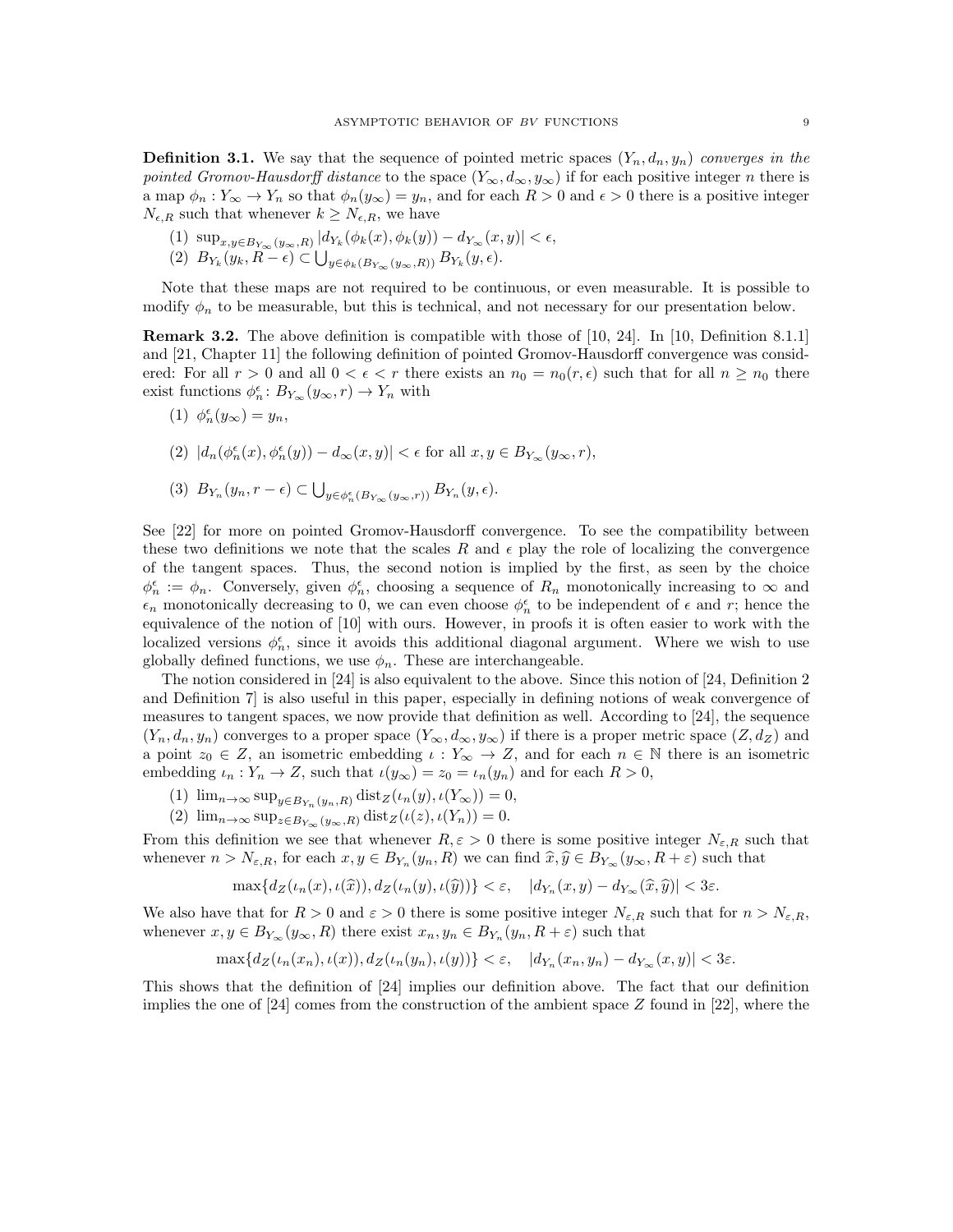**Definition 3.1.** We say that the sequence of pointed metric spaces $(Y_n, d_n, y_n)$ *converges in the pointed Gromov-Hausdorff distance* to the space $(Y_\infty, d_\infty, y_\infty)$ if for each positive integer $n$ there is a map $\phi_n : Y_\infty \to Y_n$ so that $\phi_n(y_\infty) = y_n$, and for each $R > 0$ and $\epsilon > 0$ there is a positive integer $N_{\epsilon,R}$ such that whenever $k \geq N_{\epsilon,R}$, we have

(1) $\sup_{x,y \in B_{Y_\infty}(y_\infty, R)} |d_{Y_k}(\phi_k(x), \phi_k(y)) - d_{Y_\infty}(x, y)| < \epsilon$,

(2) $B_{Y_k}(y_k, R - \epsilon) \subset \bigcup_{y \in \phi_k(B_{Y_\infty}(y_\infty, R))} B_{Y_k}(y, \epsilon)$.

Note that these maps are not required to be continuous, or even measurable. It is possible to modify $\phi_n$ to be measurable, but this is technical, and not necessary for our presentation below.

**Remark 3.2.** The above definition is compatible with those of [10, 24]. In [10, Definition 8.1.1] and [21, Chapter 11] the following definition of pointed Gromov-Hausdorff convergence was considered: For all $r > 0$ and all $0 < \epsilon < r$ there exists an $n_0 = n_0(r, \epsilon)$ such that for all $n \geq n_0$ there exist functions $\phi_n^\epsilon \colon B_{Y_\infty}(y_\infty, r) \to Y_n$ with

(1) $\phi_n^\epsilon(y_\infty) = y_n$,

(2) $|d_n(\phi_n^\epsilon(x), \phi_n^\epsilon(y)) - d_\infty(x, y)| < \epsilon$ for all $x, y \in B_{Y_\infty}(y_\infty, r)$,

(3) $B_{Y_n}(y_n, r - \epsilon) \subset \bigcup_{y \in \phi_n^\epsilon(B_{Y_\infty}(y_\infty, r))} B_{Y_n}(y, \epsilon)$.

See [22] for more on pointed Gromov-Hausdorff convergence. To see the compatibility between these two definitions we note that the scales $R$ and $\epsilon$ play the role of localizing the convergence of the tangent spaces. Thus, the second notion is implied by the first, as seen by the choice $\phi_n^\epsilon := \phi_n$. Conversely, given $\phi_n^\epsilon$, choosing a sequence of $R_n$ monotonically increasing to $\infty$ and $\epsilon_n$ monotonically decreasing to 0, we can even choose $\phi_n^\epsilon$ to be independent of $\epsilon$ and $r$; hence the equivalence of the notion of [10] with ours. However, in proofs it is often easier to work with the localized versions $\phi_n^\epsilon$, since it avoids this additional diagonal argument. Where we wish to use globally defined functions, we use $\phi_n$. These are interchangeable.

The notion considered in [24] is also equivalent to the above. Since this notion of [24, Definition 2 and Definition 7] is also useful in this paper, especially in defining notions of weak convergence of measures to tangent spaces, we now provide that definition as well. According to [24], the sequence $(Y_n, d_n, y_n)$ converges to a proper space $(Y_\infty, d_\infty, y_\infty)$ if there is a proper metric space $(Z, d_Z)$ and a point $z_0 \in Z$, an isometric embedding $\iota : Y_\infty \to Z$, and for each $n \in \mathbb{N}$ there is an isometric embedding $\iota_n : Y_n \to Z$, such that $\iota(y_\infty) = z_0 = \iota_n(y_n)$ and for each $R > 0$,

(1) $\lim_{n\to\infty} \sup_{y \in B_{Y_n}(y_n, R)} \operatorname{dist}_Z(\iota_n(y), \iota(Y_\infty)) = 0$,

(2) $\lim_{n\to\infty} \sup_{z \in B_{Y_\infty}(y_\infty, R)} \operatorname{dist}_Z(\iota(z), \iota(Y_n)) = 0$.

From this definition we see that whenever $R, \varepsilon > 0$ there is some positive integer $N_{\varepsilon,R}$ such that whenever $n > N_{\varepsilon,R}$, for each $x, y \in B_{Y_n}(y_n, R)$ we can find $\widehat{x}, \widehat{y} \in B_{Y_\infty}(y_\infty, R + \varepsilon)$ such that

$$\max\{d_Z(\iota_n(x), \iota(\widehat{x})), d_Z(\iota_n(y), \iota(\widehat{y}))\} < \varepsilon, \quad |d_{Y_n}(x, y) - d_{Y_\infty}(\widehat{x}, \widehat{y})| < 3\varepsilon.$$

We also have that for $R > 0$ and $\varepsilon > 0$ there is some positive integer $N_{\varepsilon,R}$ such that for $n > N_{\varepsilon,R}$, whenever $x, y \in B_{Y_\infty}(y_\infty, R)$ there exist $x_n, y_n \in B_{Y_n}(y_n, R + \varepsilon)$ such that

$$\max\{d_Z(\iota_n(x_n), \iota(x)), d_Z(\iota_n(y_n), \iota(y))\} < \varepsilon, \quad |d_{Y_n}(x_n, y_n) - d_{Y_\infty}(x, y)| < 3\varepsilon.$$

This shows that the definition of [24] implies our definition above. The fact that our definition implies the one of [24] comes from the construction of the ambient space $Z$ found in [22], where the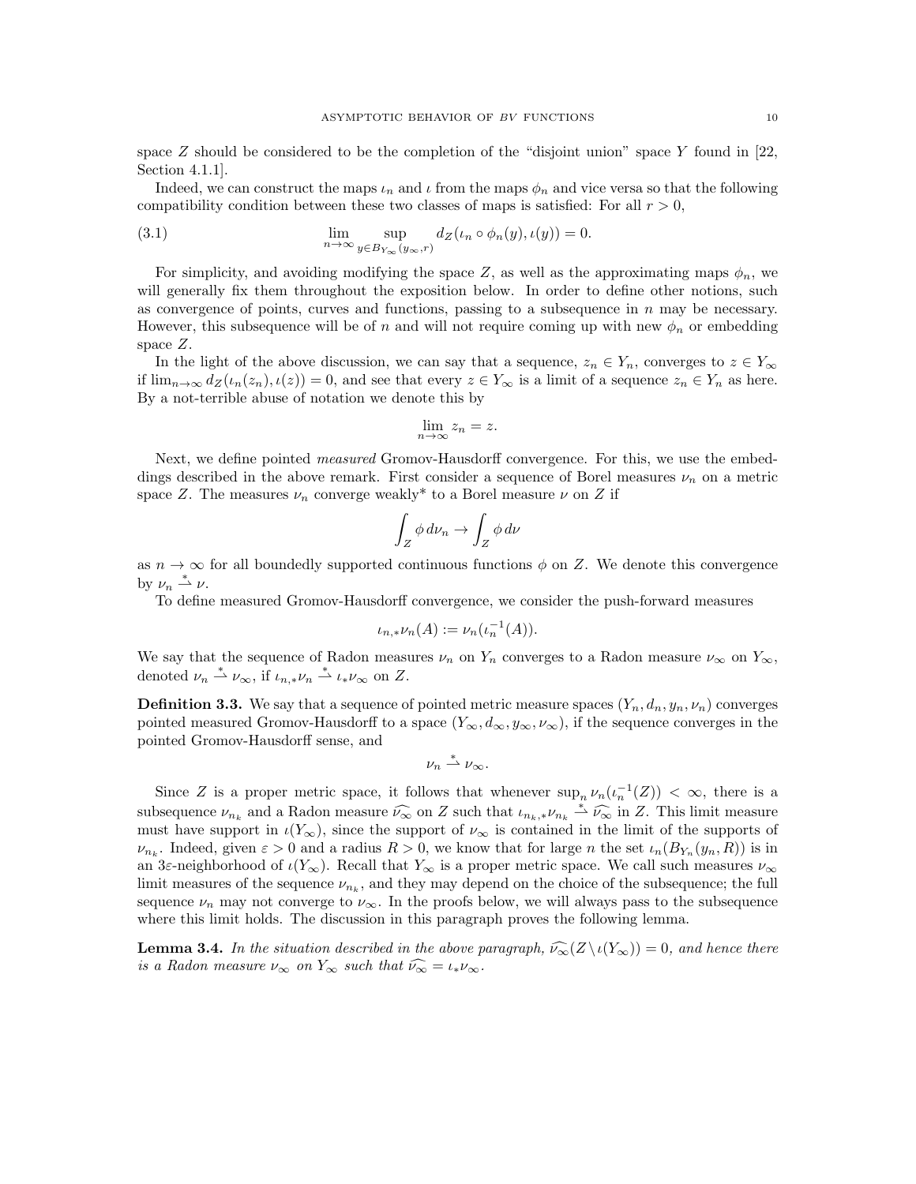space $Z$ should be considered to be the completion of the "disjoint union" space $Y$ found in [22, Section 4.1.1].

Indeed, we can construct the maps $\iota_n$ and $\iota$ from the maps $\phi_n$ and vice versa so that the following compatibility condition between these two classes of maps is satisfied: For all $r > 0$,

$$\lim_{n\to\infty} \sup_{y \in B_{Y_\infty}(y_\infty, r)} d_Z(\iota_n \circ \phi_n(y), \iota(y)) = 0. \tag{3.1}$$

For simplicity, and avoiding modifying the space $Z$, as well as the approximating maps $\phi_n$, we will generally fix them throughout the exposition below. In order to define other notions, such as convergence of points, curves and functions, passing to a subsequence in $n$ may be necessary. However, this subsequence will be of $n$ and will not require coming up with new $\phi_n$ or embedding space $Z$.

In the light of the above discussion, we can say that a sequence, $z_n \in Y_n$, converges to $z \in Y_\infty$ if $\lim_{n\to\infty} d_Z(\iota_n(z_n), \iota(z)) = 0$, and see that every $z \in Y_\infty$ is a limit of a sequence $z_n \in Y_n$ as here. By a not-terrible abuse of notation we denote this by

$$\lim_{n\to\infty} z_n = z.$$

Next, we define pointed *measured* Gromov-Hausdorff convergence. For this, we use the embeddings described in the above remark. First consider a sequence of Borel measures $\nu_n$ on a metric space $Z$. The measures $\nu_n$ converge weakly* to a Borel measure $\nu$ on $Z$ if

$$\int_Z \phi \, d\nu_n \to \int_Z \phi \, d\nu$$

as $n \to \infty$ for all boundedly supported continuous functions $\phi$ on $Z$. We denote this convergence by $\nu_n \overset{*}{\rightharpoonup} \nu$.

To define measured Gromov-Hausdorff convergence, we consider the push-forward measures

$$\iota_{n,*}\nu_n(A) := \nu_n(\iota_n^{-1}(A)).$$

We say that the sequence of Radon measures $\nu_n$ on $Y_n$ converges to a Radon measure $\nu_\infty$ on $Y_\infty$, denoted $\nu_n \overset{*}{\rightharpoonup} \nu_\infty$, if $\iota_{n,*}\nu_n \overset{*}{\rightharpoonup} \iota_*\nu_\infty$ on $Z$.

**Definition 3.3.** We say that a sequence of pointed metric measure spaces $(Y_n, d_n, y_n, \nu_n)$ converges pointed measured Gromov-Hausdorff to a space $(Y_\infty, d_\infty, y_\infty, \nu_\infty)$, if the sequence converges in the pointed Gromov-Hausdorff sense, and

$$\nu_n \overset{*}{\rightharpoonup} \nu_\infty.$$

Since $Z$ is a proper metric space, it follows that whenever $\sup_n \nu_n(\iota_n^{-1}(Z)) < \infty$, there is a subsequence $\nu_{n_k}$ and a Radon measure $\widehat{\nu_\infty}$ on $Z$ such that $\iota_{n_k,*}\nu_{n_k} \overset{*}{\rightharpoonup} \widehat{\nu_\infty}$ in $Z$. This limit measure must have support in $\iota(Y_\infty)$, since the support of $\nu_\infty$ is contained in the limit of the supports of $\nu_{n_k}$. Indeed, given $\varepsilon > 0$ and a radius $R > 0$, we know that for large $n$ the set $\iota_n(B_{Y_n}(y_n, R))$ is in an $3\varepsilon$-neighborhood of $\iota(Y_\infty)$. Recall that $Y_\infty$ is a proper metric space. We call such measures $\nu_\infty$ limit measures of the sequence $\nu_{n_k}$, and they may depend on the choice of the subsequence; the full sequence $\nu_n$ may not converge to $\nu_\infty$. In the proofs below, we will always pass to the subsequence where this limit holds. The discussion in this paragraph proves the following lemma.

**Lemma 3.4.** *In the situation described in the above paragraph, $\widehat{\nu_\infty}(Z \setminus \iota(Y_\infty)) = 0$, and hence there is a Radon measure $\nu_\infty$ on $Y_\infty$ such that $\widehat{\nu_\infty} = \iota_*\nu_\infty$.*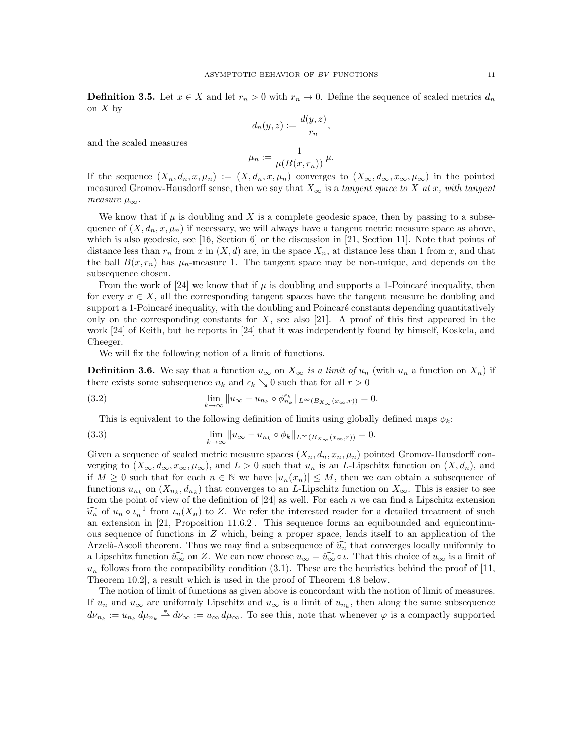**Definition 3.5.** Let $x \in X$ and let $r_n > 0$ with $r_n \to 0$. Define the sequence of scaled metrics $d_n$ on $X$ by

$$d_n(y,z) := \frac{d(y,z)}{r_n},$$

and the scaled measures

$$\mu_n := \frac{1}{\mu(B(x,r_n))}\,\mu.$$

If the sequence $(X_n, d_n, x, \mu_n) := (X, d_n, x, \mu_n)$ converges to $(X_\infty, d_\infty, x_\infty, \mu_\infty)$ in the pointed measured Gromov-Hausdorff sense, then we say that $X_\infty$ is a *tangent space to $X$ at $x$, with tangent measure $\mu_\infty$*.

We know that if $\mu$ is doubling and $X$ is a complete geodesic space, then by passing to a subsequence of $(X, d_n, x, \mu_n)$ if necessary, we will always have a tangent metric measure space as above, which is also geodesic, see [16, Section 6] or the discussion in [21, Section 11]. Note that points of distance less than $r_n$ from $x$ in $(X, d)$ are, in the space $X_n$, at distance less than 1 from $x$, and that the ball $B(x, r_n)$ has $\mu_n$-measure 1. The tangent space may be non-unique, and depends on the subsequence chosen.

From the work of [24] we know that if $\mu$ is doubling and supports a 1-Poincaré inequality, then for every $x \in X$, all the corresponding tangent spaces have the tangent measure be doubling and support a 1-Poincaré inequality, with the doubling and Poincaré constants depending quantitatively only on the corresponding constants for $X$, see also [21]. A proof of this first appeared in the work [24] of Keith, but he reports in [24] that it was independently found by himself, Koskela, and Cheeger.

We will fix the following notion of a limit of functions.

**Definition 3.6.** We say that a function $u_\infty$ on $X_\infty$ *is a limit of* $u_n$ (with $u_n$ a function on $X_n$) if there exists some subsequence $n_k$ and $\epsilon_k \searrow 0$ such that for all $r > 0$

$$\lim_{k\to\infty} \|u_\infty - u_{n_k} \circ \phi_{n_k}^{\epsilon_k}\|_{L^\infty(B_{X_\infty}(x_\infty, r))} = 0. \tag{3.2}$$

This is equivalent to the following definition of limits using globally defined maps $\phi_k$:

$$\lim_{k\to\infty} \|u_\infty - u_{n_k} \circ \phi_k\|_{L^\infty(B_{X_\infty}(x_\infty, r))} = 0. \tag{3.3}$$

Given a sequence of scaled metric measure spaces $(X_n, d_n, x_n, \mu_n)$ pointed Gromov-Hausdorff converging to $(X_\infty, d_\infty, x_\infty, \mu_\infty)$, and $L > 0$ such that $u_n$ is an $L$-Lipschitz function on $(X, d_n)$, and if $M \geq 0$ such that for each $n \in \mathbb{N}$ we have $|u_n(x_n)| \leq M$, then we can obtain a subsequence of functions $u_{n_k}$ on $(X_{n_k}, d_{n_k})$ that converges to an $L$-Lipschitz function on $X_\infty$. This is easier to see from the point of view of the definition of [24] as well. For each $n$ we can find a Lipschitz extension $\widehat{u_n}$ of $u_n \circ \iota_n^{-1}$ from $\iota_n(X_n)$ to $Z$. We refer the interested reader for a detailed treatment of such an extension in [21, Proposition 11.6.2]. This sequence forms an equibounded and equicontinuous sequence of functions in $Z$ which, being a proper space, lends itself to an application of the Arzelà-Ascoli theorem. Thus we may find a subsequence of $\widehat{u_n}$ that converges locally uniformly to a Lipschitz function $\widehat{u_\infty}$ on $Z$. We can now choose $u_\infty = \widehat{u_\infty} \circ \iota$. That this choice of $u_\infty$ is a limit of $u_n$ follows from the compatibility condition (3.1). These are the heuristics behind the proof of [11, Theorem 10.2], a result which is used in the proof of Theorem 4.8 below.

The notion of limit of functions as given above is concordant with the notion of limit of measures. If $u_n$ and $u_\infty$ are uniformly Lipschitz and $u_\infty$ is a limit of $u_{n_k}$, then along the same subsequence $d\nu_{n_k} := u_{n_k}\, d\mu_{n_k} \overset{*}{\rightharpoonup} d\nu_\infty := u_\infty\, d\mu_\infty$. To see this, note that whenever $\varphi$ is a compactly supported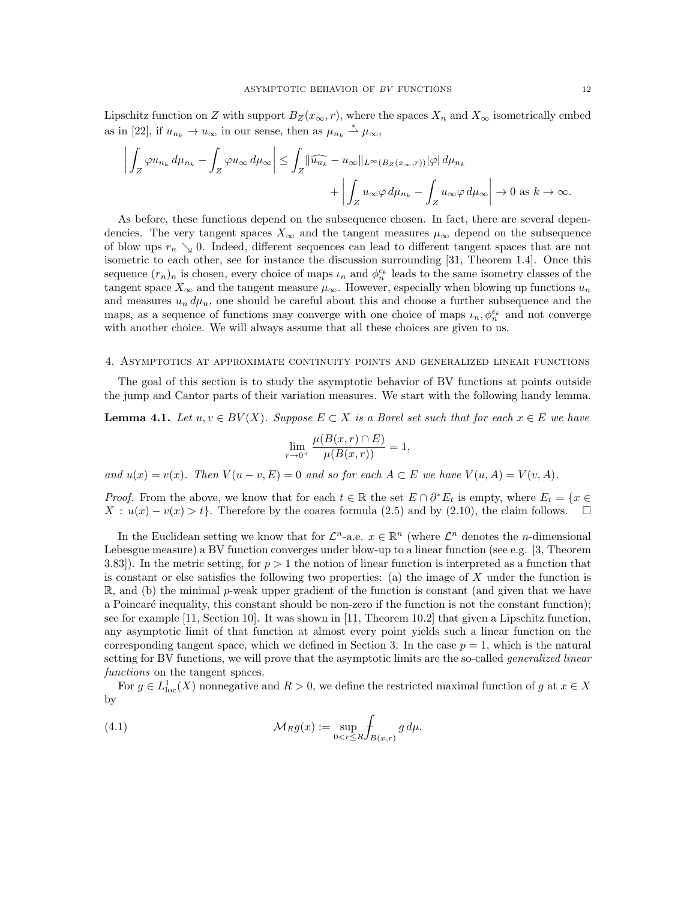Lipschitz function on $Z$ with support $B_Z(x_\infty, r)$, where the spaces $X_n$ and $X_\infty$ isometrically embed as in [22], if $u_{n_k} \to u_\infty$ in our sense, then as $\mu_{n_k} \overset{*}{\rightharpoonup} \mu_\infty$,

$$\left| \int_Z \varphi u_{n_k}\, d\mu_{n_k} - \int_Z \varphi u_\infty \, d\mu_\infty \right| \le \int_Z \|\widehat{u_{n_k}} - u_\infty\|_{L^\infty(B_Z(x_\infty,r))} |\varphi| \, d\mu_{n_k} + \left| \int_Z u_\infty \varphi \, d\mu_{n_k} - \int_Z u_\infty \varphi \, d\mu_\infty \right| \to 0 \text{ as } k \to \infty.$$

As before, these functions depend on the subsequence chosen. In fact, there are several dependencies. The very tangent spaces $X_\infty$ and the tangent measures $\mu_\infty$ depend on the subsequence of blow ups $r_n \searrow 0$. Indeed, different sequences can lead to different tangent spaces that are not isometric to each other, see for instance the discussion surrounding [31, Theorem 1.4]. Once this sequence $(r_n)_n$ is chosen, every choice of maps $\iota_n$ and $\phi_n^{\epsilon_k}$ leads to the same isometry classes of the tangent space $X_\infty$ and the tangent measure $\mu_\infty$. However, especially when blowing up functions $u_n$ and measures $u_n\, d\mu_n$, one should be careful about this and choose a further subsequence and the maps, as a sequence of functions may converge with one choice of maps $\iota_n, \phi_n^{\epsilon_k}$ and not converge with another choice. We will always assume that all these choices are given to us.

## 4. Asymptotics at approximate continuity points and generalized linear functions

The goal of this section is to study the asymptotic behavior of BV functions at points outside the jump and Cantor parts of their variation measures. We start with the following handy lemma.

**Lemma 4.1.** *Let $u, v \in BV(X)$. Suppose $E \subset X$ is a Borel set such that for each $x \in E$ we have*

$$\lim_{r \to 0^+} \frac{\mu(B(x,r) \cap E)}{\mu(B(x,r))} = 1,$$

*and $u(x) = v(x)$. Then $V(u - v, E) = 0$ and so for each $A \subset E$ we have $V(u, A) = V(v, A)$.*

*Proof.* From the above, we know that for each $t \in \mathbb{R}$ the set $E \cap \partial^* E_t$ is empty, where $E_t = \{x \in X : u(x) - v(x) > t\}$. Therefore by the coarea formula (2.5) and by (2.10), the claim follows. $\square$

In the Euclidean setting we know that for $\mathcal{L}^n$-a.e. $x \in \mathbb{R}^n$ (where $\mathcal{L}^n$ denotes the $n$-dimensional Lebesgue measure) a BV function converges under blow-up to a linear function (see e.g. [3, Theorem 3.83]). In the metric setting, for $p > 1$ the notion of linear function is interpreted as a function that is constant or else satisfies the following two properties: (a) the image of $X$ under the function is $\mathbb{R}$, and (b) the minimal $p$-weak upper gradient of the function is constant (and given that we have a Poincaré inequality, this constant should be non-zero if the function is not the constant function); see for example [11, Section 10]. It was shown in [11, Theorem 10.2] that given a Lipschitz function, any asymptotic limit of that function at almost every point yields such a linear function on the corresponding tangent space, which we defined in Section 3. In the case $p = 1$, which is the natural setting for BV functions, we will prove that the asymptotic limits are the so-called *generalized linear functions* on the tangent spaces.

For $g \in L^1_{\mathrm{loc}}(X)$ nonnegative and $R > 0$, we define the restricted maximal function of $g$ at $x \in X$ by

$$\mathcal{M}_R g(x) := \sup_{0 < r \le R} \fint_{B(x,r)} g \, d\mu. \tag{4.1}$$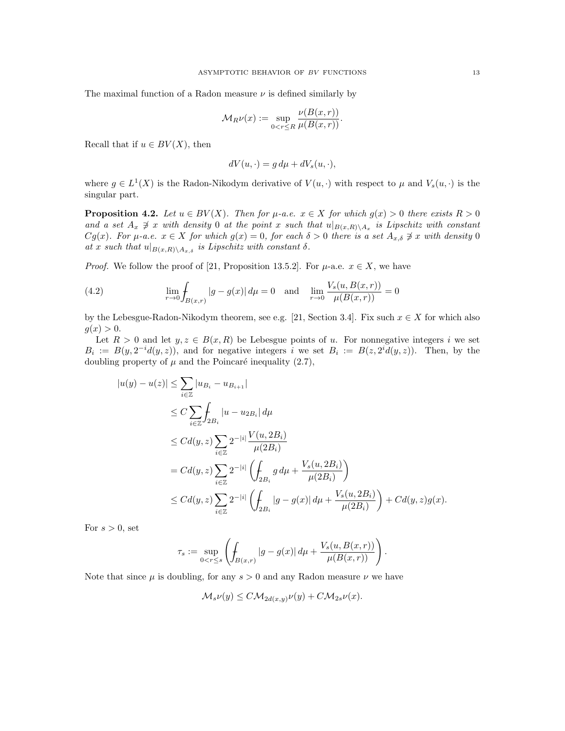The maximal function of a Radon measure $\nu$ is defined similarly by

$$
\mathcal{M}_R \nu(x) := \sup_{0<r\le R} \frac{\nu(B(x,r))}{\mu(B(x,r))}.
$$

Recall that if $u \in BV(X)$, then

$$
dV(u,\cdot) = g\, d\mu + dV_s(u,\cdot),
$$

where $g \in L^1(X)$ is the Radon-Nikodym derivative of $V(u,\cdot)$ with respect to $\mu$ and $V_s(u,\cdot)$ is the singular part.

**Proposition 4.2.** *Let $u \in BV(X)$. Then for $\mu$-a.e. $x \in X$ for which $g(x) > 0$ there exists $R > 0$ and a set $A_x \not\ni x$ with density 0 at the point $x$ such that $u|_{B(x,R)\setminus A_x}$ is Lipschitz with constant $Cg(x)$. For $\mu$-a.e. $x \in X$ for which $g(x) = 0$, for each $\delta > 0$ there is a set $A_{x,\delta} \not\ni x$ with density 0 at $x$ such that $u|_{B(x,R)\setminus A_{x,\delta}}$ is Lipschitz with constant $\delta$.*

*Proof.* We follow the proof of [21, Proposition 13.5.2]. For $\mu$-a.e. $x \in X$, we have

$$
\lim_{r\to 0} \fint_{B(x,r)} |g - g(x)|\, d\mu = 0 \quad \text{and} \quad \lim_{r\to 0} \frac{V_s(u, B(x,r))}{\mu(B(x,r))} = 0 \tag{4.2}
$$

by the Lebesgue-Radon-Nikodym theorem, see e.g. [21, Section 3.4]. Fix such $x \in X$ for which also $g(x) > 0$.

Let $R > 0$ and let $y, z \in B(x,R)$ be Lebesgue points of $u$. For nonnegative integers $i$ we set $B_i := B(y, 2^{-i} d(y,z))$, and for negative integers $i$ we set $B_i := B(z, 2^{i} d(y,z))$. Then, by the doubling property of $\mu$ and the Poincaré inequality (2.7),

$$
\begin{aligned}
|u(y) - u(z)| &\le \sum_{i\in\mathbb{Z}} |u_{B_i} - u_{B_{i+1}}| \\
&\le C \sum_{i\in\mathbb{Z}} \fint_{2B_i} |u - u_{2B_i}|\, d\mu \\
&\le C d(y,z) \sum_{i\in\mathbb{Z}} 2^{-|i|} \frac{V(u, 2B_i)}{\mu(2B_i)} \\
&= C d(y,z) \sum_{i\in\mathbb{Z}} 2^{-|i|} \left( \fint_{2B_i} g\, d\mu + \frac{V_s(u, 2B_i)}{\mu(2B_i)} \right) \\
&\le C d(y,z) \sum_{i\in\mathbb{Z}} 2^{-|i|} \left( \fint_{2B_i} |g - g(x)|\, d\mu + \frac{V_s(u, 2B_i)}{\mu(2B_i)} \right) + C d(y,z) g(x).
\end{aligned}
$$

For $s > 0$, set

$$
\tau_s := \sup_{0<r\le s} \left( \fint_{B(x,r)} |g - g(x)|\, d\mu + \frac{V_s(u, B(x,r))}{\mu(B(x,r))} \right).
$$

Note that since $\mu$ is doubling, for any $s > 0$ and any Radon measure $\nu$ we have

$$
\mathcal{M}_s \nu(y) \le C \mathcal{M}_{2d(x,y)} \nu(y) + C \mathcal{M}_{2s} \nu(x).
$$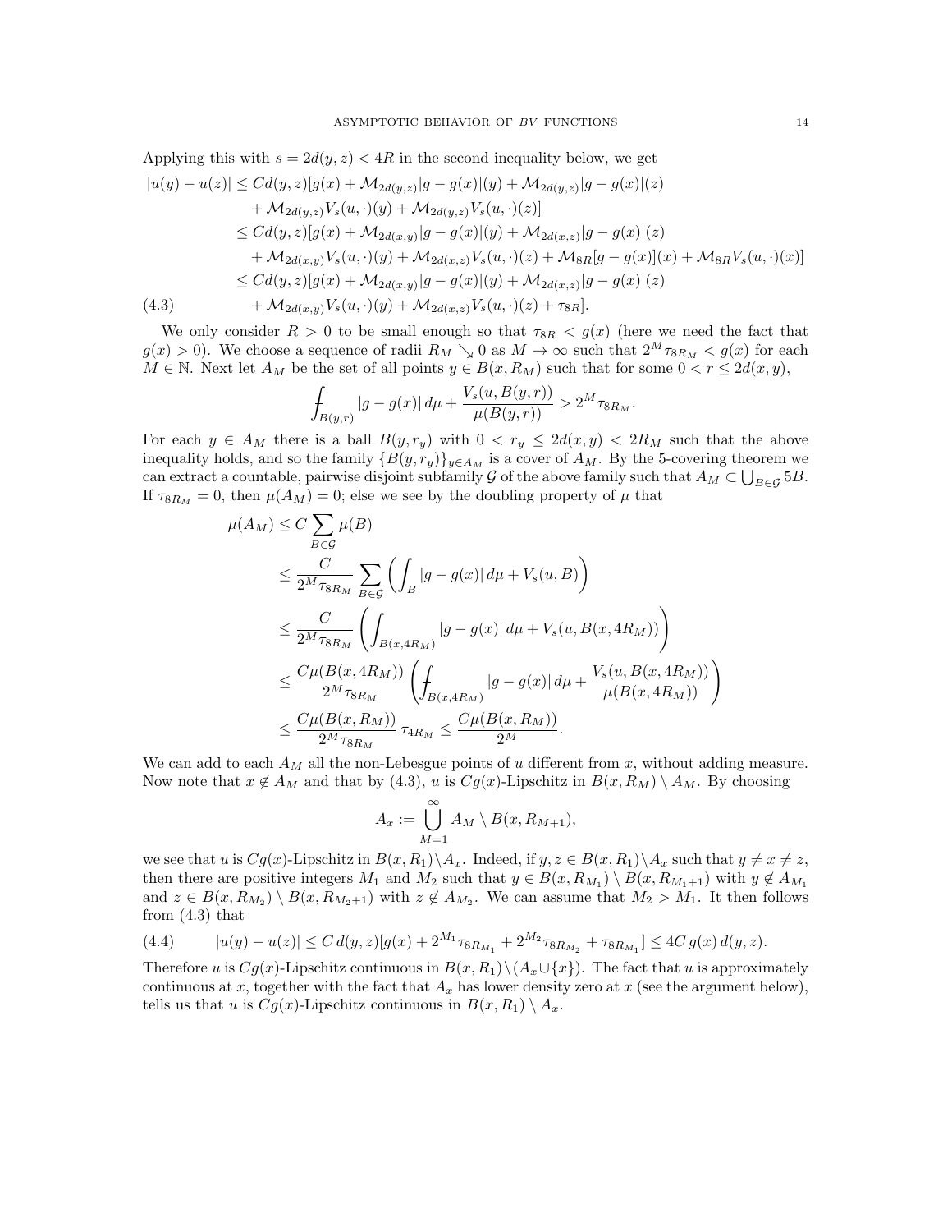Applying this with $s = 2d(y,z) < 4R$ in the second inequality below, we get

$$
\begin{aligned}
|u(y)-u(z)| &\le Cd(y,z)[g(x)+\mathcal{M}_{2d(y,z)}|g-g(x)|(y)+\mathcal{M}_{2d(y,z)}|g-g(x)|(z)\\
&\quad +\mathcal{M}_{2d(y,z)}V_s(u,\cdot)(y)+\mathcal{M}_{2d(y,z)}V_s(u,\cdot)(z)]\\
&\le Cd(y,z)[g(x)+\mathcal{M}_{2d(x,y)}|g-g(x)|(y)+\mathcal{M}_{2d(x,z)}|g-g(x)|(z)\\
&\quad +\mathcal{M}_{2d(x,y)}V_s(u,\cdot)(y)+\mathcal{M}_{2d(x,z)}V_s(u,\cdot)(z)+\mathcal{M}_{8R}[g-g(x)](x)+\mathcal{M}_{8R}V_s(u,\cdot)(x)]\\
&\le Cd(y,z)[g(x)+\mathcal{M}_{2d(x,y)}|g-g(x)|(y)+\mathcal{M}_{2d(x,z)}|g-g(x)|(z)\\
&\quad +\mathcal{M}_{2d(x,y)}V_s(u,\cdot)(y)+\mathcal{M}_{2d(x,z)}V_s(u,\cdot)(z)+\tau_{8R}]. \qquad (4.3)
\end{aligned}
$$

We only consider $R > 0$ to be small enough so that $\tau_{8R} < g(x)$ (here we need the fact that $g(x) > 0$). We choose a sequence of radii $R_M \searrow 0$ as $M \to \infty$ such that $2^M \tau_{8R_M} < g(x)$ for each $M \in \mathbb{N}$. Next let $A_M$ be the set of all points $y \in B(x, R_M)$ such that for some $0 < r \le 2d(x,y)$,

$$
\fint_{B(y,r)} |g-g(x)|\,d\mu + \frac{V_s(u,B(y,r))}{\mu(B(y,r))} > 2^M \tau_{8R_M}.
$$

For each $y \in A_M$ there is a ball $B(y, r_y)$ with $0 < r_y \le 2d(x,y) < 2R_M$ such that the above inequality holds, and so the family $\{B(y,r_y)\}_{y\in A_M}$ is a cover of $A_M$. By the 5-covering theorem we can extract a countable, pairwise disjoint subfamily $\mathcal{G}$ of the above family such that $A_M \subset \bigcup_{B\in\mathcal{G}} 5B$. If $\tau_{8R_M} = 0$, then $\mu(A_M) = 0$; else we see by the doubling property of $\mu$ that

$$
\begin{aligned}
\mu(A_M) &\le C\sum_{B\in\mathcal{G}}\mu(B)\\
&\le \frac{C}{2^M\tau_{8R_M}}\sum_{B\in\mathcal{G}}\left(\int_B |g-g(x)|\,d\mu + V_s(u,B)\right)\\
&\le \frac{C}{2^M\tau_{8R_M}}\left(\int_{B(x,4R_M)}|g-g(x)|\,d\mu + V_s(u,B(x,4R_M))\right)\\
&\le \frac{C\mu(B(x,4R_M))}{2^M\tau_{8R_M}}\left(\fint_{B(x,4R_M)}|g-g(x)|\,d\mu + \frac{V_s(u,B(x,4R_M))}{\mu(B(x,4R_M))}\right)\\
&\le \frac{C\mu(B(x,R_M))}{2^M\tau_{8R_M}}\,\tau_{4R_M} \le \frac{C\mu(B(x,R_M))}{2^M}.
\end{aligned}
$$

We can add to each $A_M$ all the non-Lebesgue points of $u$ different from $x$, without adding measure. Now note that $x \notin A_M$ and that by (4.3), $u$ is $Cg(x)$-Lipschitz in $B(x,R_M)\setminus A_M$. By choosing

$$
A_x := \bigcup_{M=1}^{\infty} A_M \setminus B(x, R_{M+1}),
$$

we see that $u$ is $Cg(x)$-Lipschitz in $B(x,R_1)\setminus A_x$. Indeed, if $y,z \in B(x,R_1)\setminus A_x$ such that $y \ne x \ne z$, then there are positive integers $M_1$ and $M_2$ such that $y \in B(x,R_{M_1})\setminus B(x,R_{M_1+1})$ with $y \notin A_{M_1}$ and $z \in B(x,R_{M_2})\setminus B(x,R_{M_2+1})$ with $z \notin A_{M_2}$. We can assume that $M_2 > M_1$. It then follows from (4.3) that

$$
|u(y)-u(z)| \le C\,d(y,z)[g(x)+2^{M_1}\tau_{8R_{M_1}}+2^{M_2}\tau_{8R_{M_2}}+\tau_{8R_{M_1}}] \le 4C\,g(x)\,d(y,z). \qquad (4.4)
$$

Therefore $u$ is $Cg(x)$-Lipschitz continuous in $B(x,R_1)\setminus(A_x\cup\{x\})$. The fact that $u$ is approximately continuous at $x$, together with the fact that $A_x$ has lower density zero at $x$ (see the argument below), tells us that $u$ is $Cg(x)$-Lipschitz continuous in $B(x,R_1)\setminus A_x$.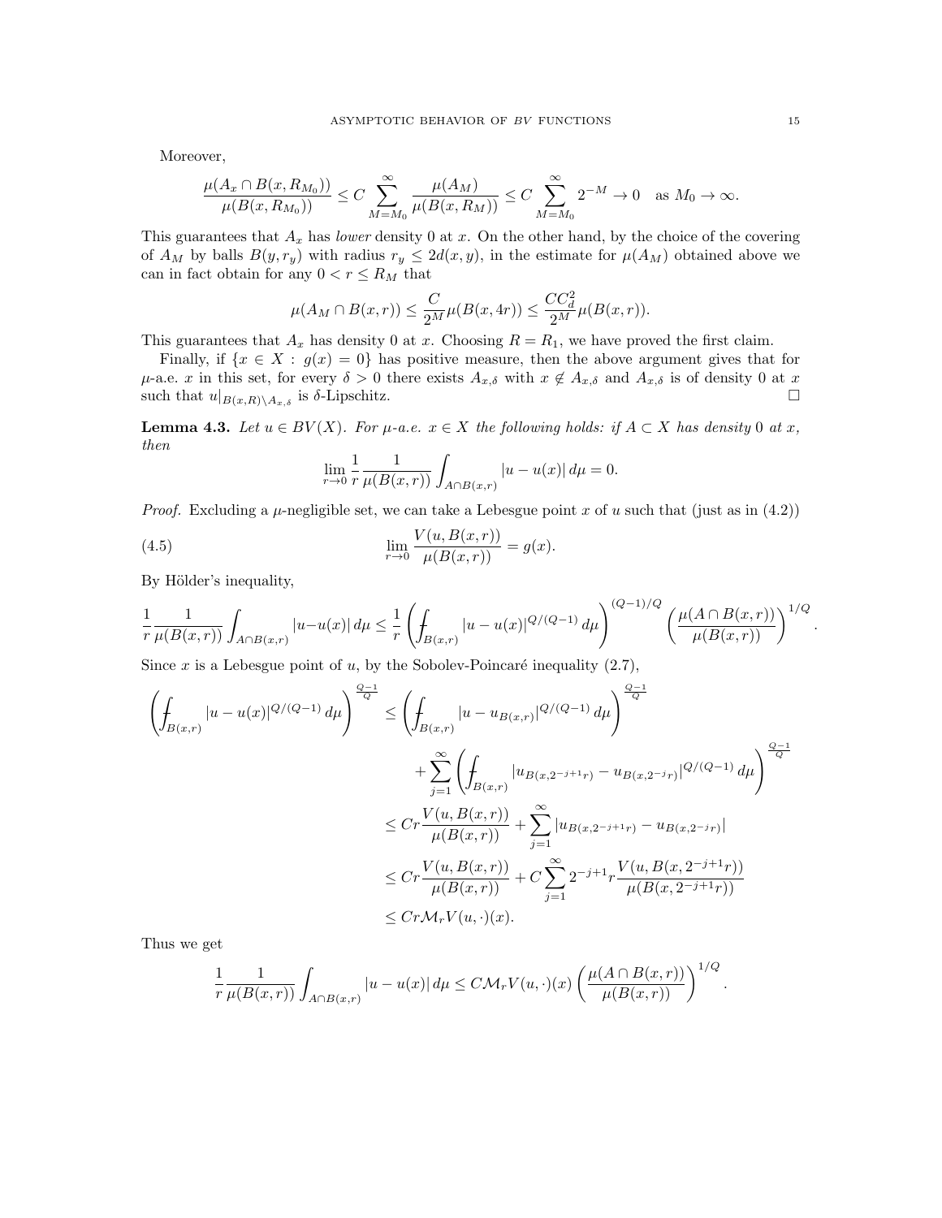Moreover,

$$
\frac{\mu(A_x \cap B(x, R_{M_0}))}{\mu(B(x, R_{M_0}))} \le C \sum_{M=M_0}^{\infty} \frac{\mu(A_M)}{\mu(B(x, R_M))} \le C \sum_{M=M_0}^{\infty} 2^{-M} \to 0 \quad \text{as } M_0 \to \infty.
$$

This guarantees that $A_x$ has *lower* density 0 at $x$. On the other hand, by the choice of the covering of $A_M$ by balls $B(y, r_y)$ with radius $r_y \le 2d(x, y)$, in the estimate for $\mu(A_M)$ obtained above we can in fact obtain for any $0 < r \le R_M$ that

$$
\mu(A_M \cap B(x, r)) \le \frac{C}{2^M} \mu(B(x, 4r)) \le \frac{CC_d^2}{2^M} \mu(B(x, r)).
$$

This guarantees that $A_x$ has density 0 at $x$. Choosing $R = R_1$, we have proved the first claim.

Finally, if $\{x \in X : g(x) = 0\}$ has positive measure, then the above argument gives that for $\mu$-a.e. $x$ in this set, for every $\delta > 0$ there exists $A_{x,\delta}$ with $x \notin A_{x,\delta}$ and $A_{x,\delta}$ is of density 0 at $x$ such that $u|_{B(x,R)\setminus A_{x,\delta}}$ is $\delta$-Lipschitz. $\square$

**Lemma 4.3.** *Let $u \in BV(X)$. For $\mu$-a.e. $x \in X$ the following holds: if $A \subset X$ has density 0 at $x$, then*

$$
\lim_{r \to 0} \frac{1}{r} \frac{1}{\mu(B(x, r))} \int_{A \cap B(x,r)} |u - u(x)| \, d\mu = 0.
$$

*Proof.* Excluding a $\mu$-negligible set, we can take a Lebesgue point $x$ of $u$ such that (just as in (4.2))

$$
\lim_{r \to 0} \frac{V(u, B(x, r))}{\mu(B(x, r))} = g(x). \tag{4.5}
$$

By Hölder's inequality,

$$
\frac{1}{r} \frac{1}{\mu(B(x, r))} \int_{A \cap B(x,r)} |u - u(x)| \, d\mu \le \frac{1}{r} \left( \fint_{B(x,r)} |u - u(x)|^{Q/(Q-1)} \, d\mu \right)^{(Q-1)/Q} \left( \frac{\mu(A \cap B(x, r))}{\mu(B(x, r))} \right)^{1/Q}.
$$

Since $x$ is a Lebesgue point of $u$, by the Sobolev-Poincaré inequality (2.7),

$$
\begin{aligned}
\left( \fint_{B(x,r)} |u - u(x)|^{Q/(Q-1)} \, d\mu \right)^{\frac{Q-1}{Q}} &\le \left( \fint_{B(x,r)} |u - u_{B(x,r)}|^{Q/(Q-1)} \, d\mu \right)^{\frac{Q-1}{Q}} \\
&\quad + \sum_{j=1}^{\infty} \left( \fint_{B(x,r)} |u_{B(x,2^{-j+1}r)} - u_{B(x,2^{-j}r)}|^{Q/(Q-1)} \, d\mu \right)^{\frac{Q-1}{Q}} \\
&\le Cr \frac{V(u, B(x, r))}{\mu(B(x, r))} + \sum_{j=1}^{\infty} |u_{B(x,2^{-j+1}r)} - u_{B(x,2^{-j}r)}| \\
&\le Cr \frac{V(u, B(x, r))}{\mu(B(x, r))} + C \sum_{j=1}^{\infty} 2^{-j+1} r \frac{V(u, B(x, 2^{-j+1}r))}{\mu(B(x, 2^{-j+1}r))} \\
&\le Cr \mathcal{M}_r V(u, \cdot)(x).
\end{aligned}
$$

Thus we get

$$
\frac{1}{r} \frac{1}{\mu(B(x, r))} \int_{A \cap B(x,r)} |u - u(x)| \, d\mu \le C \mathcal{M}_r V(u, \cdot)(x) \left( \frac{\mu(A \cap B(x, r))}{\mu(B(x, r))} \right)^{1/Q}.
$$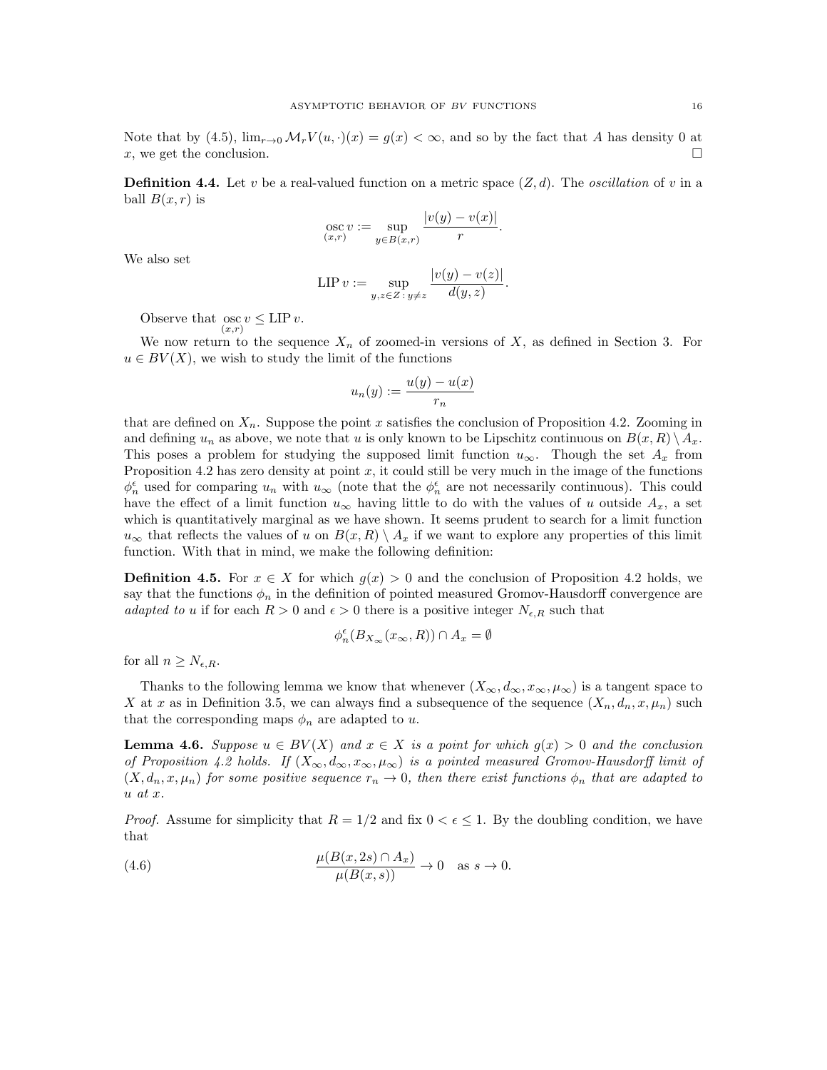Note that by (4.5), $\lim_{r\to 0} \mathcal{M}_r V(u,\cdot)(x) = g(x) < \infty$, and so by the fact that $A$ has density 0 at $x$, we get the conclusion. $\square$

**Definition 4.4.** Let $v$ be a real-valued function on a metric space $(Z, d)$. The *oscillation* of $v$ in a ball $B(x, r)$ is

$$\operatorname*{osc}_{(x,r)} v := \sup_{y\in B(x,r)} \frac{|v(y) - v(x)|}{r}.$$

We also set

$$\operatorname{LIP} v := \sup_{y,z\in Z\,:\,y\neq z} \frac{|v(y) - v(z)|}{d(y, z)}.$$

Observe that $\operatorname*{osc}_{(x,r)} v \le \operatorname{LIP} v$.

We now return to the sequence $X_n$ of zoomed-in versions of $X$, as defined in Section 3. For $u \in BV(X)$, we wish to study the limit of the functions

$$u_n(y) := \frac{u(y) - u(x)}{r_n}$$

that are defined on $X_n$. Suppose the point $x$ satisfies the conclusion of Proposition 4.2. Zooming in and defining $u_n$ as above, we note that $u$ is only known to be Lipschitz continuous on $B(x, R) \setminus A_x$. This poses a problem for studying the supposed limit function $u_\infty$. Though the set $A_x$ from Proposition 4.2 has zero density at point $x$, it could still be very much in the image of the functions $\phi_n^\epsilon$ used for comparing $u_n$ with $u_\infty$ (note that the $\phi_n^\epsilon$ are not necessarily continuous). This could have the effect of a limit function $u_\infty$ having little to do with the values of $u$ outside $A_x$, a set which is quantitatively marginal as we have shown. It seems prudent to search for a limit function $u_\infty$ that reflects the values of $u$ on $B(x, R) \setminus A_x$ if we want to explore any properties of this limit function. With that in mind, we make the following definition:

**Definition 4.5.** For $x \in X$ for which $g(x) > 0$ and the conclusion of Proposition 4.2 holds, we say that the functions $\phi_n$ in the definition of pointed measured Gromov-Hausdorff convergence are *adapted to* $u$ if for each $R > 0$ and $\epsilon > 0$ there is a positive integer $N_{\epsilon,R}$ such that

$$\phi_n^\epsilon(B_{X_\infty}(x_\infty, R)) \cap A_x = \emptyset$$

for all $n \ge N_{\epsilon,R}$.

Thanks to the following lemma we know that whenever $(X_\infty, d_\infty, x_\infty, \mu_\infty)$ is a tangent space to $X$ at $x$ as in Definition 3.5, we can always find a subsequence of the sequence $(X_n, d_n, x, \mu_n)$ such that the corresponding maps $\phi_n$ are adapted to $u$.

**Lemma 4.6.** *Suppose $u \in BV(X)$ and $x \in X$ is a point for which $g(x) > 0$ and the conclusion of Proposition 4.2 holds. If $(X_\infty, d_\infty, x_\infty, \mu_\infty)$ is a pointed measured Gromov-Hausdorff limit of $(X, d_n, x, \mu_n)$ for some positive sequence $r_n \to 0$, then there exist functions $\phi_n$ that are adapted to $u$ at $x$.*

*Proof.* Assume for simplicity that $R = 1/2$ and fix $0 < \epsilon \le 1$. By the doubling condition, we have that

$$\frac{\mu(B(x, 2s) \cap A_x)}{\mu(B(x, s))} \to 0 \quad \text{as } s \to 0. \tag{4.6}$$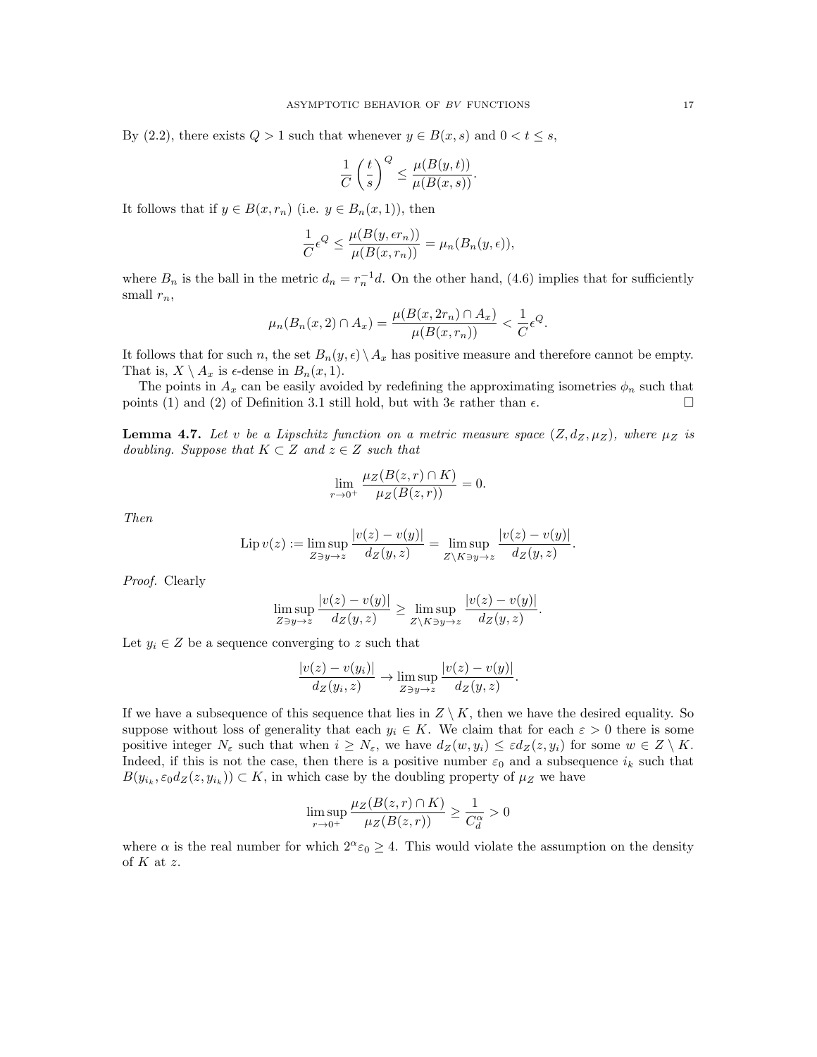By (2.2), there exists $Q > 1$ such that whenever $y \in B(x,s)$ and $0 < t \le s$,

$$\frac{1}{C}\left(\frac{t}{s}\right)^Q \le \frac{\mu(B(y,t))}{\mu(B(x,s))}.$$

It follows that if $y \in B(x, r_n)$ (i.e. $y \in B_n(x,1)$), then

$$\frac{1}{C}\epsilon^Q \le \frac{\mu(B(y,\epsilon r_n))}{\mu(B(x,r_n))} = \mu_n(B_n(y,\epsilon)),$$

where $B_n$ is the ball in the metric $d_n = r_n^{-1} d$. On the other hand, (4.6) implies that for sufficiently small $r_n$,

$$\mu_n(B_n(x,2) \cap A_x) = \frac{\mu(B(x,2r_n) \cap A_x)}{\mu(B(x,r_n))} < \frac{1}{C}\epsilon^Q.$$

It follows that for such $n$, the set $B_n(y,\epsilon) \setminus A_x$ has positive measure and therefore cannot be empty. That is, $X \setminus A_x$ is $\epsilon$-dense in $B_n(x,1)$.

The points in $A_x$ can be easily avoided by redefining the approximating isometries $\phi_n$ such that points (1) and (2) of Definition 3.1 still hold, but with $3\epsilon$ rather than $\epsilon$. □

**Lemma 4.7.** *Let $v$ be a Lipschitz function on a metric measure space $(Z, d_Z, \mu_Z)$, where $\mu_Z$ is doubling. Suppose that $K \subset Z$ and $z \in Z$ such that*

$$\lim_{r \to 0^+} \frac{\mu_Z(B(z,r) \cap K)}{\mu_Z(B(z,r))} = 0.$$

*Then*

$$\operatorname{Lip} v(z) := \limsup_{Z \ni y \to z} \frac{|v(z) - v(y)|}{d_Z(y,z)} = \limsup_{Z \setminus K \ni y \to z} \frac{|v(z) - v(y)|}{d_Z(y,z)}.$$

*Proof.* Clearly

$$\limsup_{Z \ni y \to z} \frac{|v(z) - v(y)|}{d_Z(y,z)} \ge \limsup_{Z \setminus K \ni y \to z} \frac{|v(z) - v(y)|}{d_Z(y,z)}.$$

Let $y_i \in Z$ be a sequence converging to $z$ such that

$$\frac{|v(z) - v(y_i)|}{d_Z(y_i,z)} \to \limsup_{Z \ni y \to z} \frac{|v(z) - v(y)|}{d_Z(y,z)}.$$

If we have a subsequence of this sequence that lies in $Z \setminus K$, then we have the desired equality. So suppose without loss of generality that each $y_i \in K$. We claim that for each $\varepsilon > 0$ there is some positive integer $N_\varepsilon$ such that when $i \ge N_\varepsilon$, we have $d_Z(w, y_i) \le \varepsilon d_Z(z, y_i)$ for some $w \in Z \setminus K$. Indeed, if this is not the case, then there is a positive number $\varepsilon_0$ and a subsequence $i_k$ such that $B(y_{i_k}, \varepsilon_0 d_Z(z, y_{i_k})) \subset K$, in which case by the doubling property of $\mu_Z$ we have

$$\limsup_{r \to 0^+} \frac{\mu_Z(B(z,r) \cap K)}{\mu_Z(B(z,r))} \ge \frac{1}{C_d^\alpha} > 0$$

where $\alpha$ is the real number for which $2^\alpha \varepsilon_0 \ge 4$. This would violate the assumption on the density of $K$ at $z$.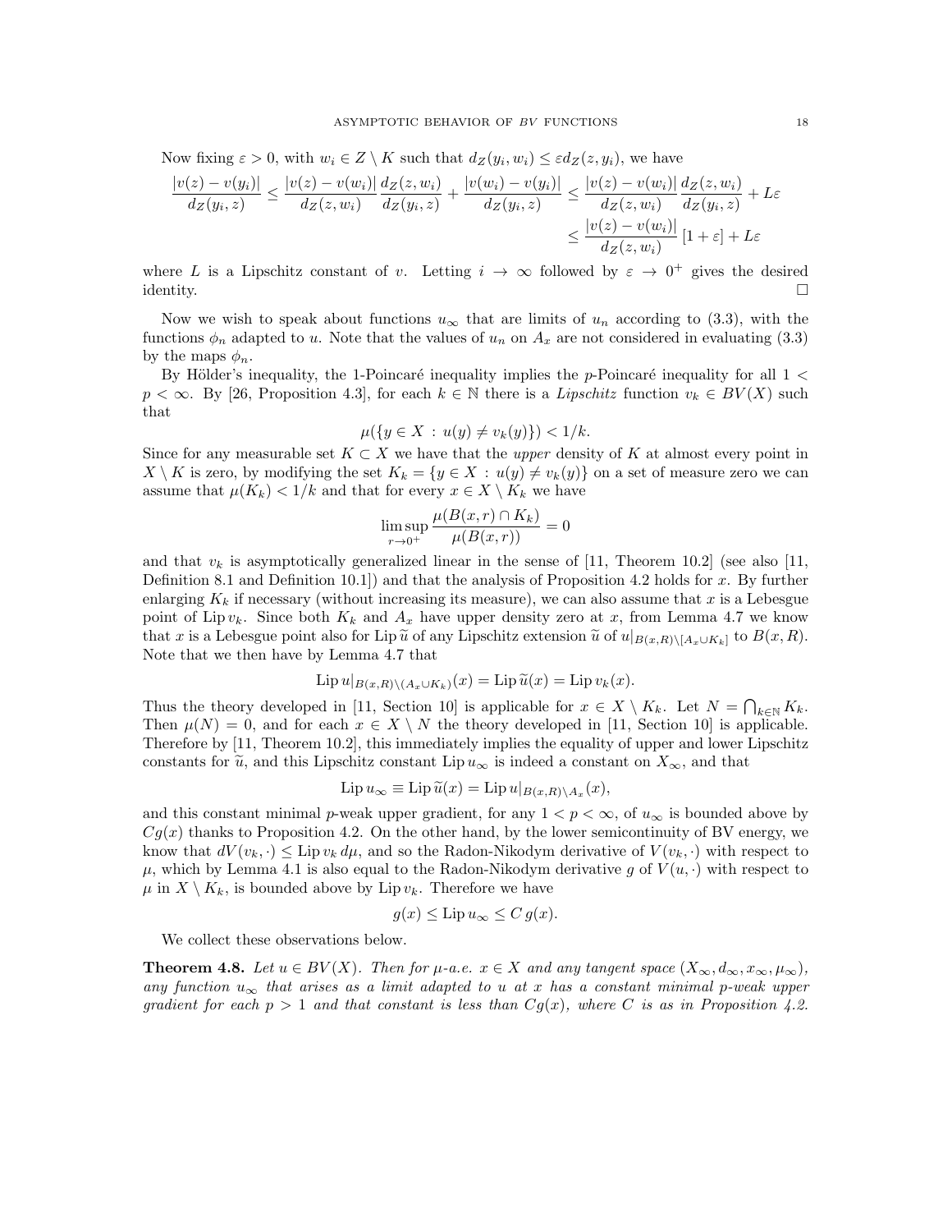Now fixing $\varepsilon > 0$, with $w_i \in Z \setminus K$ such that $d_Z(y_i, w_i) \le \varepsilon d_Z(z, y_i)$, we have

$$\frac{|v(z) - v(y_i)|}{d_Z(y_i, z)} \le \frac{|v(z) - v(w_i)|}{d_Z(z, w_i)} \frac{d_Z(z, w_i)}{d_Z(y_i, z)} + \frac{|v(w_i) - v(y_i)|}{d_Z(y_i, z)} \le \frac{|v(z) - v(w_i)|}{d_Z(z, w_i)} \frac{d_Z(z, w_i)}{d_Z(y_i, z)} + L\varepsilon$$

$$\le \frac{|v(z) - v(w_i)|}{d_Z(z, w_i)} [1 + \varepsilon] + L\varepsilon$$

where $L$ is a Lipschitz constant of $v$. Letting $i \to \infty$ followed by $\varepsilon \to 0^+$ gives the desired identity. $\square$

Now we wish to speak about functions $u_\infty$ that are limits of $u_n$ according to (3.3), with the functions $\phi_n$ adapted to $u$. Note that the values of $u_n$ on $A_x$ are not considered in evaluating (3.3) by the maps $\phi_n$.

By Hölder's inequality, the 1-Poincaré inequality implies the $p$-Poincaré inequality for all $1 < p < \infty$. By [26, Proposition 4.3], for each $k \in \mathbb{N}$ there is a *Lipschitz* function $v_k \in BV(X)$ such that

$$\mu(\{y \in X : u(y) \ne v_k(y)\}) < 1/k.$$

Since for any measurable set $K \subset X$ we have that the *upper* density of $K$ at almost every point in $X \setminus K$ is zero, by modifying the set $K_k = \{y \in X : u(y) \ne v_k(y)\}$ on a set of measure zero we can assume that $\mu(K_k) < 1/k$ and that for every $x \in X \setminus K_k$ we have

$$\limsup_{r \to 0^+} \frac{\mu(B(x, r) \cap K_k)}{\mu(B(x, r))} = 0$$

and that $v_k$ is asymptotically generalized linear in the sense of [11, Theorem 10.2] (see also [11, Definition 8.1 and Definition 10.1]) and that the analysis of Proposition 4.2 holds for $x$. By further enlarging $K_k$ if necessary (without increasing its measure), we can also assume that $x$ is a Lebesgue point of $\operatorname{Lip} v_k$. Since both $K_k$ and $A_x$ have upper density zero at $x$, from Lemma 4.7 we know that $x$ is a Lebesgue point also for $\operatorname{Lip} \widetilde{u}$ of any Lipschitz extension $\widetilde{u}$ of $u|_{B(x,R) \setminus [A_x \cup K_k]}$ to $B(x, R)$. Note that we then have by Lemma 4.7 that

$$\operatorname{Lip} u|_{B(x,R) \setminus (A_x \cup K_k)}(x) = \operatorname{Lip} \widetilde{u}(x) = \operatorname{Lip} v_k(x).$$

Thus the theory developed in [11, Section 10] is applicable for $x \in X \setminus K_k$. Let $N = \bigcap_{k \in \mathbb{N}} K_k$. Then $\mu(N) = 0$, and for each $x \in X \setminus N$ the theory developed in [11, Section 10] is applicable. Therefore by [11, Theorem 10.2], this immediately implies the equality of upper and lower Lipschitz constants for $\widetilde{u}$, and this Lipschitz constant $\operatorname{Lip} u_\infty$ is indeed a constant on $X_\infty$, and that

$$\operatorname{Lip} u_\infty \equiv \operatorname{Lip} \widetilde{u}(x) = \operatorname{Lip} u|_{B(x,R) \setminus A_x}(x),$$

and this constant minimal $p$-weak upper gradient, for any $1 < p < \infty$, of $u_\infty$ is bounded above by $Cg(x)$ thanks to Proposition 4.2. On the other hand, by the lower semicontinuity of BV energy, we know that $dV(v_k, \cdot) \le \operatorname{Lip} v_k \, d\mu$, and so the Radon-Nikodym derivative of $V(v_k, \cdot)$ with respect to $\mu$, which by Lemma 4.1 is also equal to the Radon-Nikodym derivative $g$ of $V(u, \cdot)$ with respect to $\mu$ in $X \setminus K_k$, is bounded above by $\operatorname{Lip} v_k$. Therefore we have

$$g(x) \le \operatorname{Lip} u_\infty \le C\, g(x).$$

We collect these observations below.

**Theorem 4.8.** *Let $u \in BV(X)$. Then for $\mu$-a.e. $x \in X$ and any tangent space $(X_\infty, d_\infty, x_\infty, \mu_\infty)$, any function $u_\infty$ that arises as a limit adapted to $u$ at $x$ has a constant minimal $p$-weak upper gradient for each $p > 1$ and that constant is less than $Cg(x)$, where $C$ is as in Proposition 4.2.*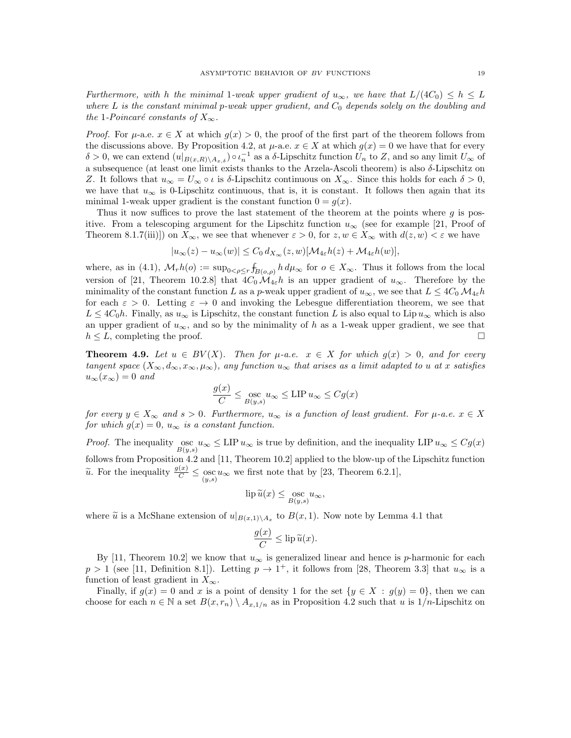*Furthermore, with $h$ the minimal 1-weak upper gradient of $u_\infty$, we have that $L/(4C_0) \le h \le L$ where $L$ is the constant minimal $p$-weak upper gradient, and $C_0$ depends solely on the doubling and the 1-Poincaré constants of $X_\infty$.*

*Proof.* For $\mu$-a.e. $x \in X$ at which $g(x) > 0$, the proof of the first part of the theorem follows from the discussions above. By Proposition 4.2, at $\mu$-a.e. $x \in X$ at which $g(x) = 0$ we have that for every $\delta > 0$, we can extend $(u|_{B(x,R)\setminus A_{x,\delta}}) \circ \iota_n^{-1}$ as a $\delta$-Lipschitz function $U_n$ to $Z$, and so any limit $U_\infty$ of a subsequence (at least one limit exists thanks to the Arzela-Ascoli theorem) is also $\delta$-Lipschitz on $Z$. It follows that $u_\infty = U_\infty \circ \iota$ is $\delta$-Lipschitz continuous on $X_\infty$. Since this holds for each $\delta > 0$, we have that $u_\infty$ is 0-Lipschitz continuous, that is, it is constant. It follows then again that its minimal 1-weak upper gradient is the constant function $0 = g(x)$.

Thus it now suffices to prove the last statement of the theorem at the points where $g$ is positive. From a telescoping argument for the Lipschitz function $u_\infty$ (see for example [21, Proof of Theorem 8.1.7(iii)]) on $X_\infty$, we see that whenever $\varepsilon > 0$, for $z, w \in X_\infty$ with $d(z,w) < \varepsilon$ we have

$$|u_\infty(z) - u_\infty(w)| \le C_0\, d_{X_\infty}(z,w)[\mathcal{M}_{4\varepsilon}h(z) + \mathcal{M}_{4\varepsilon}h(w)],$$

where, as in (4.1), $\mathcal{M}_r h(o) := \sup_{0<\rho\le r} \fint_{B(o,\rho)} h\, d\mu_\infty$ for $o \in X_\infty$. Thus it follows from the local version of [21, Theorem 10.2.8] that $4C_0\,\mathcal{M}_{4\varepsilon}h$ is an upper gradient of $u_\infty$. Therefore by the minimality of the constant function $L$ as a $p$-weak upper gradient of $u_\infty$, we see that $L \le 4C_0\,\mathcal{M}_{4\varepsilon}h$ for each $\varepsilon > 0$. Letting $\varepsilon \to 0$ and invoking the Lebesgue differentiation theorem, we see that $L \le 4C_0 h$. Finally, as $u_\infty$ is Lipschitz, the constant function $L$ is also equal to $\operatorname{Lip} u_\infty$ which is also an upper gradient of $u_\infty$, and so by the minimality of $h$ as a 1-weak upper gradient, we see that $h \le L$, completing the proof. $\square$

**Theorem 4.9.** *Let $u \in BV(X)$. Then for $\mu$-a.e. $x \in X$ for which $g(x) > 0$, and for every tangent space $(X_\infty, d_\infty, x_\infty, \mu_\infty)$, any function $u_\infty$ that arises as a limit adapted to $u$ at $x$ satisfies $u_\infty(x_\infty) = 0$ and*

$$\frac{g(x)}{C} \le \operatorname*{osc}_{B(y,s)} u_\infty \le \operatorname{LIP} u_\infty \le C g(x)$$

*for every $y \in X_\infty$ and $s > 0$. Furthermore, $u_\infty$ is a function of least gradient. For $\mu$-a.e. $x \in X$ for which $g(x) = 0$, $u_\infty$ is a constant function.*

*Proof.* The inequality $\operatorname*{osc}_{B(y,s)} u_\infty \le \operatorname{LIP} u_\infty$ is true by definition, and the inequality $\operatorname{LIP} u_\infty \le C g(x)$ follows from Proposition 4.2 and [11, Theorem 10.2] applied to the blow-up of the Lipschitz function $\widetilde{u}$. For the inequality $\frac{g(x)}{C} \le \operatorname*{osc}_{(y,s)} u_\infty$ we first note that by [23, Theorem 6.2.1],

$$\operatorname{lip} \widetilde{u}(x) \le \operatorname*{osc}_{B(y,s)} u_\infty,$$

where $\widetilde{u}$ is a McShane extension of $u|_{B(x,1)\setminus A_x}$ to $B(x,1)$. Now note by Lemma 4.1 that

$$\frac{g(x)}{C} \le \operatorname{lip} \widetilde{u}(x).$$

By [11, Theorem 10.2] we know that $u_\infty$ is generalized linear and hence is $p$-harmonic for each $p > 1$ (see [11, Definition 8.1]). Letting $p \to 1^+$, it follows from [28, Theorem 3.3] that $u_\infty$ is a function of least gradient in $X_\infty$.

Finally, if $g(x) = 0$ and $x$ is a point of density 1 for the set $\{y \in X : g(y) = 0\}$, then we can choose for each $n \in \mathbb{N}$ a set $B(x, r_n) \setminus A_{x,1/n}$ as in Proposition 4.2 such that $u$ is $1/n$-Lipschitz on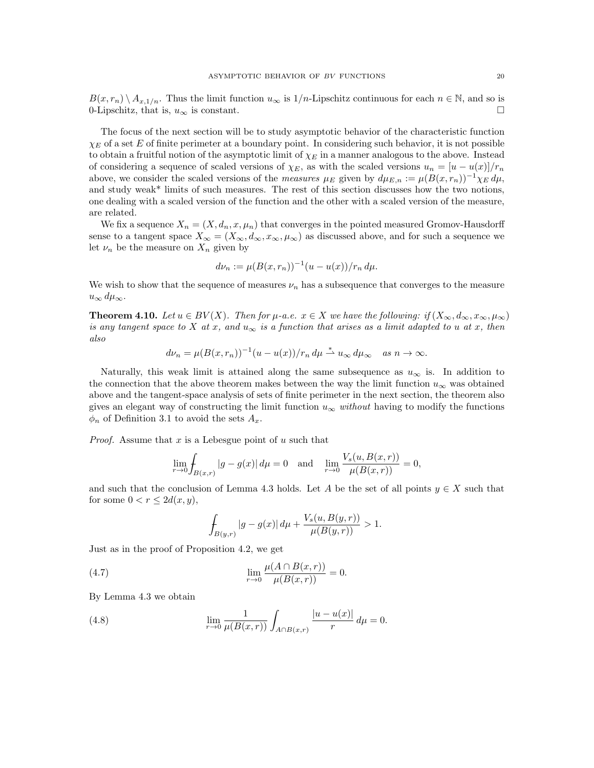$B(x,r_n)\setminus A_{x,1/n}$. Thus the limit function $u_\infty$ is $1/n$-Lipschitz continuous for each $n\in\mathbb{N}$, and so is 0-Lipschitz, that is, $u_\infty$ is constant. □

The focus of the next section will be to study asymptotic behavior of the characteristic function $\chi_E$ of a set $E$ of finite perimeter at a boundary point. In considering such behavior, it is not possible to obtain a fruitful notion of the asymptotic limit of $\chi_E$ in a manner analogous to the above. Instead of considering a sequence of scaled versions of $\chi_E$, as with the scaled versions $u_n = [u-u(x)]/r_n$ above, we consider the scaled versions of the *measures* $\mu_E$ given by $d\mu_{E,n} := \mu(B(x,r_n))^{-1}\chi_E\, d\mu$, and study weak* limits of such measures. The rest of this section discusses how the two notions, one dealing with a scaled version of the function and the other with a scaled version of the measure, are related.

We fix a sequence $X_n = (X, d_n, x, \mu_n)$ that converges in the pointed measured Gromov-Hausdorff sense to a tangent space $X_\infty = (X_\infty, d_\infty, x_\infty, \mu_\infty)$ as discussed above, and for such a sequence we let $\nu_n$ be the measure on $X_n$ given by

$$d\nu_n := \mu(B(x,r_n))^{-1}(u-u(x))/r_n\, d\mu.$$

We wish to show that the sequence of measures $\nu_n$ has a subsequence that converges to the measure $u_\infty\, d\mu_\infty$.

**Theorem 4.10.** *Let $u\in BV(X)$. Then for $\mu$-a.e. $x\in X$ we have the following: if $(X_\infty, d_\infty, x_\infty, \mu_\infty)$ is any tangent space to $X$ at $x$, and $u_\infty$ is a function that arises as a limit adapted to $u$ at $x$, then also*

$$d\nu_n = \mu(B(x,r_n))^{-1}(u-u(x))/r_n\, d\mu \overset{*}{\rightharpoonup} u_\infty\, d\mu_\infty \quad \text{as } n\to\infty.$$

Naturally, this weak limit is attained along the same subsequence as $u_\infty$ is. In addition to the connection that the above theorem makes between the way the limit function $u_\infty$ was obtained above and the tangent-space analysis of sets of finite perimeter in the next section, the theorem also gives an elegant way of constructing the limit function $u_\infty$ *without* having to modify the functions $\phi_n$ of Definition 3.1 to avoid the sets $A_x$.

*Proof.* Assume that $x$ is a Lebesgue point of $u$ such that

$$\lim_{r\to 0} \fint_{B(x,r)} |g-g(x)|\, d\mu = 0 \quad \text{and} \quad \lim_{r\to 0}\frac{V_s(u,B(x,r))}{\mu(B(x,r))} = 0,$$

and such that the conclusion of Lemma 4.3 holds. Let $A$ be the set of all points $y\in X$ such that for some $0<r\le 2d(x,y)$,

$$\fint_{B(y,r)} |g-g(x)|\, d\mu + \frac{V_s(u,B(y,r))}{\mu(B(y,r))} > 1.$$

Just as in the proof of Proposition 4.2, we get

$$\lim_{r\to 0}\frac{\mu(A\cap B(x,r))}{\mu(B(x,r))} = 0. \tag{4.7}$$

By Lemma 4.3 we obtain

$$\lim_{r\to 0}\frac{1}{\mu(B(x,r))}\int_{A\cap B(x,r)} \frac{|u-u(x)|}{r}\, d\mu = 0. \tag{4.8}$$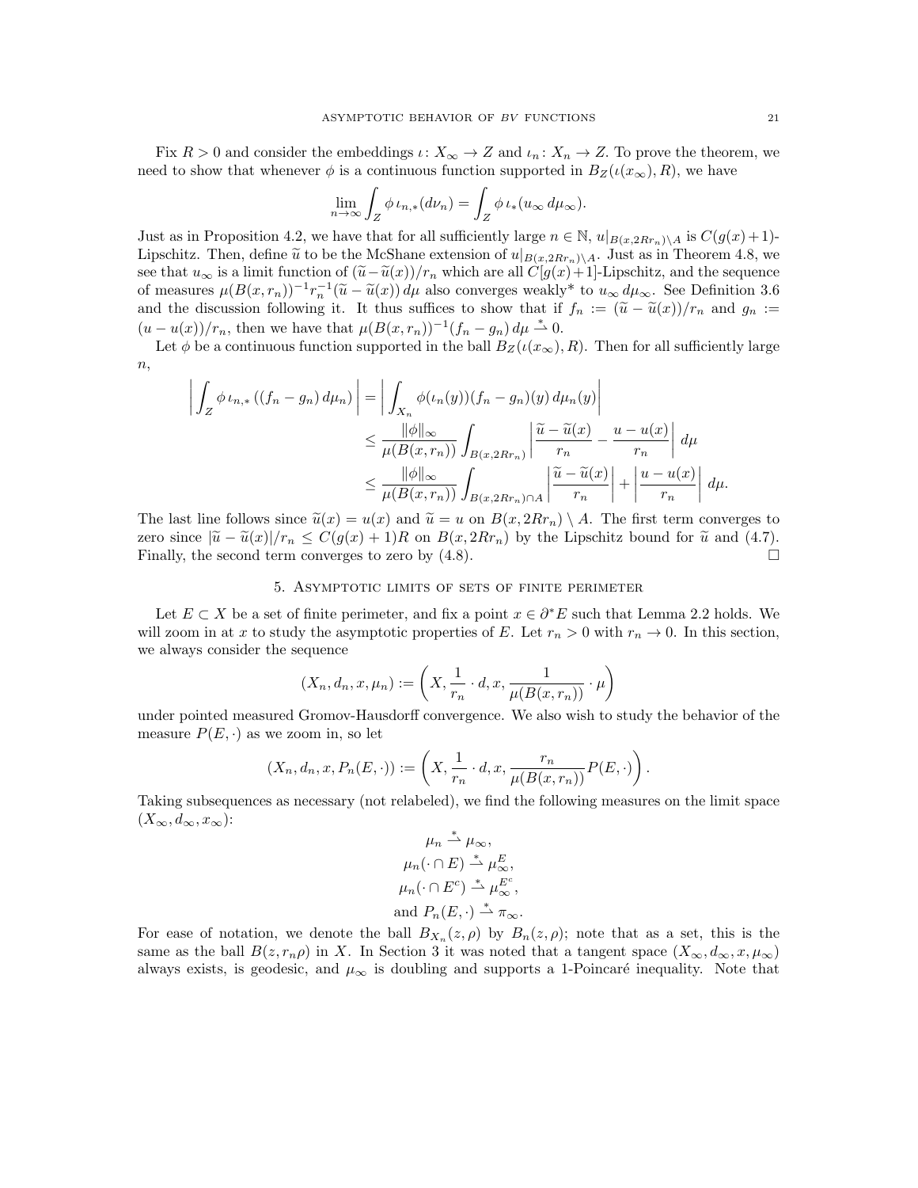Fix $R > 0$ and consider the embeddings $\iota\colon X_\infty \to Z$ and $\iota_n\colon X_n \to Z$. To prove the theorem, we need to show that whenever $\phi$ is a continuous function supported in $B_Z(\iota(x_\infty), R)$, we have

$$\lim_{n\to\infty} \int_Z \phi\, \iota_{n,*}(d\nu_n) = \int_Z \phi\, \iota_*(u_\infty\, d\mu_\infty).$$

Just as in Proposition 4.2, we have that for all sufficiently large $n \in \mathbb{N}$, $u|_{B(x,2Rr_n)\setminus A}$ is $C(g(x)+1)$-Lipschitz. Then, define $\widetilde{u}$ to be the McShane extension of $u|_{B(x,2Rr_n)\setminus A}$. Just as in Theorem 4.8, we see that $u_\infty$ is a limit function of $(\widetilde{u} - \widetilde{u}(x))/r_n$ which are all $C[g(x)+1]$-Lipschitz, and the sequence of measures $\mu(B(x, r_n))^{-1} r_n^{-1}(\widetilde{u} - \widetilde{u}(x))\, d\mu$ also converges weakly\* to $u_\infty\, d\mu_\infty$. See Definition 3.6 and the discussion following it. It thus suffices to show that if $f_n := (\widetilde{u} - \widetilde{u}(x))/r_n$ and $g_n := (u - u(x))/r_n$, then we have that $\mu(B(x, r_n))^{-1}(f_n - g_n)\, d\mu \overset{*}{\rightharpoonup} 0$.

Let $\phi$ be a continuous function supported in the ball $B_Z(\iota(x_\infty), R)$. Then for all sufficiently large $n$,

$$\begin{aligned}
\left| \int_Z \phi\, \iota_{n,*}\left((f_n - g_n)\, d\mu_n\right) \right| &= \left| \int_{X_n} \phi(\iota_n(y))(f_n - g_n)(y)\, d\mu_n(y) \right| \\
&\le \frac{\|\phi\|_\infty}{\mu(B(x, r_n))} \int_{B(x,2Rr_n)} \left| \frac{\widetilde{u} - \widetilde{u}(x)}{r_n} - \frac{u - u(x)}{r_n} \right| d\mu \\
&\le \frac{\|\phi\|_\infty}{\mu(B(x, r_n))} \int_{B(x,2Rr_n)\cap A} \left| \frac{\widetilde{u} - \widetilde{u}(x)}{r_n} \right| + \left| \frac{u - u(x)}{r_n} \right| d\mu.
\end{aligned}$$

The last line follows since $\widetilde{u}(x) = u(x)$ and $\widetilde{u} = u$ on $B(x, 2Rr_n) \setminus A$. The first term converges to zero since $|\widetilde{u} - \widetilde{u}(x)|/r_n \le C(g(x)+1)R$ on $B(x, 2Rr_n)$ by the Lipschitz bound for $\widetilde{u}$ and (4.7). Finally, the second term converges to zero by (4.8). $\square$

## 5. Asymptotic limits of sets of finite perimeter

Let $E \subset X$ be a set of finite perimeter, and fix a point $x \in \partial^* E$ such that Lemma 2.2 holds. We will zoom in at $x$ to study the asymptotic properties of $E$. Let $r_n > 0$ with $r_n \to 0$. In this section, we always consider the sequence

$$(X_n, d_n, x, \mu_n) := \left( X, \frac{1}{r_n} \cdot d, x, \frac{1}{\mu(B(x, r_n))} \cdot \mu \right)$$

under pointed measured Gromov-Hausdorff convergence. We also wish to study the behavior of the measure $P(E, \cdot)$ as we zoom in, so let

$$(X_n, d_n, x, P_n(E, \cdot)) := \left( X, \frac{1}{r_n} \cdot d, x, \frac{r_n}{\mu(B(x, r_n))} P(E, \cdot) \right).$$

Taking subsequences as necessary (not relabeled), we find the following measures on the limit space $(X_\infty, d_\infty, x_\infty)$:

$$\begin{gathered}
\mu_n \overset{*}{\rightharpoonup} \mu_\infty, \\
\mu_n(\cdot \cap E) \overset{*}{\rightharpoonup} \mu_\infty^E, \\
\mu_n(\cdot \cap E^c) \overset{*}{\rightharpoonup} \mu_\infty^{E^c}, \\
\text{and } P_n(E, \cdot) \overset{*}{\rightharpoonup} \pi_\infty.
\end{gathered}$$

For ease of notation, we denote the ball $B_{X_n}(z, \rho)$ by $B_n(z, \rho)$; note that as a set, this is the same as the ball $B(z, r_n\rho)$ in $X$. In Section 3 it was noted that a tangent space $(X_\infty, d_\infty, x, \mu_\infty)$ always exists, is geodesic, and $\mu_\infty$ is doubling and supports a 1-Poincaré inequality. Note that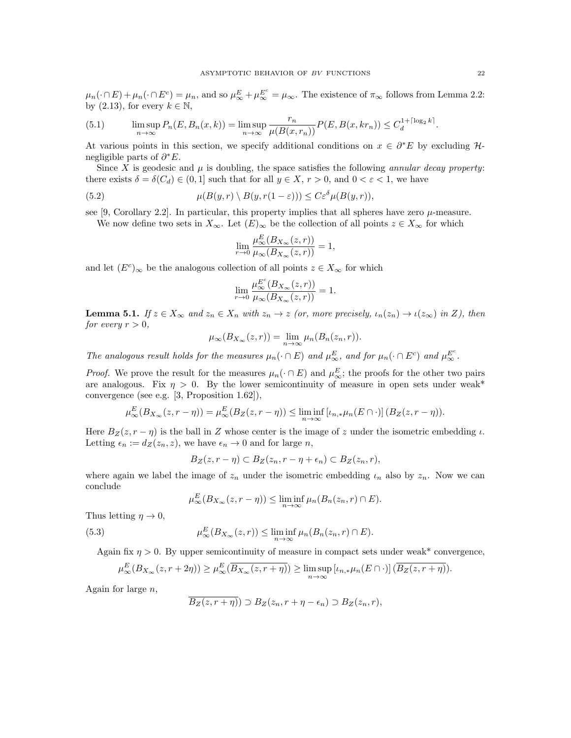$\mu_n(\cdot\cap E)+\mu_n(\cdot\cap E^c)=\mu_n$, and so $\mu_\infty^E+\mu_\infty^{E^c}=\mu_\infty$. The existence of $\pi_\infty$ follows from Lemma 2.2: by (2.13), for every $k\in\mathbb{N}$,

$$\limsup_{n\to\infty} P_n(E,B_n(x,k))=\limsup_{n\to\infty}\frac{r_n}{\mu(B(x,r_n))}P(E,B(x,kr_n))\le C_d^{1+\lceil\log_2 k\rceil}. \tag{5.1}$$

At various points in this section, we specify additional conditions on $x\in\partial^*E$ by excluding $\mathcal{H}$-negligible parts of $\partial^*E$.

Since $X$ is geodesic and $\mu$ is doubling, the space satisfies the following *annular decay property*: there exists $\delta=\delta(C_d)\in(0,1]$ such that for all $y\in X$, $r>0$, and $0<\varepsilon<1$, we have

$$\mu(B(y,r)\setminus B(y,r(1-\varepsilon)))\le C\varepsilon^\delta\mu(B(y,r)), \tag{5.2}$$

see [9, Corollary 2.2]. In particular, this property implies that all spheres have zero $\mu$-measure.

We now define two sets in $X_\infty$. Let $(E)_\infty$ be the collection of all points $z\in X_\infty$ for which

$$\lim_{r\to0}\frac{\mu_\infty^E(B_{X_\infty}(z,r))}{\mu_\infty(B_{X_\infty}(z,r))}=1,$$

and let $(E^c)_\infty$ be the analogous collection of all points $z\in X_\infty$ for which

$$\lim_{r\to0}\frac{\mu_\infty^{E^c}(B_{X_\infty}(z,r))}{\mu_\infty(B_{X_\infty}(z,r))}=1.$$

**Lemma 5.1.** *If $z\in X_\infty$ and $z_n\in X_n$ with $z_n\to z$ (or, more precisely, $\iota_n(z_n)\to\iota(z_\infty)$ in $Z$), then for every $r>0$,*

$$\mu_\infty(B_{X_\infty}(z,r))=\lim_{n\to\infty}\mu_n(B_n(z_n,r)).$$

*The analogous result holds for the measures $\mu_n(\cdot\cap E)$ and $\mu_\infty^E$, and for $\mu_n(\cdot\cap E^c)$ and $\mu_\infty^{E^c}$.*

*Proof.* We prove the result for the measures $\mu_n(\cdot\cap E)$ and $\mu_\infty^E$; the proofs for the other two pairs are analogous. Fix $\eta>0$. By the lower semicontinuity of measure in open sets under weak\* convergence (see e.g. [3, Proposition 1.62]),

$$\mu_\infty^E(B_{X_\infty}(z,r-\eta))=\mu_\infty^E(B_Z(z,r-\eta))\le\liminf_{n\to\infty}\left[\iota_{n,*}\mu_n(E\cap\cdot)\right](B_Z(z,r-\eta)).$$

Here $B_Z(z,r-\eta)$ is the ball in $Z$ whose center is the image of $z$ under the isometric embedding $\iota$. Letting $\epsilon_n:=d_Z(z_n,z)$, we have $\epsilon_n\to0$ and for large $n$,

$$B_Z(z,r-\eta)\subset B_Z(z_n,r-\eta+\epsilon_n)\subset B_Z(z_n,r),$$

where again we label the image of $z_n$ under the isometric embedding $\iota_n$ also by $z_n$. Now we can conclude

$$\mu_\infty^E(B_{X_\infty}(z,r-\eta))\le\liminf_{n\to\infty}\mu_n(B_n(z_n,r)\cap E).$$

Thus letting $\eta\to0$,

$$\mu_\infty^E(B_{X_\infty}(z,r))\le\liminf_{n\to\infty}\mu_n(B_n(z_n,r)\cap E). \tag{5.3}$$

Again fix $\eta>0$. By upper semicontinuity of measure in compact sets under weak\* convergence,

$$\mu_\infty^E(B_{X_\infty}(z,r+2\eta))\ge\mu_\infty^E(\overline{B_{X_\infty}(z,r+\eta)})\ge\limsup_{n\to\infty}\left[\iota_{n,*}\mu_n(E\cap\cdot)\right](\overline{B_Z(z,r+\eta)}).$$

Again for large $n$,

$$\overline{B_Z(z,r+\eta))}\supset B_Z(z_n,r+\eta-\epsilon_n)\supset B_Z(z_n,r),$$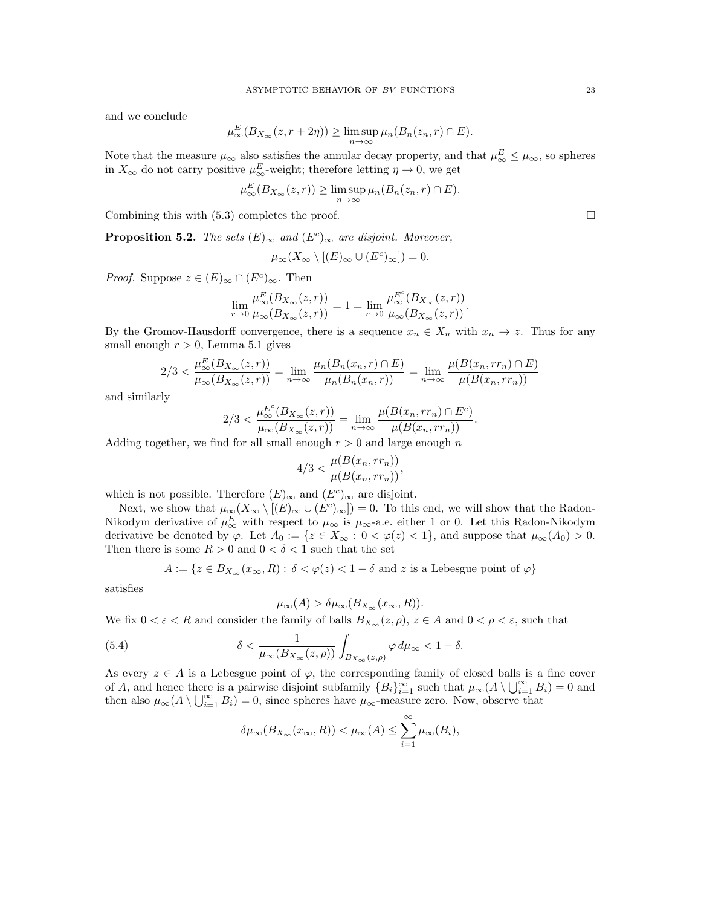and we conclude

$$\mu_\infty^E(B_{X_\infty}(z, r+2\eta)) \geq \limsup_{n\to\infty} \mu_n(B_n(z_n, r) \cap E).$$

Note that the measure $\mu_\infty$ also satisfies the annular decay property, and that $\mu_\infty^E \leq \mu_\infty$, so spheres in $X_\infty$ do not carry positive $\mu_\infty^E$-weight; therefore letting $\eta \to 0$, we get

$$\mu_\infty^E(B_{X_\infty}(z, r)) \geq \limsup_{n\to\infty} \mu_n(B_n(z_n, r) \cap E).$$

Combining this with (5.3) completes the proof. $\square$

**Proposition 5.2.** *The sets $(E)_\infty$ and $(E^c)_\infty$ are disjoint. Moreover,*

$$\mu_\infty(X_\infty \setminus [(E)_\infty \cup (E^c)_\infty]) = 0.$$

*Proof.* Suppose $z \in (E)_\infty \cap (E^c)_\infty$. Then

$$\lim_{r\to 0} \frac{\mu_\infty^E(B_{X_\infty}(z, r))}{\mu_\infty(B_{X_\infty}(z, r))} = 1 = \lim_{r\to 0} \frac{\mu_\infty^{E^c}(B_{X_\infty}(z, r))}{\mu_\infty(B_{X_\infty}(z, r))}.$$

By the Gromov-Hausdorff convergence, there is a sequence $x_n \in X_n$ with $x_n \to z$. Thus for any small enough $r > 0$, Lemma 5.1 gives

$$2/3 < \frac{\mu_\infty^E(B_{X_\infty}(z, r))}{\mu_\infty(B_{X_\infty}(z, r))} = \lim_{n\to\infty} \frac{\mu_n(B_n(x_n, r) \cap E)}{\mu_n(B_n(x_n, r))} = \lim_{n\to\infty} \frac{\mu(B(x_n, rr_n) \cap E)}{\mu(B(x_n, rr_n))}$$

and similarly

$$2/3 < \frac{\mu_\infty^{E^c}(B_{X_\infty}(z, r))}{\mu_\infty(B_{X_\infty}(z, r))} = \lim_{n\to\infty} \frac{\mu(B(x_n, rr_n) \cap E^c)}{\mu(B(x_n, rr_n))}.$$

Adding together, we find for all small enough $r > 0$ and large enough $n$

$$4/3 < \frac{\mu(B(x_n, rr_n))}{\mu(B(x_n, rr_n))},$$

which is not possible. Therefore $(E)_\infty$ and $(E^c)_\infty$ are disjoint.

Next, we show that $\mu_\infty(X_\infty \setminus [(E)_\infty \cup (E^c)_\infty]) = 0$. To this end, we will show that the Radon-Nikodym derivative of $\mu_\infty^E$ with respect to $\mu_\infty$ is $\mu_\infty$-a.e. either 1 or 0. Let this Radon-Nikodym derivative be denoted by $\varphi$. Let $A_0 := \{z \in X_\infty : 0 < \varphi(z) < 1\}$, and suppose that $\mu_\infty(A_0) > 0$. Then there is some $R > 0$ and $0 < \delta < 1$ such that the set

$$A := \{z \in B_{X_\infty}(x_\infty, R) : \delta < \varphi(z) < 1 - \delta \text{ and } z \text{ is a Lebesgue point of } \varphi\}$$

satisfies

$$\mu_\infty(A) > \delta \mu_\infty(B_{X_\infty}(x_\infty, R)).$$

We fix $0 < \varepsilon < R$ and consider the family of balls $B_{X_\infty}(z, \rho)$, $z \in A$ and $0 < \rho < \varepsilon$, such that

$$\delta < \frac{1}{\mu_\infty(B_{X_\infty}(z, \rho))} \int_{B_{X_\infty}(z,\rho)} \varphi \, d\mu_\infty < 1 - \delta. \tag{5.4}$$

As every $z \in A$ is a Lebesgue point of $\varphi$, the corresponding family of closed balls is a fine cover of $A$, and hence there is a pairwise disjoint subfamily $\{\overline{B_i}\}_{i=1}^\infty$ such that $\mu_\infty(A \setminus \bigcup_{i=1}^\infty \overline{B_i}) = 0$ and then also $\mu_\infty(A \setminus \bigcup_{i=1}^\infty B_i) = 0$, since spheres have $\mu_\infty$-measure zero. Now, observe that

$$\delta \mu_\infty(B_{X_\infty}(x_\infty, R)) < \mu_\infty(A) \leq \sum_{i=1}^\infty \mu_\infty(B_i),$$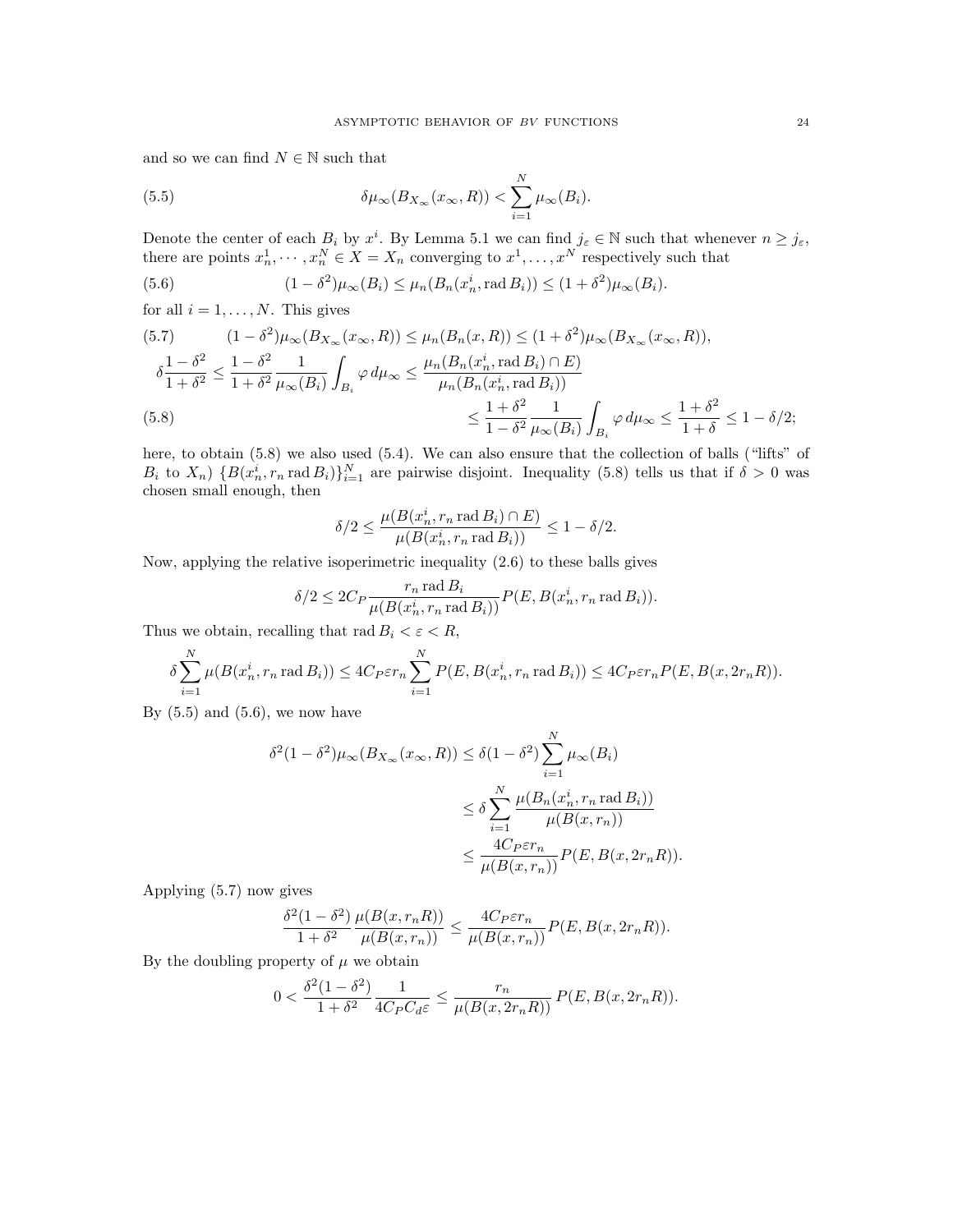and so we can find $N \in \mathbb{N}$ such that

$$
\delta \mu_\infty(B_{X_\infty}(x_\infty, R)) < \sum_{i=1}^{N} \mu_\infty(B_i). \tag{5.5}
$$

Denote the center of each $B_i$ by $x^i$. By Lemma 5.1 we can find $j_\varepsilon \in \mathbb{N}$ such that whenever $n \geq j_\varepsilon$, there are points $x_n^1, \cdots, x_n^N \in X = X_n$ converging to $x^1, \ldots, x^N$ respectively such that

$$
(1-\delta^2)\mu_\infty(B_i) \leq \mu_n(B_n(x_n^i, \operatorname{rad} B_i)) \leq (1+\delta^2)\mu_\infty(B_i). \tag{5.6}
$$

for all $i = 1, \ldots, N$. This gives

$$
(1-\delta^2)\mu_\infty(B_{X_\infty}(x_\infty, R)) \leq \mu_n(B_n(x, R)) \leq (1+\delta^2)\mu_\infty(B_{X_\infty}(x_\infty, R)), \tag{5.7}
$$

$$
\begin{aligned}
\delta \frac{1-\delta^2}{1+\delta^2} \leq \frac{1-\delta^2}{1+\delta^2} \frac{1}{\mu_\infty(B_i)} \int_{B_i} \varphi \, d\mu_\infty \leq \frac{\mu_n(B_n(x_n^i, \operatorname{rad} B_i) \cap E)}{\mu_n(B_n(x_n^i, \operatorname{rad} B_i))} \\
\leq \frac{1+\delta^2}{1-\delta^2} \frac{1}{\mu_\infty(B_i)} \int_{B_i} \varphi \, d\mu_\infty \leq \frac{1+\delta^2}{1+\delta} \leq 1 - \delta/2;
\end{aligned} \tag{5.8}
$$

here, to obtain (5.8) we also used (5.4). We can also ensure that the collection of balls ("lifts" of $B_i$ to $X_n$) $\{B(x_n^i, r_n \operatorname{rad} B_i)\}_{i=1}^N$ are pairwise disjoint. Inequality (5.8) tells us that if $\delta > 0$ was chosen small enough, then

$$
\delta/2 \leq \frac{\mu(B(x_n^i, r_n \operatorname{rad} B_i) \cap E)}{\mu(B(x_n^i, r_n \operatorname{rad} B_i))} \leq 1 - \delta/2.
$$

Now, applying the relative isoperimetric inequality (2.6) to these balls gives

$$
\delta/2 \leq 2C_P \frac{r_n \operatorname{rad} B_i}{\mu(B(x_n^i, r_n \operatorname{rad} B_i))} P(E, B(x_n^i, r_n \operatorname{rad} B_i)).
$$

Thus we obtain, recalling that $\operatorname{rad} B_i < \varepsilon < R$,

$$
\delta \sum_{i=1}^{N} \mu(B(x_n^i, r_n \operatorname{rad} B_i)) \leq 4C_P \varepsilon r_n \sum_{i=1}^{N} P(E, B(x_n^i, r_n \operatorname{rad} B_i)) \leq 4C_P \varepsilon r_n P(E, B(x, 2r_n R)).
$$

By (5.5) and (5.6), we now have

$$
\begin{aligned}
\delta^2(1-\delta^2)\mu_\infty(B_{X_\infty}(x_\infty, R)) &\leq \delta(1-\delta^2) \sum_{i=1}^{N} \mu_\infty(B_i) \\
&\leq \delta \sum_{i=1}^{N} \frac{\mu(B_n(x_n^i, r_n \operatorname{rad} B_i))}{\mu(B(x, r_n))} \\
&\leq \frac{4C_P \varepsilon r_n}{\mu(B(x, r_n))} P(E, B(x, 2r_n R)).
\end{aligned}
$$

Applying (5.7) now gives

$$
\frac{\delta^2(1-\delta^2)}{1+\delta^2} \frac{\mu(B(x, r_n R))}{\mu(B(x, r_n))} \leq \frac{4C_P \varepsilon r_n}{\mu(B(x, r_n))} P(E, B(x, 2r_n R)).
$$

By the doubling property of $\mu$ we obtain

$$
0 < \frac{\delta^2(1-\delta^2)}{1+\delta^2} \frac{1}{4C_P C_d \varepsilon} \leq \frac{r_n}{\mu(B(x, 2r_n R))} P(E, B(x, 2r_n R)).
$$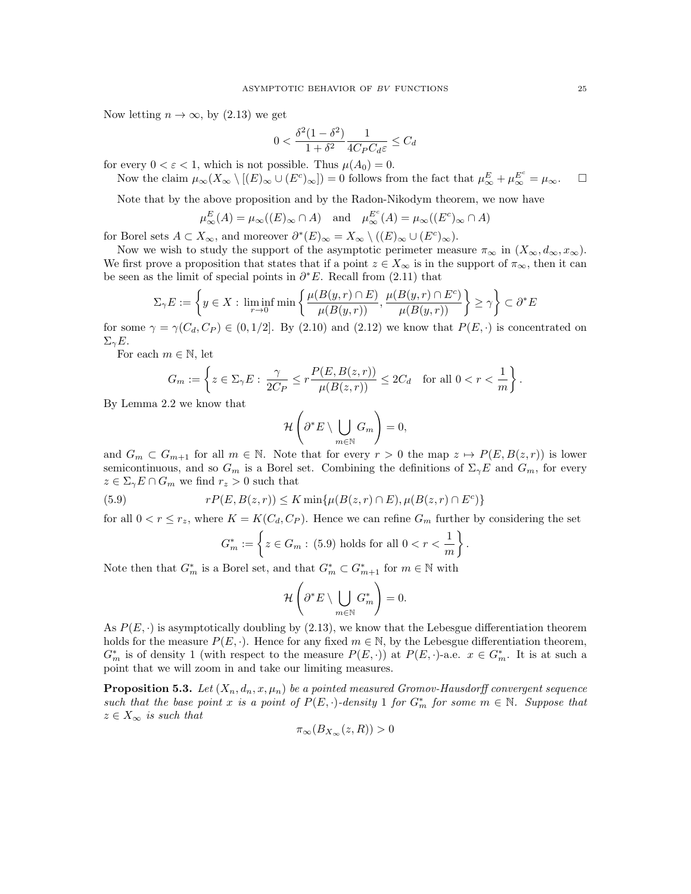Now letting $n \to \infty$, by (2.13) we get

$$0 < \frac{\delta^2(1-\delta^2)}{1+\delta^2} \frac{1}{4C_P C_d \varepsilon} \le C_d$$

for every $0 < \varepsilon < 1$, which is not possible. Thus $\mu(A_0) = 0$.

Now the claim $\mu_\infty(X_\infty \setminus [(E)_\infty \cup (E^c)_\infty]) = 0$ follows from the fact that $\mu_\infty^E + \mu_\infty^{E^c} = \mu_\infty$. $\square$

Note that by the above proposition and by the Radon-Nikodym theorem, we now have

$$\mu_\infty^E(A) = \mu_\infty((E)_\infty \cap A) \quad \text{and} \quad \mu_\infty^{E^c}(A) = \mu_\infty((E^c)_\infty \cap A)$$

for Borel sets $A \subset X_\infty$, and moreover $\partial^*(E)_\infty = X_\infty \setminus ((E)_\infty \cup (E^c)_\infty)$.

Now we wish to study the support of the asymptotic perimeter measure $\pi_\infty$ in $(X_\infty, d_\infty, x_\infty)$. We first prove a proposition that states that if a point $z \in X_\infty$ is in the support of $\pi_\infty$, then it can be seen as the limit of special points in $\partial^* E$. Recall from (2.11) that

$$\Sigma_\gamma E := \left\{ y \in X : \liminf_{r \to 0} \min \left\{ \frac{\mu(B(y,r) \cap E)}{\mu(B(y,r))}, \frac{\mu(B(y,r) \cap E^c)}{\mu(B(y,r))} \right\} \ge \gamma \right\} \subset \partial^* E$$

for some $\gamma = \gamma(C_d, C_P) \in (0, 1/2]$. By (2.10) and (2.12) we know that $P(E, \cdot)$ is concentrated on $\Sigma_\gamma E$.

For each $m \in \mathbb{N}$, let

$$G_m := \left\{ z \in \Sigma_\gamma E : \frac{\gamma}{2C_P} \le r \frac{P(E, B(z,r))}{\mu(B(z,r))} \le 2C_d \quad \text{for all } 0 < r < \frac{1}{m} \right\}.$$

By Lemma 2.2 we know that

$$\mathcal{H}\left( \partial^* E \setminus \bigcup_{m \in \mathbb{N}} G_m \right) = 0,$$

and $G_m \subset G_{m+1}$ for all $m \in \mathbb{N}$. Note that for every $r > 0$ the map $z \mapsto P(E, B(z,r))$ is lower semicontinuous, and so $G_m$ is a Borel set. Combining the definitions of $\Sigma_\gamma E$ and $G_m$, for every $z \in \Sigma_\gamma E \cap G_m$ we find $r_z > 0$ such that

$$rP(E, B(z,r)) \le K \min\{\mu(B(z,r) \cap E), \mu(B(z,r) \cap E^c)\} \tag{5.9}$$

for all $0 < r \le r_z$, where $K = K(C_d, C_P)$. Hence we can refine $G_m$ further by considering the set

$$G_m^* := \left\{ z \in G_m : (5.9) \text{ holds for all } 0 < r < \frac{1}{m} \right\}.$$

Note then that $G_m^*$ is a Borel set, and that $G_m^* \subset G_{m+1}^*$ for $m \in \mathbb{N}$ with

$$\mathcal{H}\left( \partial^* E \setminus \bigcup_{m \in \mathbb{N}} G_m^* \right) = 0.$$

As $P(E, \cdot)$ is asymptotically doubling by (2.13), we know that the Lebesgue differentiation theorem holds for the measure $P(E, \cdot)$. Hence for any fixed $m \in \mathbb{N}$, by the Lebesgue differentiation theorem, $G_m^*$ is of density 1 (with respect to the measure $P(E, \cdot)$) at $P(E, \cdot)$-a.e. $x \in G_m^*$. It is at such a point that we will zoom in and take our limiting measures.

**Proposition 5.3.** *Let $(X_n, d_n, x, \mu_n)$ be a pointed measured Gromov-Hausdorff convergent sequence such that the base point $x$ is a point of $P(E, \cdot)$-density 1 for $G_m^*$ for some $m \in \mathbb{N}$. Suppose that $z \in X_\infty$ is such that*

$$\pi_\infty(B_{X_\infty}(z, R)) > 0$$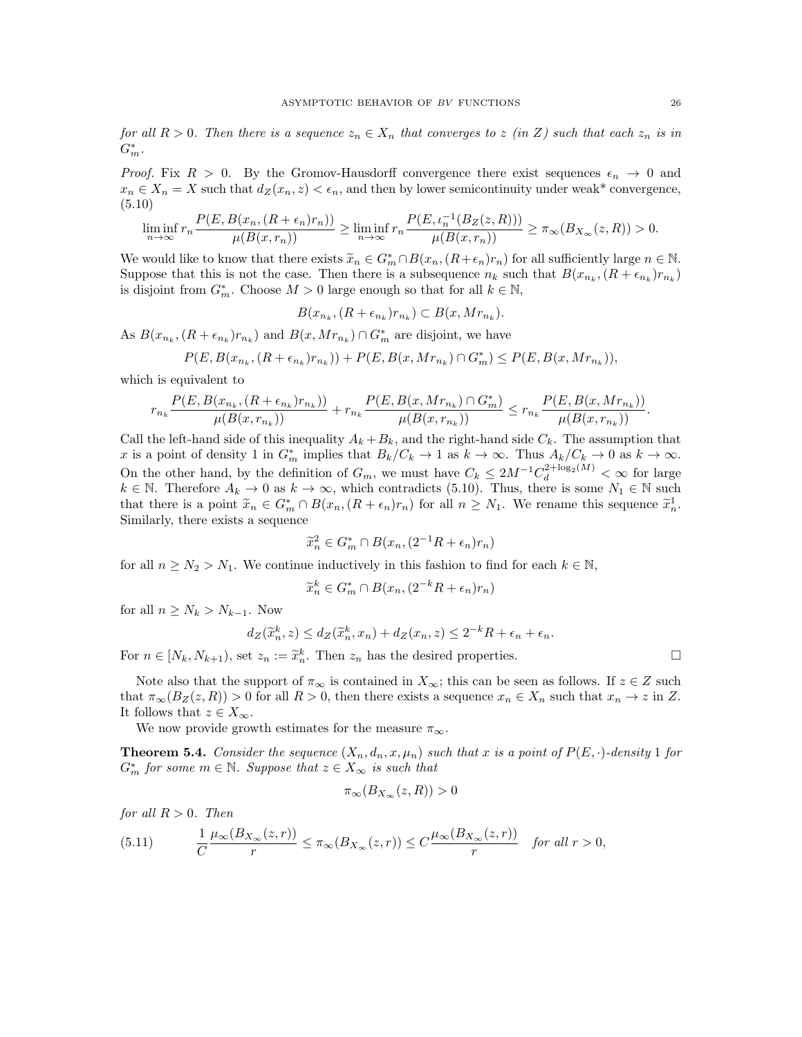*for all $R > 0$. Then there is a sequence $z_n \in X_n$ that converges to $z$ (in $Z$) such that each $z_n$ is in $G_m^*$.*

*Proof.* Fix $R > 0$. By the Gromov-Hausdorff convergence there exist sequences $\epsilon_n \to 0$ and $x_n \in X_n = X$ such that $d_Z(x_n, z) < \epsilon_n$, and then by lower semicontinuity under weak* convergence, (5.10)

$$\liminf_{n\to\infty} r_n \frac{P(E, B(x_n, (R+\epsilon_n)r_n))}{\mu(B(x, r_n))} \geq \liminf_{n\to\infty} r_n \frac{P(E, \iota_n^{-1}(B_Z(z, R)))}{\mu(B(x, r_n))} \geq \pi_\infty(B_{X_\infty}(z, R)) > 0.$$

We would like to know that there exists $\widetilde{x}_n \in G_m^* \cap B(x_n, (R+\epsilon_n)r_n)$ for all sufficiently large $n \in \mathbb{N}$. Suppose that this is not the case. Then there is a subsequence $n_k$ such that $B(x_{n_k}, (R+\epsilon_{n_k})r_{n_k})$ is disjoint from $G_m^*$. Choose $M > 0$ large enough so that for all $k \in \mathbb{N}$,

$$B(x_{n_k}, (R+\epsilon_{n_k})r_{n_k}) \subset B(x, Mr_{n_k}).$$

As $B(x_{n_k}, (R+\epsilon_{n_k})r_{n_k})$ and $B(x, Mr_{n_k}) \cap G_m^*$ are disjoint, we have

$$P(E, B(x_{n_k}, (R+\epsilon_{n_k})r_{n_k})) + P(E, B(x, Mr_{n_k}) \cap G_m^*) \leq P(E, B(x, Mr_{n_k})),$$

which is equivalent to

$$r_{n_k} \frac{P(E, B(x_{n_k}, (R+\epsilon_{n_k})r_{n_k}))}{\mu(B(x, r_{n_k}))} + r_{n_k} \frac{P(E, B(x, Mr_{n_k}) \cap G_m^*)}{\mu(B(x, r_{n_k}))} \leq r_{n_k} \frac{P(E, B(x, Mr_{n_k}))}{\mu(B(x, r_{n_k}))}.$$

Call the left-hand side of this inequality $A_k + B_k$, and the right-hand side $C_k$. The assumption that $x$ is a point of density 1 in $G_m^*$ implies that $B_k/C_k \to 1$ as $k \to \infty$. Thus $A_k/C_k \to 0$ as $k \to \infty$. On the other hand, by the definition of $G_m$, we must have $C_k \leq 2M^{-1}C_d^{2+\log_2(M)} < \infty$ for large $k \in \mathbb{N}$. Therefore $A_k \to 0$ as $k \to \infty$, which contradicts (5.10). Thus, there is some $N_1 \in \mathbb{N}$ such that there is a point $\widetilde{x}_n \in G_m^* \cap B(x_n, (R+\epsilon_n)r_n)$ for all $n \geq N_1$. We rename this sequence $\widetilde{x}_n^1$. Similarly, there exists a sequence

$$\widetilde{x}_n^2 \in G_m^* \cap B(x_n, (2^{-1}R + \epsilon_n)r_n)$$

for all $n \geq N_2 > N_1$. We continue inductively in this fashion to find for each $k \in \mathbb{N}$,

$$\widetilde{x}_n^k \in G_m^* \cap B(x_n, (2^{-k}R + \epsilon_n)r_n)$$

for all $n \geq N_k > N_{k-1}$. Now

$$d_Z(\widetilde{x}_n^k, z) \leq d_Z(\widetilde{x}_n^k, x_n) + d_Z(x_n, z) \leq 2^{-k}R + \epsilon_n + \epsilon_n.$$

For $n \in [N_k, N_{k+1})$, set $z_n := \widetilde{x}_n^k$. Then $z_n$ has the desired properties. □

Note also that the support of $\pi_\infty$ is contained in $X_\infty$; this can be seen as follows. If $z \in Z$ such that $\pi_\infty(B_Z(z, R)) > 0$ for all $R > 0$, then there exists a sequence $x_n \in X_n$ such that $x_n \to z$ in $Z$. It follows that $z \in X_\infty$.

We now provide growth estimates for the measure $\pi_\infty$.

**Theorem 5.4.** *Consider the sequence $(X_n, d_n, x, \mu_n)$ such that $x$ is a point of $P(E, \cdot)$-density 1 for $G_m^*$ for some $m \in \mathbb{N}$. Suppose that $z \in X_\infty$ is such that*

$$\pi_\infty(B_{X_\infty}(z, R)) > 0$$

*for all $R > 0$. Then*

$$\frac{1}{C} \frac{\mu_\infty(B_{X_\infty}(z, r))}{r} \leq \pi_\infty(B_{X_\infty}(z, r)) \leq C \frac{\mu_\infty(B_{X_\infty}(z, r))}{r} \quad \text{for all } r > 0, \tag{5.11}$$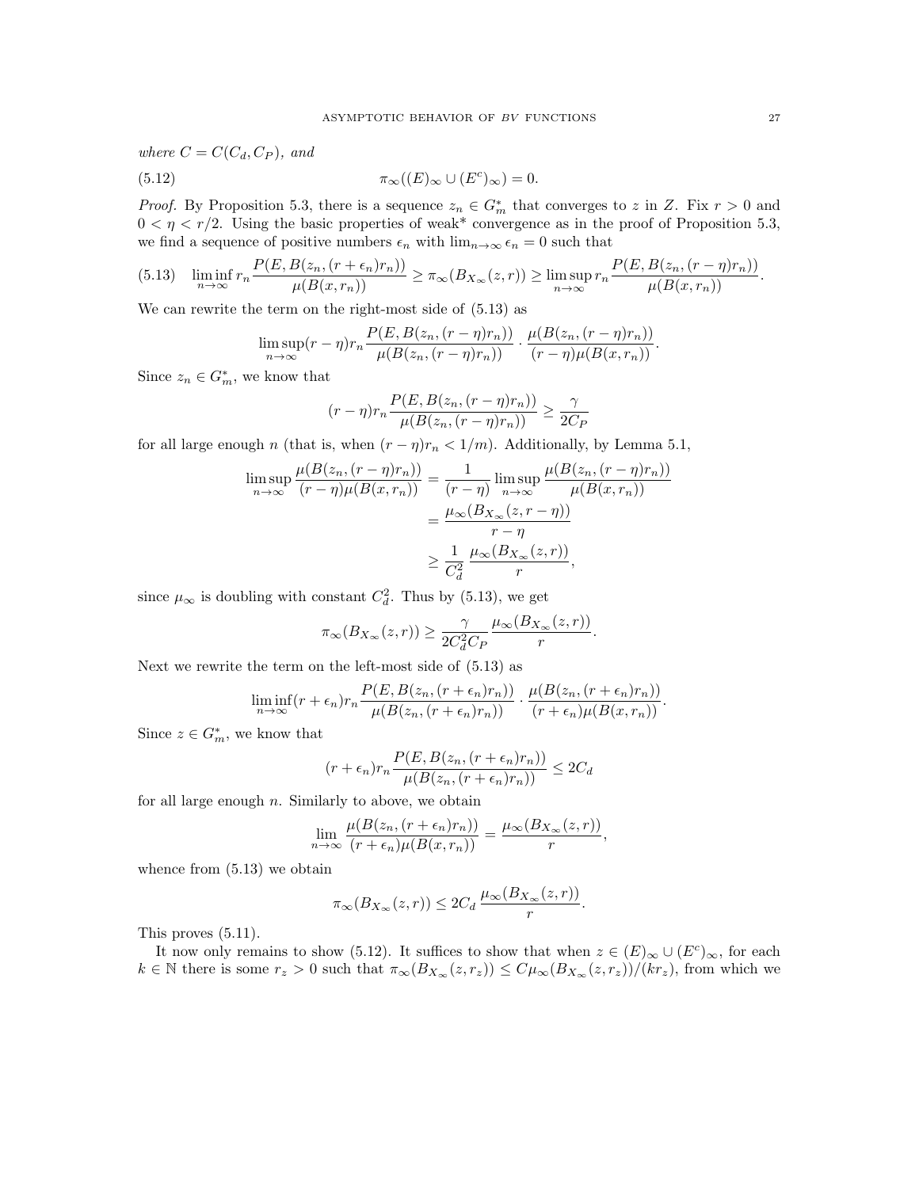where $C = C(C_d, C_P)$, and

$$\pi_\infty((E)_\infty \cup (E^c)_\infty) = 0. \tag{5.12}$$

*Proof.* By Proposition 5.3, there is a sequence $z_n \in G_m^*$ that converges to $z$ in $Z$. Fix $r > 0$ and $0 < \eta < r/2$. Using the basic properties of weak* convergence as in the proof of Proposition 5.3, we find a sequence of positive numbers $\epsilon_n$ with $\lim_{n\to\infty} \epsilon_n = 0$ such that

$$\liminf_{n\to\infty} r_n \frac{P(E, B(z_n, (r+\epsilon_n)r_n))}{\mu(B(x, r_n))} \ge \pi_\infty(B_{X_\infty}(z, r)) \ge \limsup_{n\to\infty} r_n \frac{P(E, B(z_n, (r-\eta)r_n))}{\mu(B(x, r_n))}. \tag{5.13}$$

We can rewrite the term on the right-most side of (5.13) as

$$\limsup_{n\to\infty} (r-\eta) r_n \frac{P(E, B(z_n, (r-\eta)r_n))}{\mu(B(z_n, (r-\eta)r_n))} \cdot \frac{\mu(B(z_n, (r-\eta)r_n))}{(r-\eta)\mu(B(x, r_n))}.$$

Since $z_n \in G_m^*$, we know that

$$(r-\eta) r_n \frac{P(E, B(z_n, (r-\eta)r_n))}{\mu(B(z_n, (r-\eta)r_n))} \ge \frac{\gamma}{2C_P}$$

for all large enough $n$ (that is, when $(r-\eta)r_n < 1/m$). Additionally, by Lemma 5.1,

$$\begin{aligned}
\limsup_{n\to\infty} \frac{\mu(B(z_n, (r-\eta)r_n))}{(r-\eta)\mu(B(x, r_n))} &= \frac{1}{(r-\eta)} \limsup_{n\to\infty} \frac{\mu(B(z_n, (r-\eta)r_n))}{\mu(B(x, r_n))} \\
&= \frac{\mu_\infty(B_{X_\infty}(z, r-\eta))}{r-\eta} \\
&\ge \frac{1}{C_d^2} \, \frac{\mu_\infty(B_{X_\infty}(z, r))}{r},
\end{aligned}$$

since $\mu_\infty$ is doubling with constant $C_d^2$. Thus by (5.13), we get

$$\pi_\infty(B_{X_\infty}(z, r)) \ge \frac{\gamma}{2C_d^2 C_P} \frac{\mu_\infty(B_{X_\infty}(z, r))}{r}.$$

Next we rewrite the term on the left-most side of (5.13) as

$$\liminf_{n\to\infty} (r+\epsilon_n) r_n \frac{P(E, B(z_n, (r+\epsilon_n)r_n))}{\mu(B(z_n, (r+\epsilon_n)r_n))} \cdot \frac{\mu(B(z_n, (r+\epsilon_n)r_n))}{(r+\epsilon_n)\mu(B(x, r_n))}.$$

Since $z \in G_m^*$, we know that

$$(r+\epsilon_n) r_n \frac{P(E, B(z_n, (r+\epsilon_n)r_n))}{\mu(B(z_n, (r+\epsilon_n)r_n))} \le 2C_d$$

for all large enough $n$. Similarly to above, we obtain

$$\lim_{n\to\infty} \frac{\mu(B(z_n, (r+\epsilon_n)r_n))}{(r+\epsilon_n)\mu(B(x, r_n))} = \frac{\mu_\infty(B_{X_\infty}(z, r))}{r},$$

whence from (5.13) we obtain

$$\pi_\infty(B_{X_\infty}(z, r)) \le 2C_d \, \frac{\mu_\infty(B_{X_\infty}(z, r))}{r}.$$

This proves (5.11).

It now only remains to show (5.12). It suffices to show that when $z \in (E)_\infty \cup (E^c)_\infty$, for each $k \in \mathbb{N}$ there is some $r_z > 0$ such that $\pi_\infty(B_{X_\infty}(z, r_z)) \le C\mu_\infty(B_{X_\infty}(z, r_z))/(kr_z)$, from which we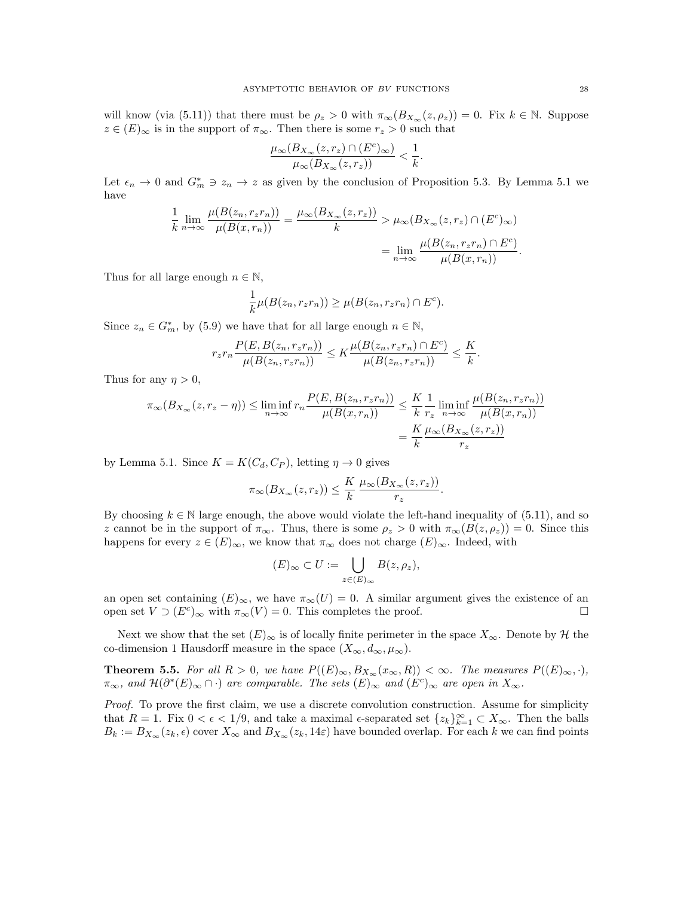will know (via (5.11)) that there must be $\rho_z > 0$ with $\pi_\infty(B_{X_\infty}(z,\rho_z)) = 0$. Fix $k \in \mathbb{N}$. Suppose $z \in (E)_\infty$ is in the support of $\pi_\infty$. Then there is some $r_z > 0$ such that

$$\frac{\mu_\infty(B_{X_\infty}(z,r_z) \cap (E^c)_\infty)}{\mu_\infty(B_{X_\infty}(z,r_z))} < \frac{1}{k}.$$

Let $\epsilon_n \to 0$ and $G_m^* \ni z_n \to z$ as given by the conclusion of Proposition 5.3. By Lemma 5.1 we have

$$\frac{1}{k}\lim_{n\to\infty} \frac{\mu(B(z_n, r_z r_n))}{\mu(B(x,r_n))} = \frac{\mu_\infty(B_{X_\infty}(z,r_z))}{k} > \mu_\infty(B_{X_\infty}(z,r_z) \cap (E^c)_\infty)$$
$$= \lim_{n\to\infty} \frac{\mu(B(z_n, r_z r_n) \cap E^c)}{\mu(B(x,r_n))}.$$

Thus for all large enough $n \in \mathbb{N}$,

$$\frac{1}{k}\mu(B(z_n, r_z r_n)) \geq \mu(B(z_n, r_z r_n) \cap E^c).$$

Since $z_n \in G_m^*$, by (5.9) we have that for all large enough $n \in \mathbb{N}$,

$$r_z r_n \frac{P(E, B(z_n, r_z r_n))}{\mu(B(z_n, r_z r_n))} \leq K \frac{\mu(B(z_n, r_z r_n) \cap E^c)}{\mu(B(z_n, r_z r_n))} \leq \frac{K}{k}.$$

Thus for any $\eta > 0$,

$$\pi_\infty(B_{X_\infty}(z, r_z - \eta)) \leq \liminf_{n\to\infty} r_n \frac{P(E, B(z_n, r_z r_n))}{\mu(B(x,r_n))} \leq \frac{K}{k}\frac{1}{r_z}\liminf_{n\to\infty} \frac{\mu(B(z_n, r_z r_n))}{\mu(B(x,r_n))}$$
$$= \frac{K}{k}\frac{\mu_\infty(B_{X_\infty}(z,r_z))}{r_z}$$

by Lemma 5.1. Since $K = K(C_d, C_P)$, letting $\eta \to 0$ gives

$$\pi_\infty(B_{X_\infty}(z,r_z)) \leq \frac{K}{k}\,\frac{\mu_\infty(B_{X_\infty}(z,r_z))}{r_z}.$$

By choosing $k \in \mathbb{N}$ large enough, the above would violate the left-hand inequality of (5.11), and so $z$ cannot be in the support of $\pi_\infty$. Thus, there is some $\rho_z > 0$ with $\pi_\infty(B(z,\rho_z)) = 0$. Since this happens for every $z \in (E)_\infty$, we know that $\pi_\infty$ does not charge $(E)_\infty$. Indeed, with

$$(E)_\infty \subset U := \bigcup_{z\in(E)_\infty} B(z,\rho_z),$$

an open set containing $(E)_\infty$, we have $\pi_\infty(U) = 0$. A similar argument gives the existence of an open set $V \supset (E^c)_\infty$ with $\pi_\infty(V) = 0$. This completes the proof. □

Next we show that the set $(E)_\infty$ is of locally finite perimeter in the space $X_\infty$. Denote by $\mathcal{H}$ the co-dimension 1 Hausdorff measure in the space $(X_\infty, d_\infty, \mu_\infty)$.

**Theorem 5.5.** *For all $R > 0$, we have $P((E)_\infty, B_{X_\infty}(x_\infty, R)) < \infty$. The measures $P((E)_\infty, \cdot)$, $\pi_\infty$, and $\mathcal{H}(\partial^*(E)_\infty \cap \cdot)$ are comparable. The sets $(E)_\infty$ and $(E^c)_\infty$ are open in $X_\infty$.*

*Proof.* To prove the first claim, we use a discrete convolution construction. Assume for simplicity that $R = 1$. Fix $0 < \epsilon < 1/9$, and take a maximal $\epsilon$-separated set $\{z_k\}_{k=1}^\infty \subset X_\infty$. Then the balls $B_k := B_{X_\infty}(z_k, \epsilon)$ cover $X_\infty$ and $B_{X_\infty}(z_k, 14\varepsilon)$ have bounded overlap. For each $k$ we can find points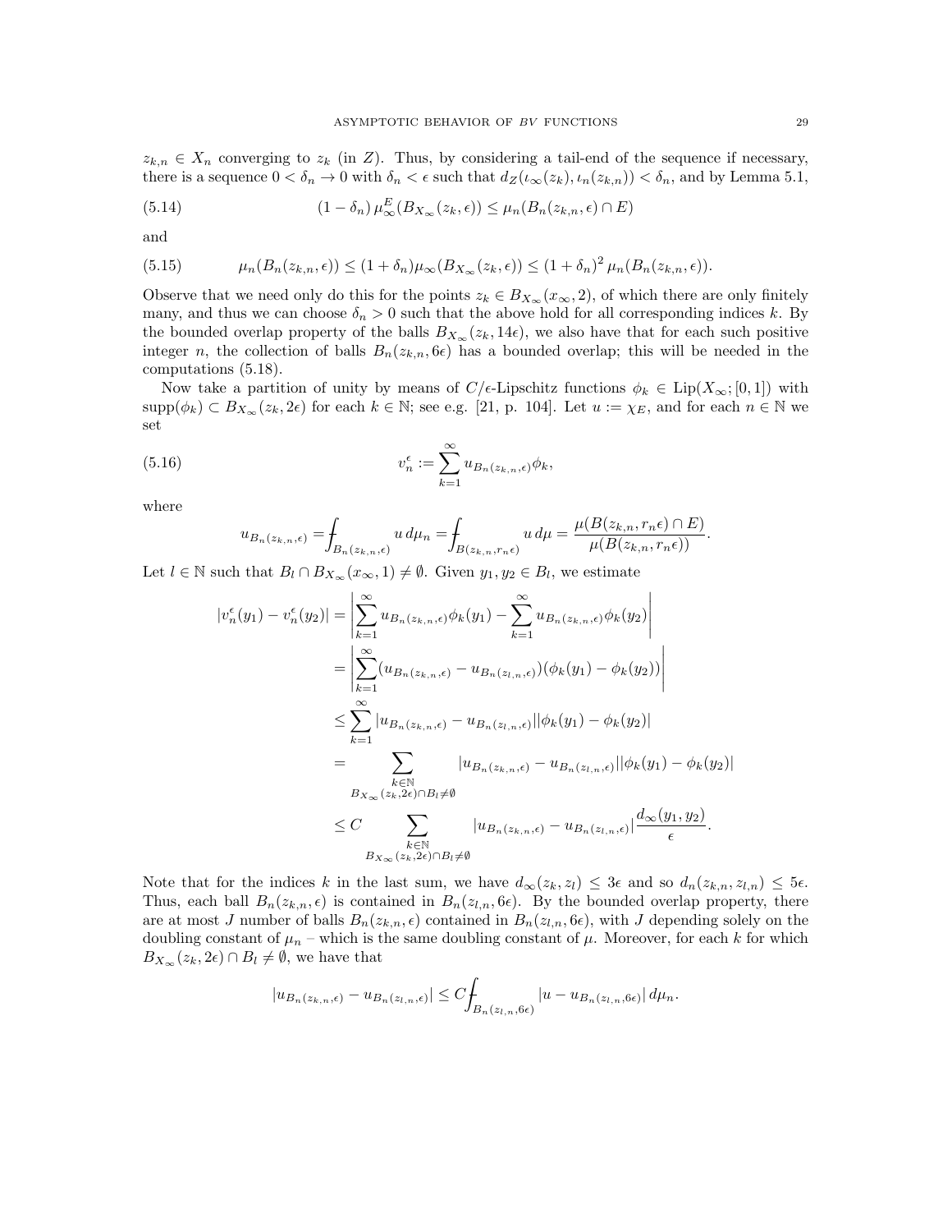$z_{k,n} \in X_n$ converging to $z_k$ (in $Z$). Thus, by considering a tail-end of the sequence if necessary, there is a sequence $0 < \delta_n \to 0$ with $\delta_n < \epsilon$ such that $d_Z(\iota_\infty(z_k), \iota_n(z_{k,n})) < \delta_n$, and by Lemma 5.1,

$$(1 - \delta_n)\, \mu_\infty^E(B_{X_\infty}(z_k, \epsilon)) \le \mu_n(B_n(z_{k,n}, \epsilon) \cap E) \tag{5.14}$$

and

$$\mu_n(B_n(z_{k,n}, \epsilon)) \le (1 + \delta_n)\mu_\infty(B_{X_\infty}(z_k, \epsilon)) \le (1 + \delta_n)^2\, \mu_n(B_n(z_{k,n}, \epsilon)). \tag{5.15}$$

Observe that we need only do this for the points $z_k \in B_{X_\infty}(x_\infty, 2)$, of which there are only finitely many, and thus we can choose $\delta_n > 0$ such that the above hold for all corresponding indices $k$. By the bounded overlap property of the balls $B_{X_\infty}(z_k, 14\epsilon)$, we also have that for each such positive integer $n$, the collection of balls $B_n(z_{k,n}, 6\epsilon)$ has a bounded overlap; this will be needed in the computations (5.18).

Now take a partition of unity by means of $C/\epsilon$-Lipschitz functions $\phi_k \in \mathrm{Lip}(X_\infty; [0, 1])$ with $\mathrm{supp}(\phi_k) \subset B_{X_\infty}(z_k, 2\epsilon)$ for each $k \in \mathbb{N}$; see e.g. [21, p. 104]. Let $u := \chi_E$, and for each $n \in \mathbb{N}$ we set

$$v_n^\epsilon := \sum_{k=1}^\infty u_{B_n(z_{k,n},\epsilon)}\phi_k, \tag{5.16}$$

where

$$u_{B_n(z_{k,n},\epsilon)} = \fint_{B_n(z_{k,n},\epsilon)} u\, d\mu_n = \fint_{B(z_{k,n}, r_n\epsilon)} u\, d\mu = \frac{\mu(B(z_{k,n}, r_n\epsilon) \cap E)}{\mu(B(z_{k,n}, r_n\epsilon))}.$$

Let $l \in \mathbb{N}$ such that $B_l \cap B_{X_\infty}(x_\infty, 1) \neq \emptyset$. Given $y_1, y_2 \in B_l$, we estimate

$$\begin{aligned}
|v_n^\epsilon(y_1) - v_n^\epsilon(y_2)| &= \left| \sum_{k=1}^\infty u_{B_n(z_{k,n},\epsilon)}\phi_k(y_1) - \sum_{k=1}^\infty u_{B_n(z_{k,n},\epsilon)}\phi_k(y_2) \right| \\
&= \left| \sum_{k=1}^\infty (u_{B_n(z_{k,n},\epsilon)} - u_{B_n(z_{l,n},\epsilon)})(\phi_k(y_1) - \phi_k(y_2)) \right| \\
&\le \sum_{k=1}^\infty |u_{B_n(z_{k,n},\epsilon)} - u_{B_n(z_{l,n},\epsilon)}||\phi_k(y_1) - \phi_k(y_2)| \\
&= \sum_{\substack{k\in\mathbb{N} \\ B_{X_\infty}(z_k,2\epsilon)\cap B_l \neq \emptyset}} |u_{B_n(z_{k,n},\epsilon)} - u_{B_n(z_{l,n},\epsilon)}||\phi_k(y_1) - \phi_k(y_2)| \\
&\le C \sum_{\substack{k\in\mathbb{N} \\ B_{X_\infty}(z_k,2\epsilon)\cap B_l \neq \emptyset}} |u_{B_n(z_{k,n},\epsilon)} - u_{B_n(z_{l,n},\epsilon)}| \frac{d_\infty(y_1, y_2)}{\epsilon}.
\end{aligned}$$

Note that for the indices $k$ in the last sum, we have $d_\infty(z_k, z_l) \le 3\epsilon$ and so $d_n(z_{k,n}, z_{l,n}) \le 5\epsilon$. Thus, each ball $B_n(z_{k,n}, \epsilon)$ is contained in $B_n(z_{l,n}, 6\epsilon)$. By the bounded overlap property, there are at most $J$ number of balls $B_n(z_{k,n}, \epsilon)$ contained in $B_n(z_{l,n}, 6\epsilon)$, with $J$ depending solely on the doubling constant of $\mu_n$ – which is the same doubling constant of $\mu$. Moreover, for each $k$ for which $B_{X_\infty}(z_k, 2\epsilon) \cap B_l \neq \emptyset$, we have that

$$|u_{B_n(z_{k,n},\epsilon)} - u_{B_n(z_{l,n},\epsilon)}| \le C \fint_{B_n(z_{l,n},6\epsilon)} |u - u_{B_n(z_{l,n},6\epsilon)}|\, d\mu_n.$$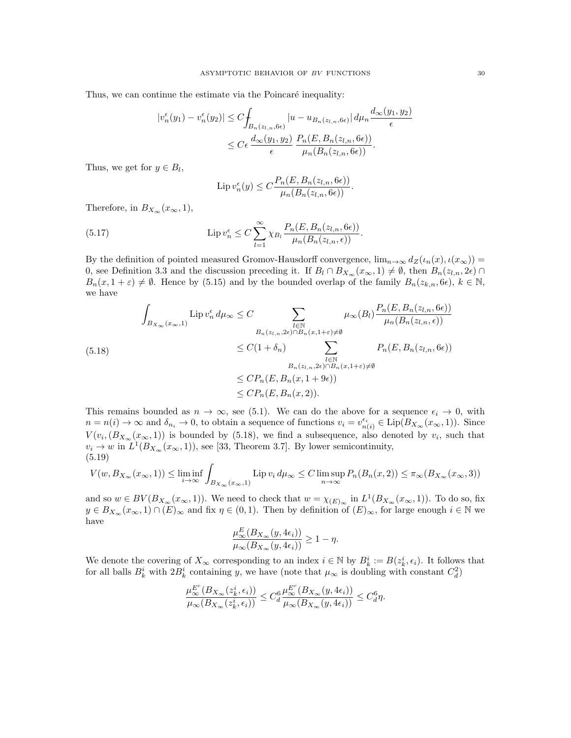Thus, we can continue the estimate via the Poincaré inequality:

$$
\begin{aligned}
|v_n^\epsilon(y_1) - v_n^\epsilon(y_2)| &\le C \fint_{B_n(z_{l,n},6\epsilon)} |u - u_{B_n(z_{l,n},6\epsilon)}| \, d\mu_n \frac{d_\infty(y_1,y_2)}{\epsilon} \\
&\le C\epsilon \, \frac{d_\infty(y_1,y_2)}{\epsilon} \, \frac{P_n(E, B_n(z_{l,n},6\epsilon))}{\mu_n(B_n(z_{l,n},6\epsilon))}.
\end{aligned}
$$

Thus, we get for $y \in B_l$,

$$
\operatorname{Lip} v_n^\epsilon(y) \le C \frac{P_n(E, B_n(z_{l,n},6\epsilon))}{\mu_n(B_n(z_{l,n},6\epsilon))}.
$$

Therefore, in $B_{X_\infty}(x_\infty, 1)$,

$$
\operatorname{Lip} v_n^\epsilon \le C \sum_{l=1}^{\infty} \chi_{B_l} \frac{P_n(E, B_n(z_{l,n},6\epsilon))}{\mu_n(B_n(z_{l,n},\epsilon))}. \tag{5.17}
$$

By the definition of pointed measured Gromov-Hausdorff convergence, $\lim_{n\to\infty} d_Z(\iota_n(x), \iota(x_\infty)) = 0$, see Definition 3.3 and the discussion preceding it. If $B_l \cap B_{X_\infty}(x_\infty,1) \neq \emptyset$, then $B_n(z_{l,n},2\epsilon) \cap B_n(x, 1+\varepsilon) \neq \emptyset$. Hence by (5.15) and by the bounded overlap of the family $B_n(z_{k,n},6\epsilon)$, $k\in\mathbb{N}$, we have

$$
\begin{aligned}
\int_{B_{X_\infty}(x_\infty,1)} \operatorname{Lip} v_n^\epsilon \, d\mu_\infty &\le C \sum_{\substack{l\in\mathbb{N} \\ B_n(z_{l,n},2\epsilon)\cap B_n(x,1+\varepsilon)\neq\emptyset}} \mu_\infty(B_l) \frac{P_n(E, B_n(z_{l,n},6\epsilon))}{\mu_n(B_n(z_{l,n},\epsilon))} \\
&\le C(1+\delta_n) \sum_{\substack{l\in\mathbb{N} \\ B_n(z_{l,n},2\epsilon)\cap B_n(x,1+\varepsilon)\neq\emptyset}} P_n(E, B_n(z_{l,n},6\epsilon)) \\
&\le C P_n(E, B_n(x, 1+9\epsilon)) \\
&\le C P_n(E, B_n(x,2)).
\end{aligned} \tag{5.18}
$$

This remains bounded as $n\to\infty$, see (5.1). We can do the above for a sequence $\epsilon_i \to 0$, with $n = n(i) \to \infty$ and $\delta_{n_i} \to 0$, to obtain a sequence of functions $v_i = v_{n(i)}^{\epsilon_i} \in \operatorname{Lip}(B_{X_\infty}(x_\infty,1))$. Since $V(v_i, (B_{X_\infty}(x_\infty,1))$ is bounded by (5.18), we find a subsequence, also denoted by $v_i$, such that $v_i \to w$ in $L^1(B_{X_\infty}(x_\infty,1))$, see [33, Theorem 3.7]. By lower semicontinuity,

$$
V(w, B_{X_\infty}(x_\infty,1)) \le \liminf_{i\to\infty} \int_{B_{X_\infty}(x_\infty,1)} \operatorname{Lip} v_i \, d\mu_\infty \le C \limsup_{n\to\infty} P_n(B_n(x,2)) \le \pi_\infty(B_{X_\infty}(x_\infty,3)) \tag{5.19}
$$

and so $w \in BV(B_{X_\infty}(x_\infty,1))$. We need to check that $w = \chi_{(E)_\infty}$ in $L^1(B_{X_\infty}(x_\infty,1))$. To do so, fix $y \in B_{X_\infty}(x_\infty,1) \cap (E)_\infty$ and fix $\eta \in (0,1)$. Then by definition of $(E)_\infty$, for large enough $i\in\mathbb{N}$ we have

$$
\frac{\mu_\infty^E(B_{X_\infty}(y,4\epsilon_i))}{\mu_\infty(B_{X_\infty}(y,4\epsilon_i))} \ge 1-\eta.
$$

We denote the covering of $X_\infty$ corresponding to an index $i\in\mathbb{N}$ by $B_k^i := B(z_k^i, \epsilon_i)$. It follows that for all balls $B_k^i$ with $2B_k^i$ containing $y$, we have (note that $\mu_\infty$ is doubling with constant $C_d^2$)

$$
\frac{\mu_\infty^{E^c}(B_{X_\infty}(z_k^i,\epsilon_i))}{\mu_\infty(B_{X_\infty}(z_k^i,\epsilon_i))} \le C_d^6 \frac{\mu_\infty^{E^c}(B_{X_\infty}(y,4\epsilon_i))}{\mu_\infty(B_{X_\infty}(y,4\epsilon_i))} \le C_d^6 \eta.
$$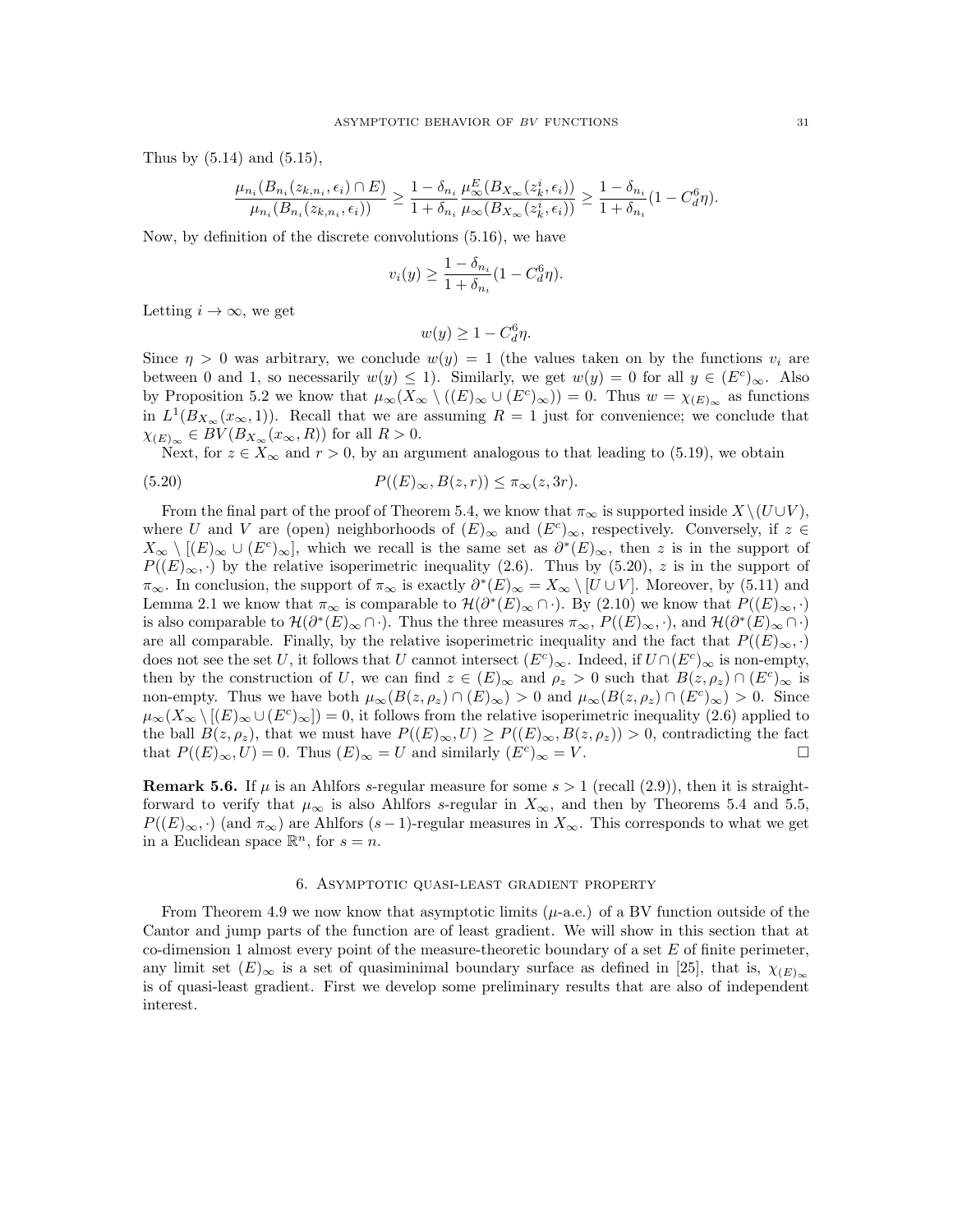Thus by (5.14) and (5.15),

$$\frac{\mu_{n_i}(B_{n_i}(z_{k,n_i},\epsilon_i)\cap E)}{\mu_{n_i}(B_{n_i}(z_{k,n_i},\epsilon_i))}\geq \frac{1-\delta_{n_i}}{1+\delta_{n_i}}\frac{\mu_\infty^E(B_{X_\infty}(z_k^i,\epsilon_i))}{\mu_\infty(B_{X_\infty}(z_k^i,\epsilon_i))}\geq \frac{1-\delta_{n_i}}{1+\delta_{n_i}}(1-C_d^6\eta).$$

Now, by definition of the discrete convolutions (5.16), we have

$$v_i(y)\geq \frac{1-\delta_{n_i}}{1+\delta_{n_i}}(1-C_d^6\eta).$$

Letting $i\to\infty$, we get

$$w(y)\geq 1-C_d^6\eta.$$

Since $\eta>0$ was arbitrary, we conclude $w(y)=1$ (the values taken on by the functions $v_i$ are between 0 and 1, so necessarily $w(y)\leq 1$). Similarly, we get $w(y)=0$ for all $y\in(E^c)_\infty$. Also by Proposition 5.2 we know that $\mu_\infty(X_\infty\setminus((E)_\infty\cup(E^c)_\infty))=0$. Thus $w=\chi_{(E)_\infty}$ as functions in $L^1(B_{X_\infty}(x_\infty,1))$. Recall that we are assuming $R=1$ just for convenience; we conclude that $\chi_{(E)_\infty}\in BV(B_{X_\infty}(x_\infty,R))$ for all $R>0$.

Next, for $z\in X_\infty$ and $r>0$, by an argument analogous to that leading to (5.19), we obtain

$$P((E)_\infty,B(z,r))\leq \pi_\infty(z,3r). \tag{5.20}$$

From the final part of the proof of Theorem 5.4, we know that $\pi_\infty$ is supported inside $X\setminus(U\cup V)$, where $U$ and $V$ are (open) neighborhoods of $(E)_\infty$ and $(E^c)_\infty$, respectively. Conversely, if $z\in X_\infty\setminus[(E)_\infty\cup(E^c)_\infty]$, which we recall is the same set as $\partial^*(E)_\infty$, then $z$ is in the support of $P((E)_\infty,\cdot)$ by the relative isoperimetric inequality (2.6). Thus by (5.20), $z$ is in the support of $\pi_\infty$. In conclusion, the support of $\pi_\infty$ is exactly $\partial^*(E)_\infty=X_\infty\setminus[U\cup V]$. Moreover, by (5.11) and Lemma 2.1 we know that $\pi_\infty$ is comparable to $\mathcal{H}(\partial^*(E)_\infty\cap\cdot)$. By (2.10) we know that $P((E)_\infty,\cdot)$ is also comparable to $\mathcal{H}(\partial^*(E)_\infty\cap\cdot)$. Thus the three measures $\pi_\infty$, $P((E)_\infty,\cdot)$, and $\mathcal{H}(\partial^*(E)_\infty\cap\cdot)$ are all comparable. Finally, by the relative isoperimetric inequality and the fact that $P((E)_\infty,\cdot)$ does not see the set $U$, it follows that $U$ cannot intersect $(E^c)_\infty$. Indeed, if $U\cap(E^c)_\infty$ is non-empty, then by the construction of $U$, we can find $z\in(E)_\infty$ and $\rho_z>0$ such that $B(z,\rho_z)\cap(E^c)_\infty$ is non-empty. Thus we have both $\mu_\infty(B(z,\rho_z)\cap(E)_\infty)>0$ and $\mu_\infty(B(z,\rho_z)\cap(E^c)_\infty)>0$. Since $\mu_\infty(X_\infty\setminus[(E)_\infty\cup(E^c)_\infty])=0$, it follows from the relative isoperimetric inequality (2.6) applied to the ball $B(z,\rho_z)$, that we must have $P((E)_\infty,U)\geq P((E)_\infty,B(z,\rho_z))>0$, contradicting the fact that $P((E)_\infty,U)=0$. Thus $(E)_\infty=U$ and similarly $(E^c)_\infty=V$. $\square$

**Remark 5.6.** If $\mu$ is an Ahlfors $s$-regular measure for some $s>1$ (recall (2.9)), then it is straightforward to verify that $\mu_\infty$ is also Ahlfors $s$-regular in $X_\infty$, and then by Theorems 5.4 and 5.5, $P((E)_\infty,\cdot)$ (and $\pi_\infty$) are Ahlfors $(s-1)$-regular measures in $X_\infty$. This corresponds to what we get in a Euclidean space $\mathbb{R}^n$, for $s=n$.

## 6. Asymptotic quasi-least gradient property

From Theorem 4.9 we now know that asymptotic limits ($\mu$-a.e.) of a BV function outside of the Cantor and jump parts of the function are of least gradient. We will show in this section that at co-dimension 1 almost every point of the measure-theoretic boundary of a set $E$ of finite perimeter, any limit set $(E)_\infty$ is a set of quasiminimal boundary surface as defined in [25], that is, $\chi_{(E)_\infty}$ is of quasi-least gradient. First we develop some preliminary results that are also of independent interest.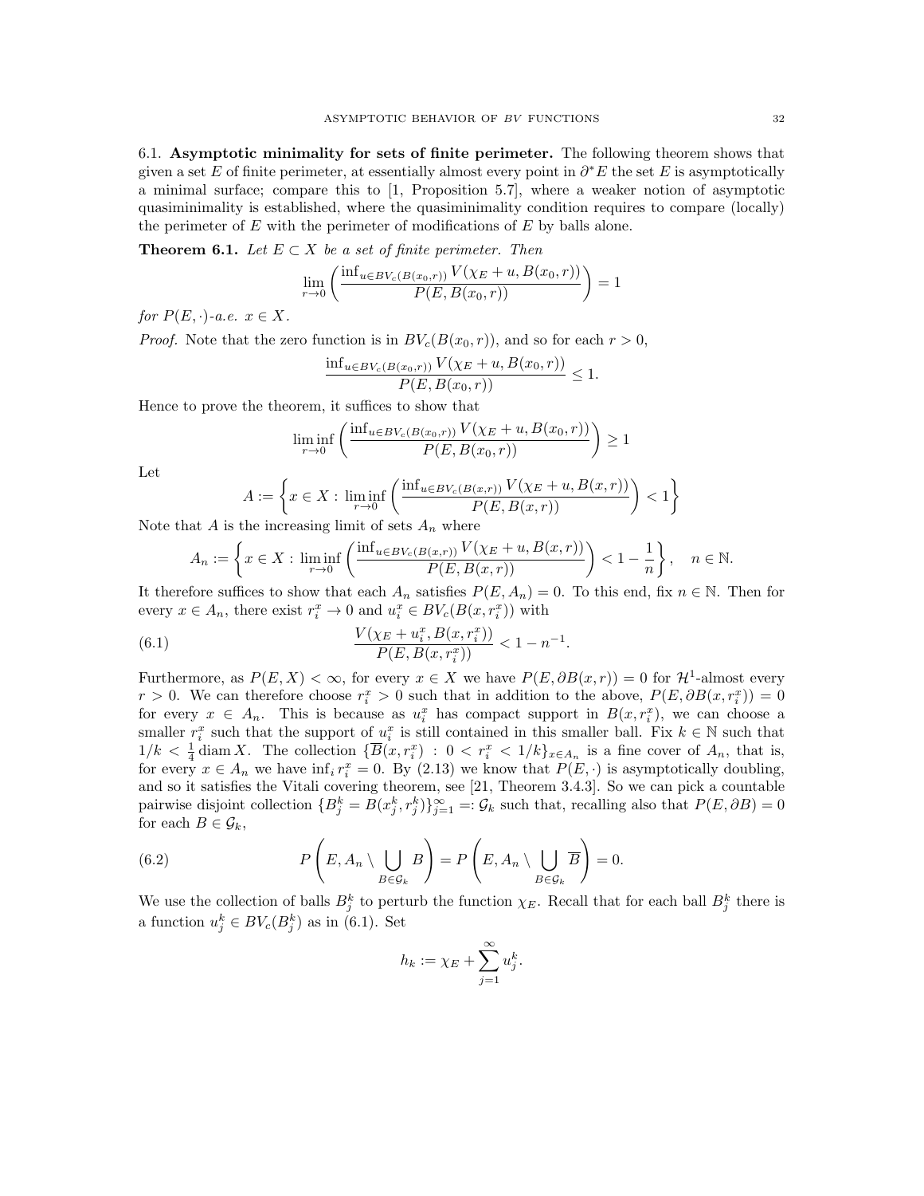### 6.1. **Asymptotic minimality for sets of finite perimeter.**

The following theorem shows that given a set $E$ of finite perimeter, at essentially almost every point in $\partial^* E$ the set $E$ is asymptotically a minimal surface; compare this to [1, Proposition 5.7], where a weaker notion of asymptotic quasiminimality is established, where the quasiminimality condition requires to compare (locally) the perimeter of $E$ with the perimeter of modifications of $E$ by balls alone.

**Theorem 6.1.** *Let $E \subset X$ be a set of finite perimeter. Then*

$$\lim_{r\to 0}\left(\frac{\inf_{u\in BV_c(B(x_0,r))} V(\chi_E+u, B(x_0,r))}{P(E,B(x_0,r))}\right)=1$$

*for $P(E,\cdot)$-a.e. $x \in X$.*

*Proof.* Note that the zero function is in $BV_c(B(x_0,r))$, and so for each $r > 0$,

$$\frac{\inf_{u\in BV_c(B(x_0,r))} V(\chi_E+u, B(x_0,r))}{P(E,B(x_0,r))}\le 1.$$

Hence to prove the theorem, it suffices to show that

$$\liminf_{r\to 0}\left(\frac{\inf_{u\in BV_c(B(x_0,r))} V(\chi_E+u, B(x_0,r))}{P(E,B(x_0,r))}\right)\ge 1$$

Let

$$A:=\left\{x\in X:\, \liminf_{r\to 0}\left(\frac{\inf_{u\in BV_c(B(x,r))} V(\chi_E+u, B(x,r))}{P(E,B(x,r))}\right)<1\right\}$$

Note that $A$ is the increasing limit of sets $A_n$ where

$$A_n:=\left\{x\in X:\, \liminf_{r\to 0}\left(\frac{\inf_{u\in BV_c(B(x,r))} V(\chi_E+u, B(x,r))}{P(E,B(x,r))}\right)<1-\frac{1}{n}\right\},\quad n\in\mathbb{N}.$$

It therefore suffices to show that each $A_n$ satisfies $P(E, A_n) = 0$. To this end, fix $n \in \mathbb{N}$. Then for every $x \in A_n$, there exist $r_i^x \to 0$ and $u_i^x \in BV_c(B(x, r_i^x))$ with

$$\frac{V(\chi_E+u_i^x, B(x,r_i^x))}{P(E,B(x,r_i^x))}<1-n^{-1}. \tag{6.1}$$

Furthermore, as $P(E, X) < \infty$, for every $x \in X$ we have $P(E, \partial B(x, r)) = 0$ for $\mathcal{H}^1$-almost every $r > 0$. We can therefore choose $r_i^x > 0$ such that in addition to the above, $P(E, \partial B(x, r_i^x)) = 0$ for every $x \in A_n$. This is because as $u_i^x$ has compact support in $B(x, r_i^x)$, we can choose a smaller $r_i^x$ such that the support of $u_i^x$ is still contained in this smaller ball. Fix $k \in \mathbb{N}$ such that $1/k < \frac{1}{4}\operatorname{diam} X$. The collection $\{\overline{B}(x, r_i^x) : 0 < r_i^x < 1/k\}_{x\in A_n}$ is a fine cover of $A_n$, that is, for every $x \in A_n$ we have $\inf_i r_i^x = 0$. By (2.13) we know that $P(E, \cdot)$ is asymptotically doubling, and so it satisfies the Vitali covering theorem, see [21, Theorem 3.4.3]. So we can pick a countable pairwise disjoint collection $\{B_j^k = B(x_j^k, r_j^k)\}_{j=1}^\infty =: \mathcal{G}_k$ such that, recalling also that $P(E, \partial B) = 0$ for each $B \in \mathcal{G}_k$,

$$P\left(E, A_n\setminus \bigcup_{B\in\mathcal{G}_k} B\right)=P\left(E, A_n\setminus \bigcup_{B\in\mathcal{G}_k} \overline{B}\right)=0. \tag{6.2}$$

We use the collection of balls $B_j^k$ to perturb the function $\chi_E$. Recall that for each ball $B_j^k$ there is a function $u_j^k \in BV_c(B_j^k)$ as in (6.1). Set

$$h_k:=\chi_E+\sum_{j=1}^\infty u_j^k.$$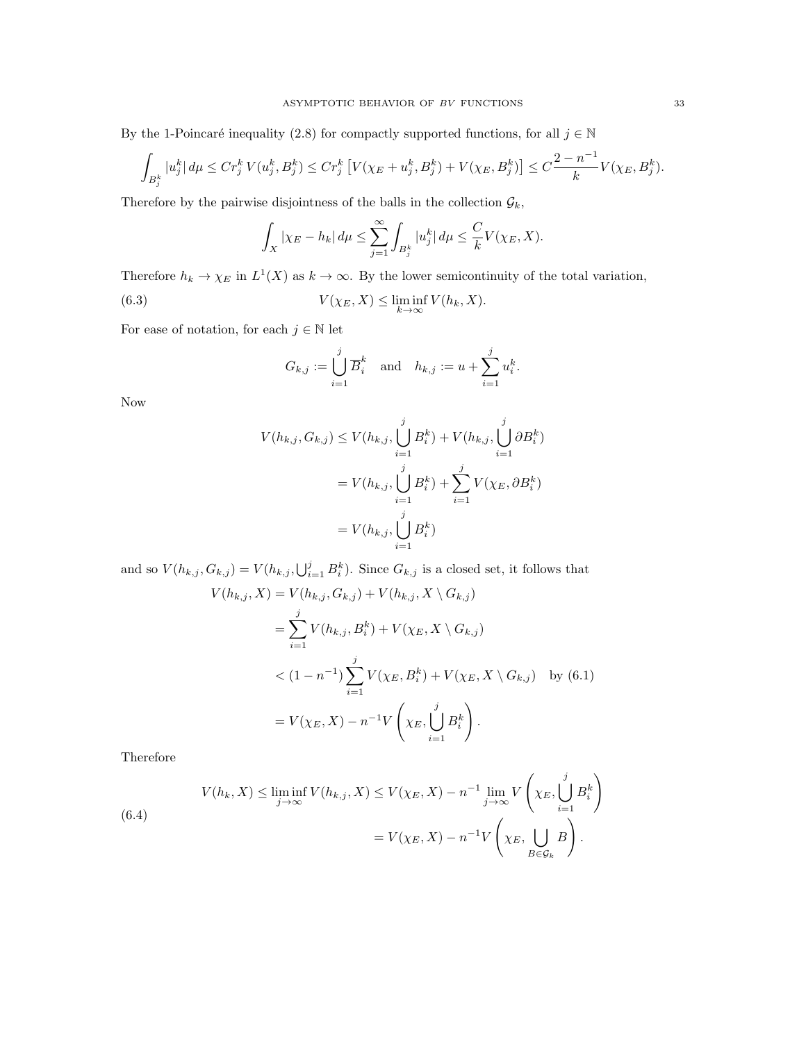By the 1-Poincaré inequality (2.8) for compactly supported functions, for all $j \in \mathbb{N}$

$$\int_{B_j^k} |u_j^k| \, d\mu \le C r_j^k \, V(u_j^k, B_j^k) \le C r_j^k \left[ V(\chi_E + u_j^k, B_j^k) + V(\chi_E, B_j^k) \right] \le C \frac{2 - n^{-1}}{k} V(\chi_E, B_j^k).$$

Therefore by the pairwise disjointness of the balls in the collection $\mathcal{G}_k$,

$$\int_X |\chi_E - h_k| \, d\mu \le \sum_{j=1}^{\infty} \int_{B_j^k} |u_j^k| \, d\mu \le \frac{C}{k} V(\chi_E, X).$$

Therefore $h_k \to \chi_E$ in $L^1(X)$ as $k \to \infty$. By the lower semicontinuity of the total variation,

$$V(\chi_E, X) \le \liminf_{k \to \infty} V(h_k, X). \tag{6.3}$$

For ease of notation, for each $j \in \mathbb{N}$ let

$$G_{k,j} := \bigcup_{i=1}^{j} \overline{B}_i^k \quad \text{and} \quad h_{k,j} := u + \sum_{i=1}^{j} u_i^k.$$

Now

$$\begin{aligned}
V(h_{k,j}, G_{k,j}) &\le V(h_{k,j}, \bigcup_{i=1}^{j} B_i^k) + V(h_{k,j}, \bigcup_{i=1}^{j} \partial B_i^k) \\
&= V(h_{k,j}, \bigcup_{i=1}^{j} B_i^k) + \sum_{i=1}^{j} V(\chi_E, \partial B_i^k) \\
&= V(h_{k,j}, \bigcup_{i=1}^{j} B_i^k)
\end{aligned}$$

and so $V(h_{k,j}, G_{k,j}) = V(h_{k,j}, \bigcup_{i=1}^{j} B_i^k)$. Since $G_{k,j}$ is a closed set, it follows that

$$\begin{aligned}
V(h_{k,j}, X) &= V(h_{k,j}, G_{k,j}) + V(h_{k,j}, X \setminus G_{k,j}) \\
&= \sum_{i=1}^{j} V(h_{k,j}, B_i^k) + V(\chi_E, X \setminus G_{k,j}) \\
&< (1 - n^{-1}) \sum_{i=1}^{j} V(\chi_E, B_i^k) + V(\chi_E, X \setminus G_{k,j}) \quad \text{by (6.1)} \\
&= V(\chi_E, X) - n^{-1} V\left( \chi_E, \bigcup_{i=1}^{j} B_i^k \right).
\end{aligned}$$

Therefore

$$\begin{aligned}
V(h_k, X) \le \liminf_{j \to \infty} V(h_{k,j}, X) &\le V(\chi_E, X) - n^{-1} \lim_{j \to \infty} V\left( \chi_E, \bigcup_{i=1}^{j} B_i^k \right) \\
&= V(\chi_E, X) - n^{-1} V\left( \chi_E, \bigcup_{B \in \mathcal{G}_k} B \right).
\end{aligned} \tag{6.4}$$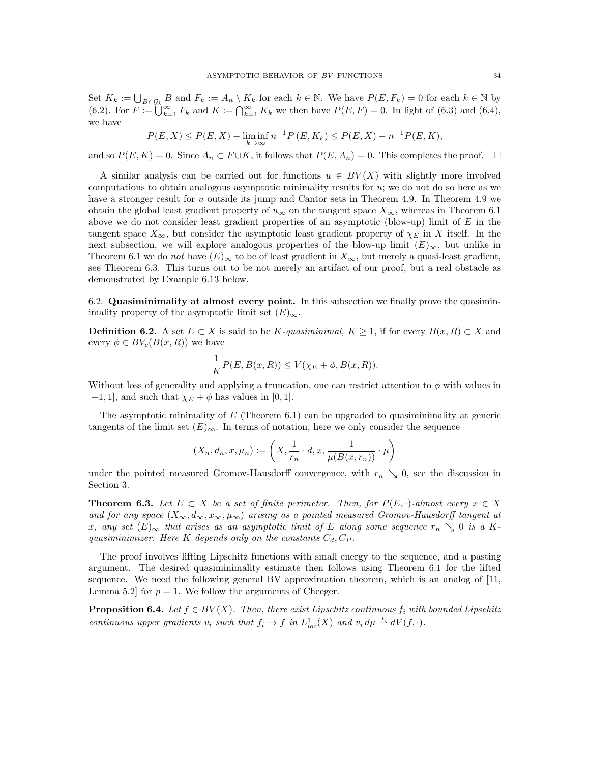Set $K_k := \bigcup_{B\in\mathcal{G}_k} B$ and $F_k := A_n \setminus K_k$ for each $k \in \mathbb{N}$. We have $P(E, F_k) = 0$ for each $k \in \mathbb{N}$ by (6.2). For $F := \bigcup_{k=1}^{\infty} F_k$ and $K := \bigcap_{k=1}^{\infty} K_k$ we then have $P(E, F) = 0$. In light of (6.3) and (6.4), we have

$$P(E, X) \leq P(E, X) - \liminf_{k\to\infty} n^{-1} P(E, K_k) \leq P(E, X) - n^{-1} P(E, K),$$

and so $P(E, K) = 0$. Since $A_n \subset F \cup K$, it follows that $P(E, A_n) = 0$. This completes the proof. $\square$

A similar analysis can be carried out for functions $u \in BV(X)$ with slightly more involved computations to obtain analogous asymptotic minimality results for $u$; we do not do so here as we have a stronger result for $u$ outside its jump and Cantor sets in Theorem 4.9. In Theorem 4.9 we obtain the global least gradient property of $u_\infty$ on the tangent space $X_\infty$, whereas in Theorem 6.1 above we do not consider least gradient properties of an asymptotic (blow-up) limit of $E$ in the tangent space $X_\infty$, but consider the asymptotic least gradient property of $\chi_E$ in $X$ itself. In the next subsection, we will explore analogous properties of the blow-up limit $(E)_\infty$, but unlike in Theorem 6.1 we do *not* have $(E)_\infty$ to be of least gradient in $X_\infty$, but merely a quasi-least gradient, see Theorem 6.3. This turns out to be not merely an artifact of our proof, but a real obstacle as demonstrated by Example 6.13 below.

### 6.2. Quasiminimality at almost every point.

In this subsection we finally prove the quasiminimality property of the asymptotic limit set $(E)_\infty$.

**Definition 6.2.** A set $E \subset X$ is said to be *$K$-quasiminimal,* $K \geq 1$, if for every $B(x, R) \subset X$ and every $\phi \in BV_c(B(x, R))$ we have

$$\frac{1}{K} P(E, B(x, R)) \leq V(\chi_E + \phi, B(x, R)).$$

Without loss of generality and applying a truncation, one can restrict attention to $\phi$ with values in $[-1, 1]$, and such that $\chi_E + \phi$ has values in $[0, 1]$.

The asymptotic minimality of $E$ (Theorem 6.1) can be upgraded to quasiminimality at generic tangents of the limit set $(E)_\infty$. In terms of notation, here we only consider the sequence

$$(X_n, d_n, x, \mu_n) := \left(X, \frac{1}{r_n} \cdot d, x, \frac{1}{\mu(B(x, r_n))} \cdot \mu\right)$$

under the pointed measured Gromov-Hausdorff convergence, with $r_n \searrow 0$, see the discussion in Section 3.

**Theorem 6.3.** *Let $E \subset X$ be a set of finite perimeter. Then, for $P(E, \cdot)$-almost every $x \in X$ and for any space $(X_\infty, d_\infty, x_\infty, \mu_\infty)$ arising as a pointed measured Gromov-Hausdorff tangent at $x$, any set $(E)_\infty$ that arises as an asymptotic limit of $E$ along some sequence $r_n \searrow 0$ is a $K$-quasiminimizer. Here $K$ depends only on the constants $C_d, C_P$.*

The proof involves lifting Lipschitz functions with small energy to the sequence, and a pasting argument. The desired quasiminimality estimate then follows using Theorem 6.1 for the lifted sequence. We need the following general BV approximation theorem, which is an analog of [11, Lemma 5.2] for $p = 1$. We follow the arguments of Cheeger.

**Proposition 6.4.** *Let $f \in BV(X)$. Then, there exist Lipschitz continuous $f_i$ with bounded Lipschitz continuous upper gradients $v_i$ such that $f_i \to f$ in $L^1_{loc}(X)$ and $v_i \, d\mu \overset{*}{\rightharpoonup} dV(f, \cdot)$.*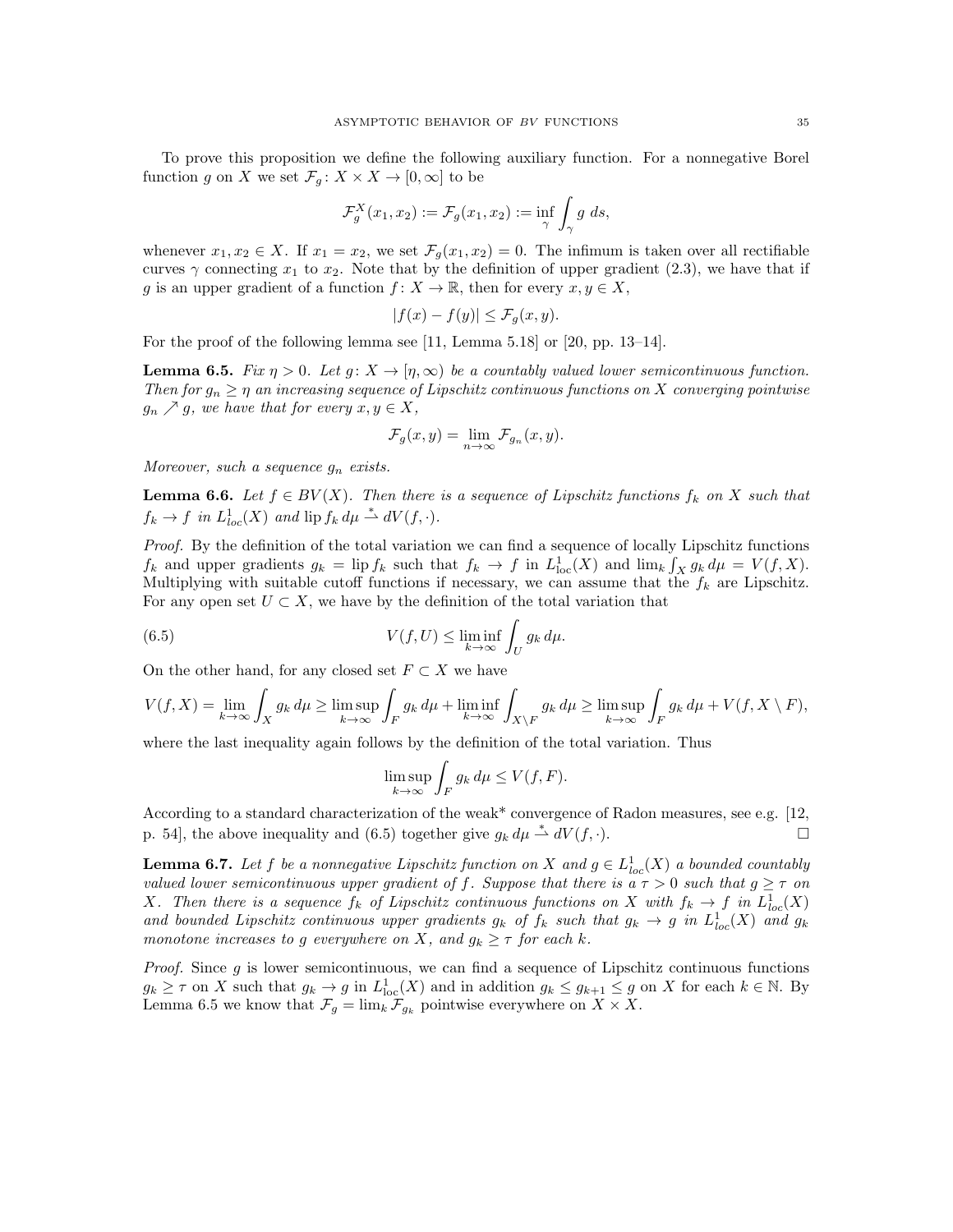To prove this proposition we define the following auxiliary function. For a nonnegative Borel function $g$ on $X$ we set $\mathcal{F}_g\colon X \times X \to [0, \infty]$ to be

$$\mathcal{F}_g^X(x_1, x_2) := \mathcal{F}_g(x_1, x_2) := \inf_\gamma \int_\gamma g \, ds,$$

whenever $x_1, x_2 \in X$. If $x_1 = x_2$, we set $\mathcal{F}_g(x_1, x_2) = 0$. The infimum is taken over all rectifiable curves $\gamma$ connecting $x_1$ to $x_2$. Note that by the definition of upper gradient (2.3), we have that if $g$ is an upper gradient of a function $f\colon X \to \mathbb{R}$, then for every $x, y \in X$,

$$|f(x) - f(y)| \le \mathcal{F}_g(x, y).$$

For the proof of the following lemma see [11, Lemma 5.18] or [20, pp. 13–14].

**Lemma 6.5.** *Fix $\eta > 0$. Let $g\colon X \to [\eta, \infty)$ be a countably valued lower semicontinuous function. Then for $g_n \ge \eta$ an increasing sequence of Lipschitz continuous functions on $X$ converging pointwise $g_n \nearrow g$, we have that for every $x, y \in X$,*

$$\mathcal{F}_g(x, y) = \lim_{n \to \infty} \mathcal{F}_{g_n}(x, y).$$

*Moreover, such a sequence $g_n$ exists.*

**Lemma 6.6.** *Let $f \in BV(X)$. Then there is a sequence of Lipschitz functions $f_k$ on $X$ such that $f_k \to f$ in $L^1_{loc}(X)$ and $\operatorname{lip} f_k \, d\mu \overset{*}{\rightharpoonup} dV(f, \cdot)$.*

*Proof.* By the definition of the total variation we can find a sequence of locally Lipschitz functions $f_k$ and upper gradients $g_k = \operatorname{lip} f_k$ such that $f_k \to f$ in $L^1_{\mathrm{loc}}(X)$ and $\lim_k \int_X g_k \, d\mu = V(f, X)$. Multiplying with suitable cutoff functions if necessary, we can assume that the $f_k$ are Lipschitz. For any open set $U \subset X$, we have by the definition of the total variation that

$$V(f, U) \le \liminf_{k \to \infty} \int_U g_k \, d\mu. \tag{6.5}$$

On the other hand, for any closed set $F \subset X$ we have

$$V(f, X) = \lim_{k \to \infty} \int_X g_k \, d\mu \ge \limsup_{k \to \infty} \int_F g_k \, d\mu + \liminf_{k \to \infty} \int_{X \setminus F} g_k \, d\mu \ge \limsup_{k \to \infty} \int_F g_k \, d\mu + V(f, X \setminus F),$$

where the last inequality again follows by the definition of the total variation. Thus

$$\limsup_{k \to \infty} \int_F g_k \, d\mu \le V(f, F).$$

According to a standard characterization of the weak* convergence of Radon measures, see e.g. [12, p. 54], the above inequality and (6.5) together give $g_k \, d\mu \overset{*}{\rightharpoonup} dV(f, \cdot)$. □

**Lemma 6.7.** *Let $f$ be a nonnegative Lipschitz function on $X$ and $g \in L^1_{loc}(X)$ a bounded countably valued lower semicontinuous upper gradient of $f$. Suppose that there is a $\tau > 0$ such that $g \ge \tau$ on $X$. Then there is a sequence $f_k$ of Lipschitz continuous functions on $X$ with $f_k \to f$ in $L^1_{loc}(X)$ and bounded Lipschitz continuous upper gradients $g_k$ of $f_k$ such that $g_k \to g$ in $L^1_{loc}(X)$ and $g_k$ monotone increases to $g$ everywhere on $X$, and $g_k \ge \tau$ for each $k$.*

*Proof.* Since $g$ is lower semicontinuous, we can find a sequence of Lipschitz continuous functions $g_k \ge \tau$ on $X$ such that $g_k \to g$ in $L^1_{\mathrm{loc}}(X)$ and in addition $g_k \le g_{k+1} \le g$ on $X$ for each $k \in \mathbb{N}$. By Lemma 6.5 we know that $\mathcal{F}_g = \lim_k \mathcal{F}_{g_k}$ pointwise everywhere on $X \times X$.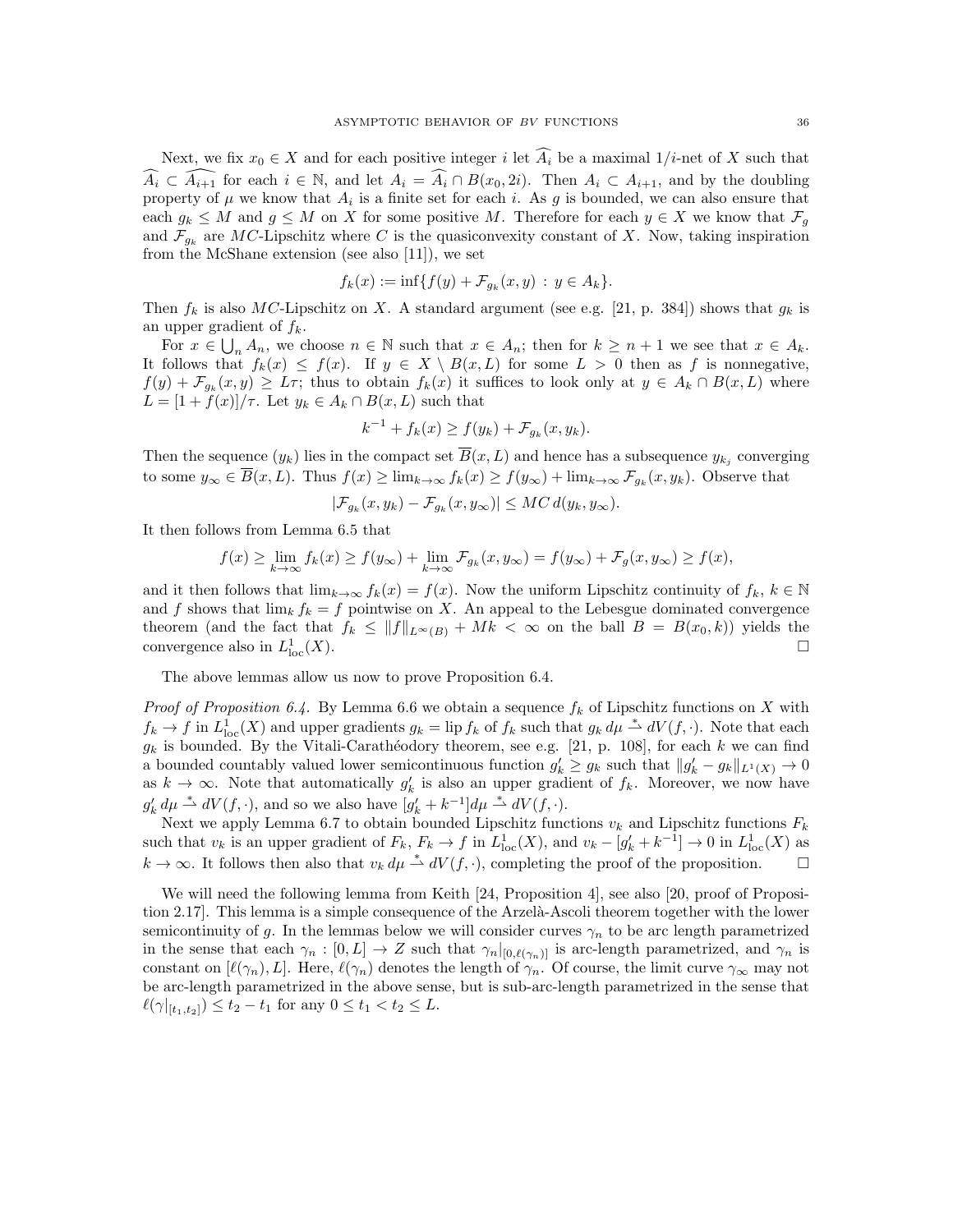Next, we fix $x_0 \in X$ and for each positive integer $i$ let $\widehat{A_i}$ be a maximal $1/i$-net of $X$ such that $\widehat{A_i} \subset \widehat{A_{i+1}}$ for each $i \in \mathbb{N}$, and let $A_i = \widehat{A_i} \cap B(x_0, 2i)$. Then $A_i \subset A_{i+1}$, and by the doubling property of $\mu$ we know that $A_i$ is a finite set for each $i$. As $g$ is bounded, we can also ensure that each $g_k \le M$ and $g \le M$ on $X$ for some positive $M$. Therefore for each $y \in X$ we know that $\mathcal{F}_g$ and $\mathcal{F}_{g_k}$ are $MC$-Lipschitz where $C$ is the quasiconvexity constant of $X$. Now, taking inspiration from the McShane extension (see also [11]), we set

$$f_k(x) := \inf\{f(y) + \mathcal{F}_{g_k}(x, y) \, : \, y \in A_k\}.$$

Then $f_k$ is also $MC$-Lipschitz on $X$. A standard argument (see e.g. [21, p. 384]) shows that $g_k$ is an upper gradient of $f_k$.

For $x \in \bigcup_n A_n$, we choose $n \in \mathbb{N}$ such that $x \in A_n$; then for $k \ge n+1$ we see that $x \in A_k$. It follows that $f_k(x) \le f(x)$. If $y \in X \setminus B(x, L)$ for some $L > 0$ then as $f$ is nonnegative, $f(y) + \mathcal{F}_{g_k}(x, y) \ge L\tau$; thus to obtain $f_k(x)$ it suffices to look only at $y \in A_k \cap B(x, L)$ where $L = [1 + f(x)]/\tau$. Let $y_k \in A_k \cap B(x, L)$ such that

$$k^{-1} + f_k(x) \ge f(y_k) + \mathcal{F}_{g_k}(x, y_k).$$

Then the sequence $(y_k)$ lies in the compact set $\overline{B}(x, L)$ and hence has a subsequence $y_{k_j}$ converging to some $y_\infty \in \overline{B}(x, L)$. Thus $f(x) \ge \lim_{k\to\infty} f_k(x) \ge f(y_\infty) + \lim_{k\to\infty} \mathcal{F}_{g_k}(x, y_k)$. Observe that

$$|\mathcal{F}_{g_k}(x, y_k) - \mathcal{F}_{g_k}(x, y_\infty)| \le MC \, d(y_k, y_\infty).$$

It then follows from Lemma 6.5 that

$$f(x) \ge \lim_{k\to\infty} f_k(x) \ge f(y_\infty) + \lim_{k\to\infty} \mathcal{F}_{g_k}(x, y_\infty) = f(y_\infty) + \mathcal{F}_g(x, y_\infty) \ge f(x),$$

and it then follows that $\lim_{k\to\infty} f_k(x) = f(x)$. Now the uniform Lipschitz continuity of $f_k$, $k \in \mathbb{N}$ and $f$ shows that $\lim_k f_k = f$ pointwise on $X$. An appeal to the Lebesgue dominated convergence theorem (and the fact that $f_k \le \|f\|_{L^\infty(B)} + Mk < \infty$ on the ball $B = B(x_0, k)$) yields the convergence also in $L^1_{\mathrm{loc}}(X)$. $\square$

The above lemmas allow us now to prove Proposition 6.4.

*Proof of Proposition 6.4.* By Lemma 6.6 we obtain a sequence $f_k$ of Lipschitz functions on $X$ with $f_k \to f$ in $L^1_{\mathrm{loc}}(X)$ and upper gradients $g_k = \operatorname{lip} f_k$ of $f_k$ such that $g_k \, d\mu \overset{*}{\rightharpoonup} dV(f, \cdot)$. Note that each $g_k$ is bounded. By the Vitali-Carathéodory theorem, see e.g. [21, p. 108], for each $k$ we can find a bounded countably valued lower semicontinuous function $g_k' \ge g_k$ such that $\|g_k' - g_k\|_{L^1(X)} \to 0$ as $k \to \infty$. Note that automatically $g_k'$ is also an upper gradient of $f_k$. Moreover, we now have $g_k' \, d\mu \overset{*}{\rightharpoonup} dV(f, \cdot)$, and so we also have $[g_k' + k^{-1}] d\mu \overset{*}{\rightharpoonup} dV(f, \cdot)$.

Next we apply Lemma 6.7 to obtain bounded Lipschitz functions $v_k$ and Lipschitz functions $F_k$ such that $v_k$ is an upper gradient of $F_k$, $F_k \to f$ in $L^1_{\mathrm{loc}}(X)$, and $v_k - [g_k' + k^{-1}] \to 0$ in $L^1_{\mathrm{loc}}(X)$ as $k \to \infty$. It follows then also that $v_k \, d\mu \overset{*}{\rightharpoonup} dV(f, \cdot)$, completing the proof of the proposition. $\square$

We will need the following lemma from Keith [24, Proposition 4], see also [20, proof of Proposition 2.17]. This lemma is a simple consequence of the Arzelà-Ascoli theorem together with the lower semicontinuity of $g$. In the lemmas below we will consider curves $\gamma_n$ to be arc length parametrized in the sense that each $\gamma_n : [0, L] \to Z$ such that $\gamma_n|_{[0, \ell(\gamma_n)]}$ is arc-length parametrized, and $\gamma_n$ is constant on $[\ell(\gamma_n), L]$. Here, $\ell(\gamma_n)$ denotes the length of $\gamma_n$. Of course, the limit curve $\gamma_\infty$ may not be arc-length parametrized in the above sense, but is sub-arc-length parametrized in the sense that $\ell(\gamma|_{[t_1, t_2]}) \le t_2 - t_1$ for any $0 \le t_1 < t_2 \le L$.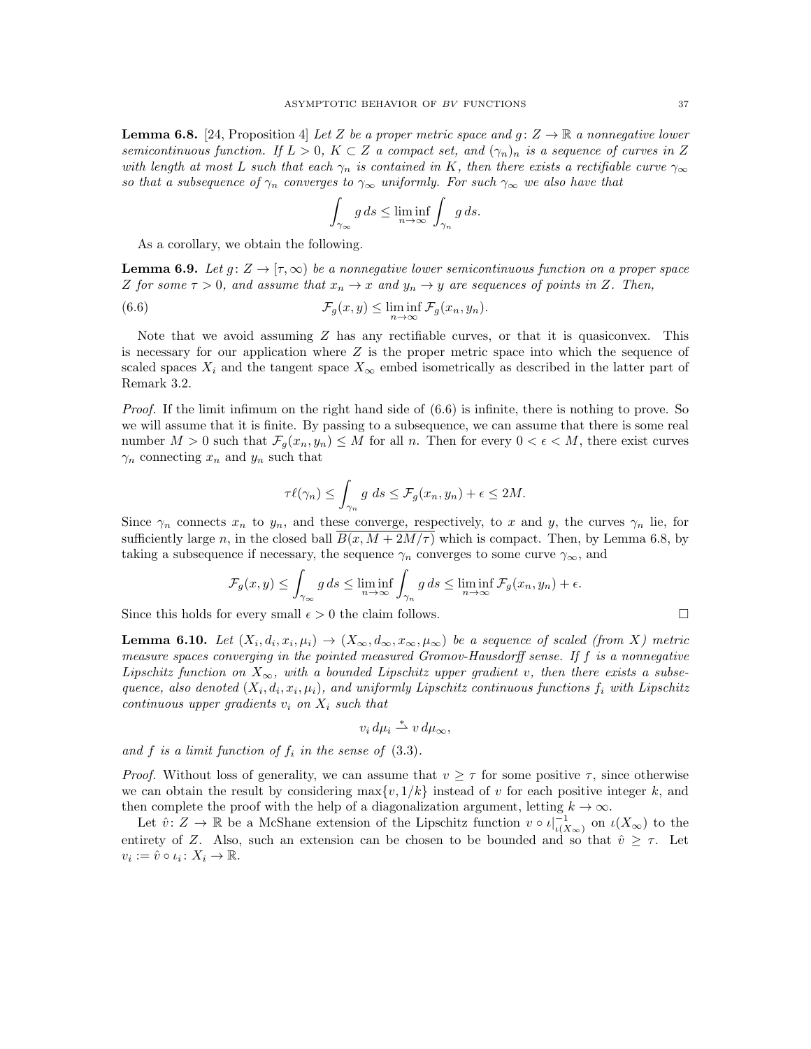**Lemma 6.8.** [24, Proposition 4] *Let $Z$ be a proper metric space and $g\colon Z \to \mathbb{R}$ a nonnegative lower semicontinuous function. If $L > 0$, $K \subset Z$ a compact set, and $(\gamma_n)_n$ is a sequence of curves in $Z$ with length at most $L$ such that each $\gamma_n$ is contained in $K$, then there exists a rectifiable curve $\gamma_\infty$ so that a subsequence of $\gamma_n$ converges to $\gamma_\infty$ uniformly. For such $\gamma_\infty$ we also have that*

$$\int_{\gamma_\infty} g\, ds \le \liminf_{n\to\infty} \int_{\gamma_n} g\, ds.$$

As a corollary, we obtain the following.

**Lemma 6.9.** *Let $g\colon Z \to [\tau, \infty)$ be a nonnegative lower semicontinuous function on a proper space $Z$ for some $\tau > 0$, and assume that $x_n \to x$ and $y_n \to y$ are sequences of points in $Z$. Then,*

$$\mathcal{F}_g(x, y) \le \liminf_{n\to\infty} \mathcal{F}_g(x_n, y_n). \tag{6.6}$$

Note that we avoid assuming $Z$ has any rectifiable curves, or that it is quasiconvex. This is necessary for our application where $Z$ is the proper metric space into which the sequence of scaled spaces $X_i$ and the tangent space $X_\infty$ embed isometrically as described in the latter part of Remark 3.2.

*Proof.* If the limit infimum on the right hand side of (6.6) is infinite, there is nothing to prove. So we will assume that it is finite. By passing to a subsequence, we can assume that there is some real number $M > 0$ such that $\mathcal{F}_g(x_n, y_n) \le M$ for all $n$. Then for every $0 < \epsilon < M$, there exist curves $\gamma_n$ connecting $x_n$ and $y_n$ such that

$$\tau \ell(\gamma_n) \le \int_{\gamma_n} g\ ds \le \mathcal{F}_g(x_n, y_n) + \epsilon \le 2M.$$

Since $\gamma_n$ connects $x_n$ to $y_n$, and these converge, respectively, to $x$ and $y$, the curves $\gamma_n$ lie, for sufficiently large $n$, in the closed ball $\overline{B(x, M + 2M/\tau)}$ which is compact. Then, by Lemma 6.8, by taking a subsequence if necessary, the sequence $\gamma_n$ converges to some curve $\gamma_\infty$, and

$$\mathcal{F}_g(x, y) \le \int_{\gamma_\infty} g\, ds \le \liminf_{n\to\infty} \int_{\gamma_n} g\, ds \le \liminf_{n\to\infty} \mathcal{F}_g(x_n, y_n) + \epsilon.$$

Since this holds for every small $\epsilon > 0$ the claim follows. $\square$

**Lemma 6.10.** *Let $(X_i, d_i, x_i, \mu_i) \to (X_\infty, d_\infty, x_\infty, \mu_\infty)$ be a sequence of scaled (from $X$) metric measure spaces converging in the pointed measured Gromov-Hausdorff sense. If $f$ is a nonnegative Lipschitz function on $X_\infty$, with a bounded Lipschitz upper gradient $v$, then there exists a subsequence, also denoted $(X_i, d_i, x_i, \mu_i)$, and uniformly Lipschitz continuous functions $f_i$ with Lipschitz continuous upper gradients $v_i$ on $X_i$ such that*

$$v_i\, d\mu_i \overset{*}{\rightharpoonup} v\, d\mu_\infty,$$

*and $f$ is a limit function of $f_i$ in the sense of* (3.3).

*Proof.* Without loss of generality, we can assume that $v \ge \tau$ for some positive $\tau$, since otherwise we can obtain the result by considering $\max\{v, 1/k\}$ instead of $v$ for each positive integer $k$, and then complete the proof with the help of a diagonalization argument, letting $k \to \infty$.

Let $\hat{v}\colon Z \to \mathbb{R}$ be a McShane extension of the Lipschitz function $v \circ \iota|_{\iota(X_\infty)}^{-1}$ on $\iota(X_\infty)$ to the entirety of $Z$. Also, such an extension can be chosen to be bounded and so that $\hat{v} \ge \tau$. Let $v_i := \hat{v} \circ \iota_i \colon X_i \to \mathbb{R}$.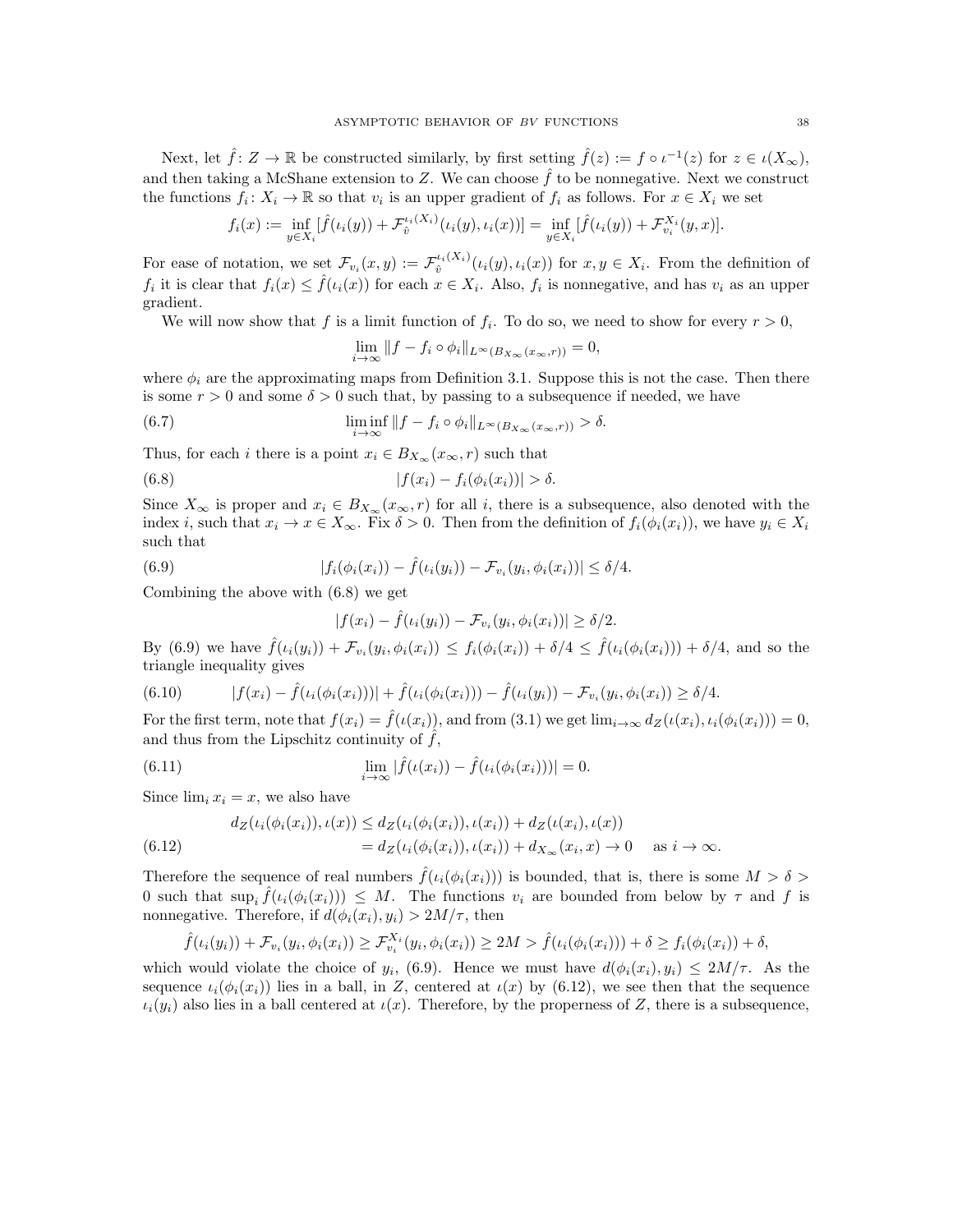Next, let $\hat{f}\colon Z \to \mathbb{R}$ be constructed similarly, by first setting $\hat{f}(z) := f \circ \iota^{-1}(z)$ for $z \in \iota(X_\infty)$, and then taking a McShane extension to $Z$. We can choose $\hat{f}$ to be nonnegative. Next we construct the functions $f_i\colon X_i \to \mathbb{R}$ so that $v_i$ is an upper gradient of $f_i$ as follows. For $x \in X_i$ we set

$$f_i(x) := \inf_{y \in X_i} [\hat{f}(\iota_i(y)) + \mathcal{F}_{\hat{v}}^{\iota_i(X_i)}(\iota_i(y), \iota_i(x))] = \inf_{y \in X_i} [\hat{f}(\iota_i(y)) + \mathcal{F}_{v_i}^{X_i}(y, x)].$$

For ease of notation, we set $\mathcal{F}_{v_i}(x, y) := \mathcal{F}_{\hat{v}}^{\iota_i(X_i)}(\iota_i(y), \iota_i(x))$ for $x, y \in X_i$. From the definition of $f_i$ it is clear that $f_i(x) \le \hat{f}(\iota_i(x))$ for each $x \in X_i$. Also, $f_i$ is nonnegative, and has $v_i$ as an upper gradient.

We will now show that $f$ is a limit function of $f_i$. To do so, we need to show for every $r > 0$,

$$\lim_{i \to \infty} \|f - f_i \circ \phi_i\|_{L^\infty(B_{X_\infty}(x_\infty, r))} = 0,$$

where $\phi_i$ are the approximating maps from Definition 3.1. Suppose this is not the case. Then there is some $r > 0$ and some $\delta > 0$ such that, by passing to a subsequence if needed, we have

$$\liminf_{i \to \infty} \|f - f_i \circ \phi_i\|_{L^\infty(B_{X_\infty}(x_\infty, r))} > \delta. \tag{6.7}$$

Thus, for each $i$ there is a point $x_i \in B_{X_\infty}(x_\infty, r)$ such that

$$|f(x_i) - f_i(\phi_i(x_i))| > \delta. \tag{6.8}$$

Since $X_\infty$ is proper and $x_i \in B_{X_\infty}(x_\infty, r)$ for all $i$, there is a subsequence, also denoted with the index $i$, such that $x_i \to x \in X_\infty$. Fix $\delta > 0$. Then from the definition of $f_i(\phi_i(x_i))$, we have $y_i \in X_i$ such that

$$|f_i(\phi_i(x_i)) - \hat{f}(\iota_i(y_i)) - \mathcal{F}_{v_i}(y_i, \phi_i(x_i))| \le \delta/4. \tag{6.9}$$

Combining the above with (6.8) we get

$$|f(x_i) - \hat{f}(\iota_i(y_i)) - \mathcal{F}_{v_i}(y_i, \phi_i(x_i))| \ge \delta/2.$$

By (6.9) we have $\hat{f}(\iota_i(y_i)) + \mathcal{F}_{v_i}(y_i, \phi_i(x_i)) \le f_i(\phi_i(x_i)) + \delta/4 \le \hat{f}(\iota_i(\phi_i(x_i))) + \delta/4$, and so the triangle inequality gives

$$|f(x_i) - \hat{f}(\iota_i(\phi_i(x_i)))| + \hat{f}(\iota_i(\phi_i(x_i))) - \hat{f}(\iota_i(y_i)) - \mathcal{F}_{v_i}(y_i, \phi_i(x_i)) \ge \delta/4. \tag{6.10}$$

For the first term, note that $f(x_i) = \hat{f}(\iota(x_i))$, and from (3.1) we get $\lim_{i\to\infty} d_Z(\iota(x_i), \iota_i(\phi_i(x_i))) = 0$, and thus from the Lipschitz continuity of $\hat{f}$,

$$\lim_{i \to \infty} |\hat{f}(\iota(x_i)) - \hat{f}(\iota_i(\phi_i(x_i)))| = 0. \tag{6.11}$$

Since $\lim_i x_i = x$, we also have

$$\begin{aligned} d_Z(\iota_i(\phi_i(x_i)), \iota(x)) &\le d_Z(\iota_i(\phi_i(x_i)), \iota(x_i)) + d_Z(\iota(x_i), \iota(x)) \\ &= d_Z(\iota_i(\phi_i(x_i)), \iota(x_i)) + d_{X_\infty}(x_i, x) \to 0 \quad \text{as } i \to \infty. \end{aligned} \tag{6.12}$$

Therefore the sequence of real numbers $\hat{f}(\iota_i(\phi_i(x_i)))$ is bounded, that is, there is some $M > \delta > 0$ such that $\sup_i \hat{f}(\iota_i(\phi_i(x_i))) \le M$. The functions $v_i$ are bounded from below by $\tau$ and $f$ is nonnegative. Therefore, if $d(\phi_i(x_i), y_i) > 2M/\tau$, then

$$\hat{f}(\iota_i(y_i)) + \mathcal{F}_{v_i}(y_i, \phi_i(x_i)) \ge \mathcal{F}_{v_i}^{X_i}(y_i, \phi_i(x_i)) \ge 2M > \hat{f}(\iota_i(\phi_i(x_i))) + \delta \ge f_i(\phi_i(x_i)) + \delta,$$

which would violate the choice of $y_i$, (6.9). Hence we must have $d(\phi_i(x_i), y_i) \le 2M/\tau$. As the sequence $\iota_i(\phi_i(x_i))$ lies in a ball, in $Z$, centered at $\iota(x)$ by (6.12), we see then that the sequence $\iota_i(y_i)$ also lies in a ball centered at $\iota(x)$. Therefore, by the properness of $Z$, there is a subsequence,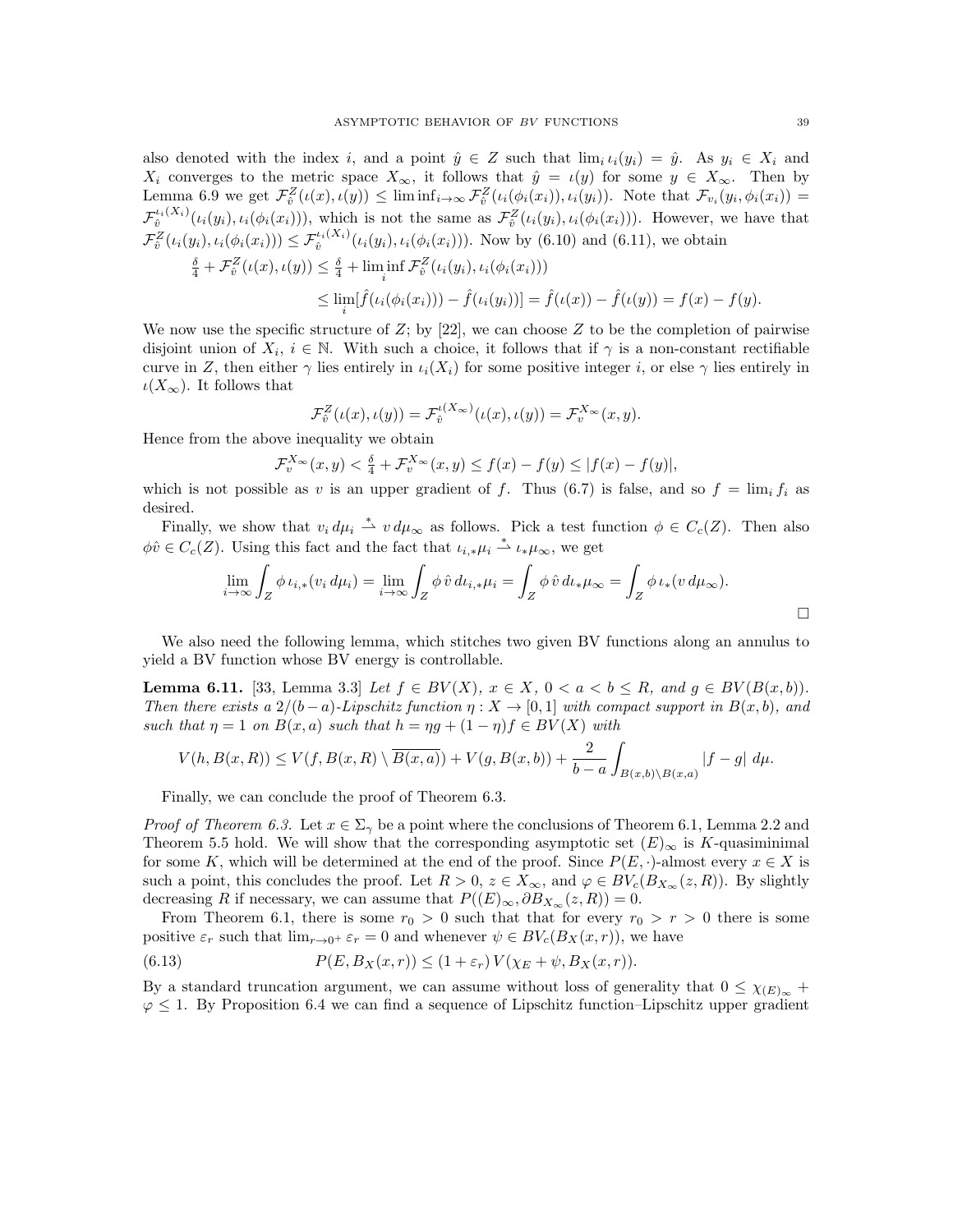also denoted with the index $i$, and a point $\hat{y} \in Z$ such that $\lim_i \iota_i(y_i) = \hat{y}$. As $y_i \in X_i$ and $X_i$ converges to the metric space $X_\infty$, it follows that $\hat{y} = \iota(y)$ for some $y \in X_\infty$. Then by Lemma 6.9 we get $\mathcal{F}^Z_{\hat{v}}(\iota(x), \iota(y)) \le \liminf_{i\to\infty} \mathcal{F}^Z_{\hat{v}}(\iota_i(\phi_i(x_i)), \iota_i(y_i))$. Note that $\mathcal{F}_{v_i}(y_i, \phi_i(x_i)) = \mathcal{F}^{\iota_i(X_i)}_{\hat{v}}(\iota_i(y_i), \iota_i(\phi_i(x_i)))$, which is not the same as $\mathcal{F}^Z_{\hat{v}}(\iota_i(y_i), \iota_i(\phi_i(x_i)))$. However, we have that $\mathcal{F}^Z_{\hat{v}}(\iota_i(y_i), \iota_i(\phi_i(x_i))) \le \mathcal{F}^{\iota_i(X_i)}_{\hat{v}}(\iota_i(y_i), \iota_i(\phi_i(x_i)))$. Now by (6.10) and (6.11), we obtain

$$\begin{aligned}\tfrac{\delta}{4} + \mathcal{F}^Z_{\hat{v}}(\iota(x), \iota(y)) &\le \tfrac{\delta}{4} + \liminf_i \mathcal{F}^Z_{\hat{v}}(\iota_i(y_i), \iota_i(\phi_i(x_i))) \\ &\le \lim_i [\hat{f}(\iota_i(\phi_i(x_i))) - \hat{f}(\iota_i(y_i))] = \hat{f}(\iota(x)) - \hat{f}(\iota(y)) = f(x) - f(y).\end{aligned}$$

We now use the specific structure of $Z$; by [22], we can choose $Z$ to be the completion of pairwise disjoint union of $X_i$, $i \in \mathbb{N}$. With such a choice, it follows that if $\gamma$ is a non-constant rectifiable curve in $Z$, then either $\gamma$ lies entirely in $\iota_i(X_i)$ for some positive integer $i$, or else $\gamma$ lies entirely in $\iota(X_\infty)$. It follows that

$$\mathcal{F}^Z_{\hat{v}}(\iota(x), \iota(y)) = \mathcal{F}^{\iota(X_\infty)}_{\hat{v}}(\iota(x), \iota(y)) = \mathcal{F}^{X_\infty}_v(x, y).$$

Hence from the above inequality we obtain

$$\mathcal{F}^{X_\infty}_v(x, y) < \tfrac{\delta}{4} + \mathcal{F}^{X_\infty}_v(x, y) \le f(x) - f(y) \le |f(x) - f(y)|,$$

which is not possible as $v$ is an upper gradient of $f$. Thus (6.7) is false, and so $f = \lim_i f_i$ as desired.

Finally, we show that $v_i \, d\mu_i \overset{*}{\rightharpoonup} v \, d\mu_\infty$ as follows. Pick a test function $\phi \in C_c(Z)$. Then also $\phi \hat{v} \in C_c(Z)$. Using this fact and the fact that $\iota_{i,*}\mu_i \overset{*}{\rightharpoonup} \iota_*\mu_\infty$, we get

$$\lim_{i\to\infty} \int_Z \phi \, \iota_{i,*}(v_i \, d\mu_i) = \lim_{i\to\infty} \int_Z \phi \, \hat{v} \, d\iota_{i,*}\mu_i = \int_Z \phi \, \hat{v} \, d\iota_*\mu_\infty = \int_Z \phi \, \iota_*(v \, d\mu_\infty).$$

□

We also need the following lemma, which stitches two given BV functions along an annulus to yield a BV function whose BV energy is controllable.

**Lemma 6.11.** [33, Lemma 3.3] *Let $f \in BV(X)$, $x \in X$, $0 < a < b \le R$, and $g \in BV(B(x, b))$. Then there exists a $2/(b-a)$-Lipschitz function $\eta : X \to [0, 1]$ with compact support in $B(x, b)$, and such that $\eta = 1$ on $B(x, a)$ such that $h = \eta g + (1 - \eta) f \in BV(X)$ with*

$$V(h, B(x, R)) \le V(f, B(x, R) \setminus \overline{B(x, a)}) + V(g, B(x, b)) + \frac{2}{b - a} \int_{B(x,b)\setminus B(x,a)} |f - g| \, d\mu.$$

Finally, we can conclude the proof of Theorem 6.3.

*Proof of Theorem 6.3.* Let $x \in \Sigma_\gamma$ be a point where the conclusions of Theorem 6.1, Lemma 2.2 and Theorem 5.5 hold. We will show that the corresponding asymptotic set $(E)_\infty$ is $K$-quasiminimal for some $K$, which will be determined at the end of the proof. Since $P(E, \cdot)$-almost every $x \in X$ is such a point, this concludes the proof. Let $R > 0$, $z \in X_\infty$, and $\varphi \in BV_c(B_{X_\infty}(z, R))$. By slightly decreasing $R$ if necessary, we can assume that $P((E)_\infty, \partial B_{X_\infty}(z, R)) = 0$.

From Theorem 6.1, there is some $r_0 > 0$ such that that for every $r_0 > r > 0$ there is some positive $\varepsilon_r$ such that $\lim_{r\to 0^+} \varepsilon_r = 0$ and whenever $\psi \in BV_c(B_X(x, r))$, we have

$$P(E, B_X(x, r)) \le (1 + \varepsilon_r) \, V(\chi_E + \psi, B_X(x, r)). \tag{6.13}$$

By a standard truncation argument, we can assume without loss of generality that $0 \le \chi_{(E)_\infty} + \varphi \le 1$. By Proposition 6.4 we can find a sequence of Lipschitz function–Lipschitz upper gradient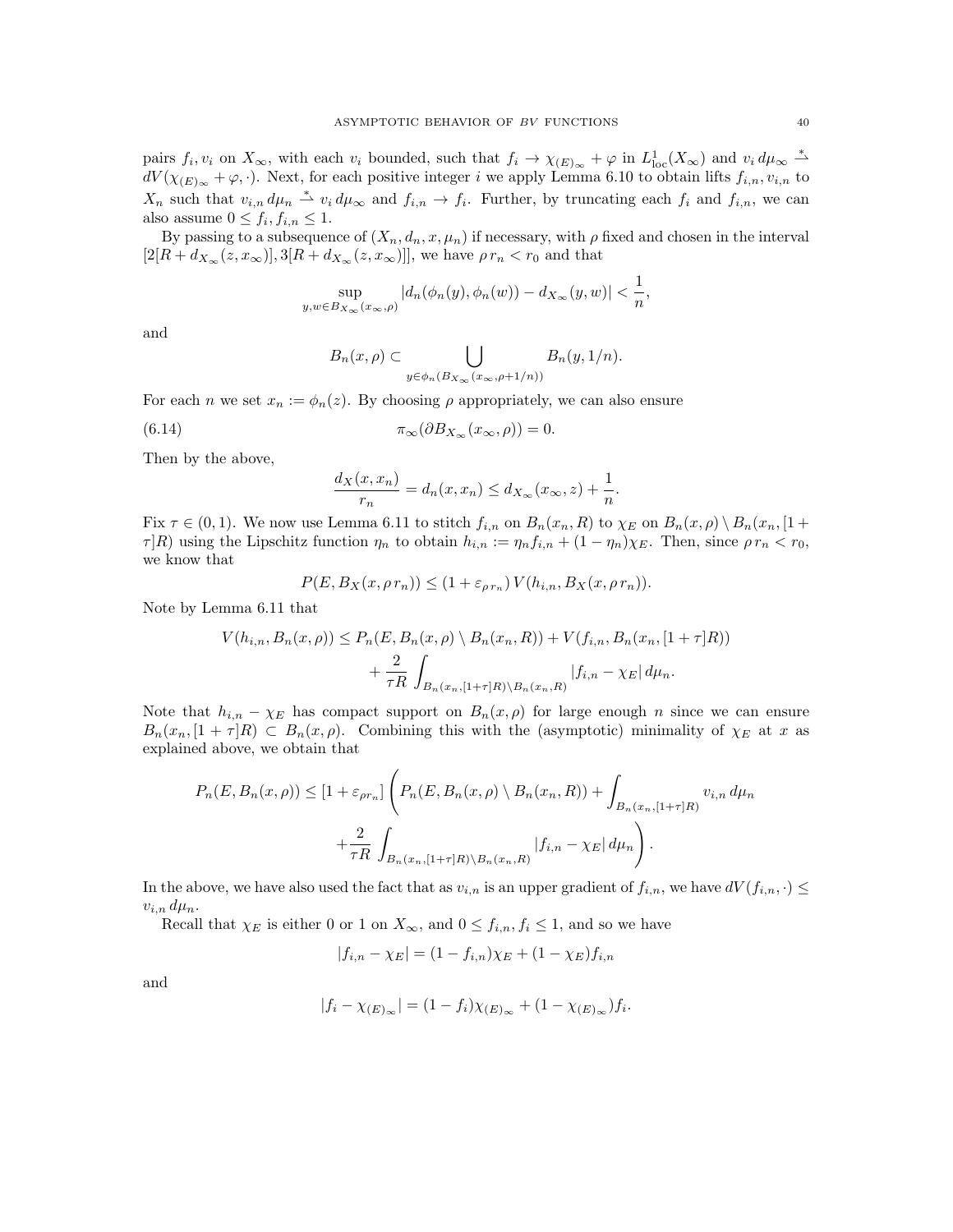pairs $f_i, v_i$ on $X_\infty$, with each $v_i$ bounded, such that $f_i \to \chi_{(E)_\infty} + \varphi$ in $L^1_{\mathrm{loc}}(X_\infty)$ and $v_i \, d\mu_\infty \overset{*}{\rightharpoonup} dV(\chi_{(E)_\infty} + \varphi, \cdot)$. Next, for each positive integer $i$ we apply Lemma 6.10 to obtain lifts $f_{i,n}, v_{i,n}$ to $X_n$ such that $v_{i,n} \, d\mu_n \overset{*}{\rightharpoonup} v_i \, d\mu_\infty$ and $f_{i,n} \to f_i$. Further, by truncating each $f_i$ and $f_{i,n}$, we can also assume $0 \le f_i, f_{i,n} \le 1$.

By passing to a subsequence of $(X_n, d_n, x, \mu_n)$ if necessary, with $\rho$ fixed and chosen in the interval $[2[R + d_{X_\infty}(z, x_\infty)], 3[R + d_{X_\infty}(z, x_\infty)]]$, we have $\rho \, r_n < r_0$ and that

$$\sup_{y,w \in B_{X_\infty}(x_\infty, \rho)} |d_n(\phi_n(y), \phi_n(w)) - d_{X_\infty}(y, w)| < \frac{1}{n},$$

and

$$B_n(x, \rho) \subset \bigcup_{y \in \phi_n(B_{X_\infty}(x_\infty, \rho + 1/n))} B_n(y, 1/n).$$

For each $n$ we set $x_n := \phi_n(z)$. By choosing $\rho$ appropriately, we can also ensure

$$\pi_\infty(\partial B_{X_\infty}(x_\infty, \rho)) = 0. \tag{6.14}$$

Then by the above,

$$\frac{d_X(x, x_n)}{r_n} = d_n(x, x_n) \le d_{X_\infty}(x_\infty, z) + \frac{1}{n}.$$

Fix $\tau \in (0,1)$. We now use Lemma 6.11 to stitch $f_{i,n}$ on $B_n(x_n, R)$ to $\chi_E$ on $B_n(x, \rho) \setminus B_n(x_n, [1 + \tau]R)$ using the Lipschitz function $\eta_n$ to obtain $h_{i,n} := \eta_n f_{i,n} + (1 - \eta_n)\chi_E$. Then, since $\rho \, r_n < r_0$, we know that

$$P(E, B_X(x, \rho \, r_n)) \le (1 + \varepsilon_{\rho \, r_n}) \, V(h_{i,n}, B_X(x, \rho \, r_n)).$$

Note by Lemma 6.11 that

$$\begin{aligned} V(h_{i,n}, B_n(x, \rho)) \le P_n(E, B_n(x, \rho) \setminus B_n(x_n, R)) + V(f_{i,n}, B_n(x_n, [1 + \tau]R)) \\ + \frac{2}{\tau R} \int_{B_n(x_n, [1+\tau]R) \setminus B_n(x_n, R)} |f_{i,n} - \chi_E| \, d\mu_n. \end{aligned}$$

Note that $h_{i,n} - \chi_E$ has compact support on $B_n(x, \rho)$ for large enough $n$ since we can ensure $B_n(x_n, [1 + \tau]R) \subset B_n(x, \rho)$. Combining this with the (asymptotic) minimality of $\chi_E$ at $x$ as explained above, we obtain that

$$\begin{aligned} P_n(E, B_n(x, \rho)) \le [1 + \varepsilon_{\rho r_n}] \Bigg( P_n(E, B_n(x, \rho) \setminus B_n(x_n, R)) + \int_{B_n(x_n, [1+\tau]R)} v_{i,n} \, d\mu_n \\ + \frac{2}{\tau R} \int_{B_n(x_n, [1+\tau]R) \setminus B_n(x_n, R)} |f_{i,n} - \chi_E| \, d\mu_n \Bigg). \end{aligned}$$

In the above, we have also used the fact that as $v_{i,n}$ is an upper gradient of $f_{i,n}$, we have $dV(f_{i,n}, \cdot) \le v_{i,n} \, d\mu_n$.

Recall that $\chi_E$ is either 0 or 1 on $X_\infty$, and $0 \le f_{i,n}, f_i \le 1$, and so we have

$$|f_{i,n} - \chi_E| = (1 - f_{i,n})\chi_E + (1 - \chi_E) f_{i,n}$$

and

$$|f_i - \chi_{(E)_\infty}| = (1 - f_i)\chi_{(E)_\infty} + (1 - \chi_{(E)_\infty}) f_i.$$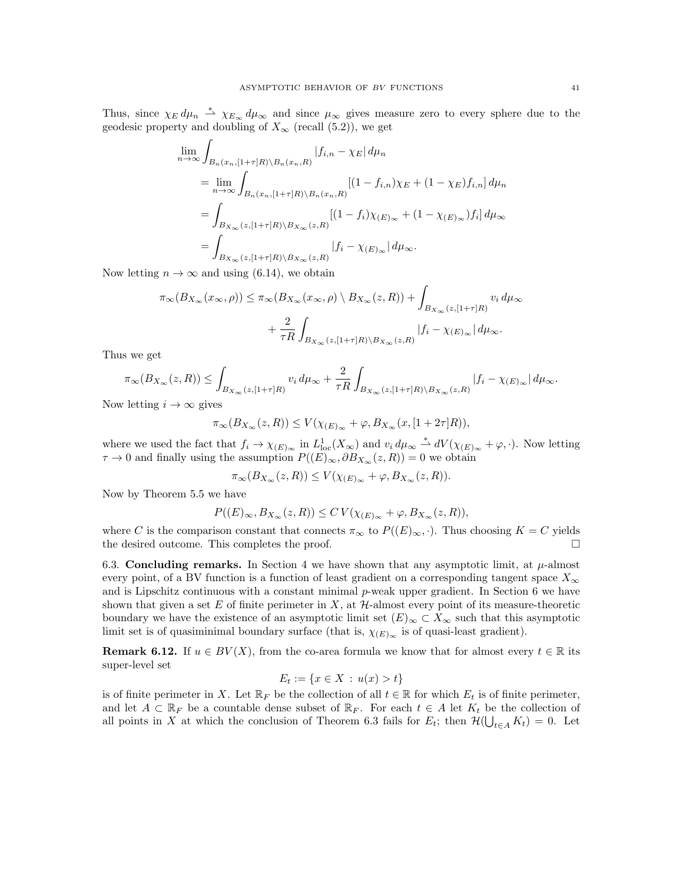Thus, since $\chi_E\, d\mu_n \overset{*}{\rightharpoonup} \chi_{E_\infty}\, d\mu_\infty$ and since $\mu_\infty$ gives measure zero to every sphere due to the geodesic property and doubling of $X_\infty$ (recall (5.2)), we get

$$
\begin{aligned}
\lim_{n\to\infty} & \int_{B_n(x_n,[1+\tau]R)\setminus B_n(x_n,R)} |f_{i,n} - \chi_E|\, d\mu_n \\
&= \lim_{n\to\infty} \int_{B_n(x_n,[1+\tau]R)\setminus B_n(x_n,R)} [(1-f_{i,n})\chi_E + (1-\chi_E)f_{i,n}]\, d\mu_n \\
&= \int_{B_{X_\infty}(z,[1+\tau]R)\setminus B_{X_\infty}(z,R)} [(1-f_i)\chi_{(E)_\infty} + (1-\chi_{(E)_\infty})f_i]\, d\mu_\infty \\
&= \int_{B_{X_\infty}(z,[1+\tau]R)\setminus B_{X_\infty}(z,R)} |f_i - \chi_{(E)_\infty}|\, d\mu_\infty.
\end{aligned}
$$

Now letting $n \to \infty$ and using (6.14), we obtain

$$
\begin{aligned}
\pi_\infty(B_{X_\infty}(x_\infty,\rho)) \le \pi_\infty(B_{X_\infty}(x_\infty,\rho) \setminus B_{X_\infty}(z,R)) &+ \int_{B_{X_\infty}(z,[1+\tau]R)} v_i\, d\mu_\infty \\
&+ \frac{2}{\tau R} \int_{B_{X_\infty}(z,[1+\tau]R)\setminus B_{X_\infty}(z,R)} |f_i - \chi_{(E)_\infty}|\, d\mu_\infty.
\end{aligned}
$$

Thus we get

$$
\pi_\infty(B_{X_\infty}(z,R)) \le \int_{B_{X_\infty}(z,[1+\tau]R)} v_i\, d\mu_\infty + \frac{2}{\tau R} \int_{B_{X_\infty}(z,[1+\tau]R)\setminus B_{X_\infty}(z,R)} |f_i - \chi_{(E)_\infty}|\, d\mu_\infty.
$$

Now letting $i \to \infty$ gives

$$
\pi_\infty(B_{X_\infty}(z,R)) \le V(\chi_{(E)_\infty} + \varphi, B_{X_\infty}(x,[1+2\tau]R)),
$$

where we used the fact that $f_i \to \chi_{(E)_\infty}$ in $L^1_{\mathrm{loc}}(X_\infty)$ and $v_i\, d\mu_\infty \overset{*}{\rightharpoonup} dV(\chi_{(E)_\infty} + \varphi, \cdot)$. Now letting $\tau \to 0$ and finally using the assumption $P((E)_\infty, \partial B_{X_\infty}(z,R)) = 0$ we obtain

$$
\pi_\infty(B_{X_\infty}(z,R)) \le V(\chi_{(E)_\infty} + \varphi, B_{X_\infty}(z,R)).
$$

Now by Theorem 5.5 we have

$$
P((E)_\infty, B_{X_\infty}(z,R)) \le C\, V(\chi_{(E)_\infty} + \varphi, B_{X_\infty}(z,R)),
$$

where $C$ is the comparison constant that connects $\pi_\infty$ to $P((E)_\infty, \cdot)$. Thus choosing $K = C$ yields the desired outcome. This completes the proof. □

6.3. **Concluding remarks.** In Section 4 we have shown that any asymptotic limit, at $\mu$-almost every point, of a BV function is a function of least gradient on a corresponding tangent space $X_\infty$ and is Lipschitz continuous with a constant minimal $p$-weak upper gradient. In Section 6 we have shown that given a set $E$ of finite perimeter in $X$, at $\mathcal{H}$-almost every point of its measure-theoretic boundary we have the existence of an asymptotic limit set $(E)_\infty \subset X_\infty$ such that this asymptotic limit set is of quasiminimal boundary surface (that is, $\chi_{(E)_\infty}$ is of quasi-least gradient).

**Remark 6.12.** If $u \in BV(X)$, from the co-area formula we know that for almost every $t \in \mathbb{R}$ its super-level set

$$
E_t := \{x \in X \,:\, u(x) > t\}
$$

is of finite perimeter in $X$. Let $\mathbb{R}_F$ be the collection of all $t \in \mathbb{R}$ for which $E_t$ is of finite perimeter, and let $A \subset \mathbb{R}_F$ be a countable dense subset of $\mathbb{R}_F$. For each $t \in A$ let $K_t$ be the collection of all points in $X$ at which the conclusion of Theorem 6.3 fails for $E_t$; then $\mathcal{H}(\bigcup_{t\in A} K_t) = 0$. Let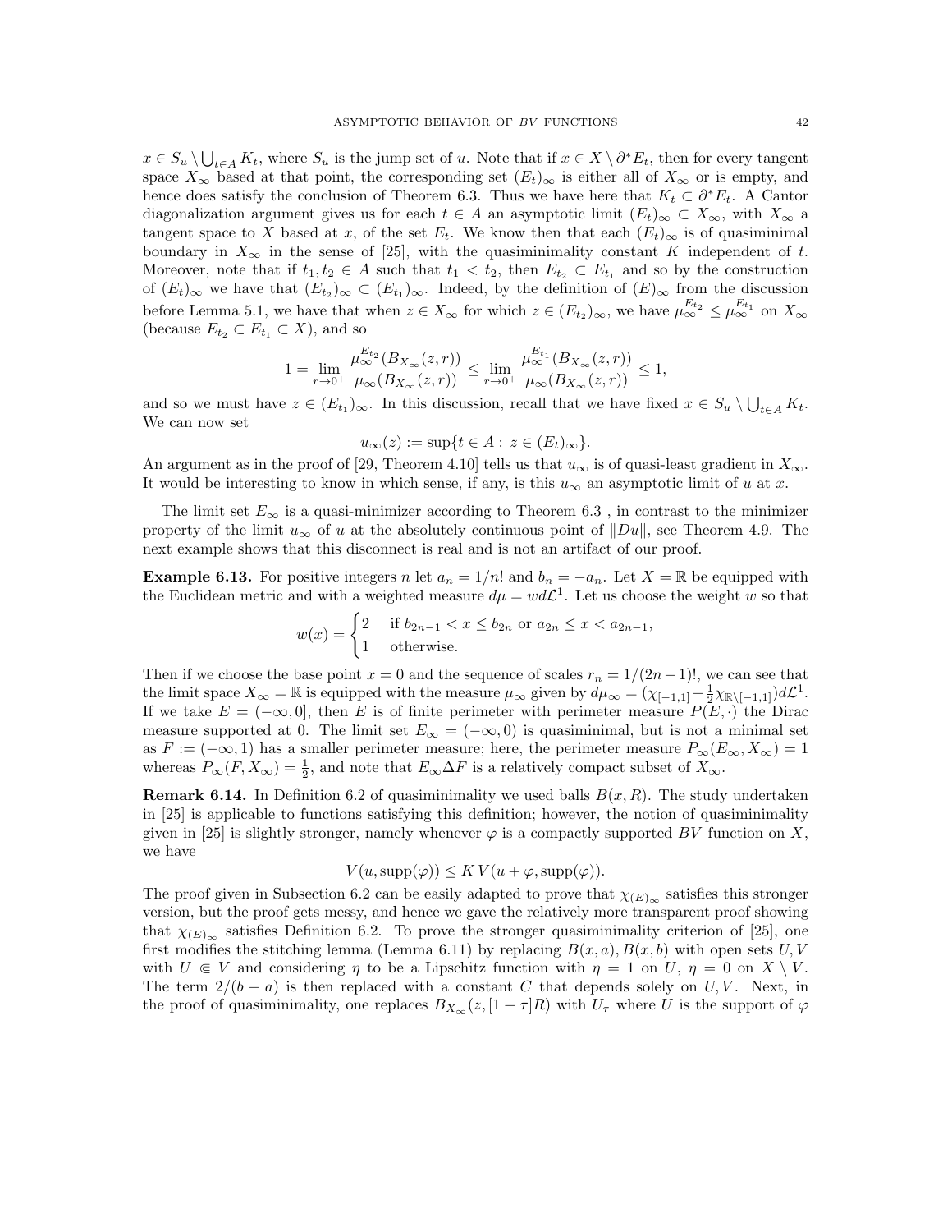$x \in S_u \setminus \bigcup_{t\in A} K_t$, where $S_u$ is the jump set of $u$. Note that if $x \in X \setminus \partial^* E_t$, then for every tangent space $X_\infty$ based at that point, the corresponding set $(E_t)_\infty$ is either all of $X_\infty$ or is empty, and hence does satisfy the conclusion of Theorem 6.3. Thus we have here that $K_t \subset \partial^* E_t$. A Cantor diagonalization argument gives us for each $t \in A$ an asymptotic limit $(E_t)_\infty \subset X_\infty$, with $X_\infty$ a tangent space to $X$ based at $x$, of the set $E_t$. We know then that each $(E_t)_\infty$ is of quasiminimal boundary in $X_\infty$ in the sense of [25], with the quasiminimality constant $K$ independent of $t$. Moreover, note that if $t_1, t_2 \in A$ such that $t_1 < t_2$, then $E_{t_2} \subset E_{t_1}$ and so by the construction of $(E_t)_\infty$ we have that $(E_{t_2})_\infty \subset (E_{t_1})_\infty$. Indeed, by the definition of $(E)_\infty$ from the discussion before Lemma 5.1, we have that when $z \in X_\infty$ for which $z \in (E_{t_2})_\infty$, we have $\mu_\infty^{E_{t_2}} \le \mu_\infty^{E_{t_1}}$ on $X_\infty$ (because $E_{t_2} \subset E_{t_1} \subset X$), and so

$$1 = \lim_{r\to 0^+} \frac{\mu_\infty^{E_{t_2}}(B_{X_\infty}(z,r))}{\mu_\infty(B_{X_\infty}(z,r))} \le \lim_{r\to 0^+} \frac{\mu_\infty^{E_{t_1}}(B_{X_\infty}(z,r))}{\mu_\infty(B_{X_\infty}(z,r))} \le 1,$$

and so we must have $z \in (E_{t_1})_\infty$. In this discussion, recall that we have fixed $x \in S_u \setminus \bigcup_{t\in A} K_t$. We can now set

$$u_\infty(z) := \sup\{t \in A : \, z \in (E_t)_\infty\}.$$

An argument as in the proof of [29, Theorem 4.10] tells us that $u_\infty$ is of quasi-least gradient in $X_\infty$. It would be interesting to know in which sense, if any, is this $u_\infty$ an asymptotic limit of $u$ at $x$.

The limit set $E_\infty$ is a quasi-minimizer according to Theorem 6.3 , in contrast to the minimizer property of the limit $u_\infty$ of $u$ at the absolutely continuous point of $\|Du\|$, see Theorem 4.9. The next example shows that this disconnect is real and is not an artifact of our proof.

**Example 6.13.** For positive integers $n$ let $a_n = 1/n!$ and $b_n = -a_n$. Let $X = \mathbb{R}$ be equipped with the Euclidean metric and with a weighted measure $d\mu = w d\mathcal{L}^1$. Let us choose the weight $w$ so that

$$w(x) = \begin{cases} 2 & \text{if } b_{2n-1} < x \le b_{2n} \text{ or } a_{2n} \le x < a_{2n-1}, \\ 1 & \text{otherwise.} \end{cases}$$

Then if we choose the base point $x = 0$ and the sequence of scales $r_n = 1/(2n-1)!$, we can see that the limit space $X_\infty = \mathbb{R}$ is equipped with the measure $\mu_\infty$ given by $d\mu_\infty = (\chi_{[-1,1]} + \frac{1}{2}\chi_{\mathbb{R}\setminus[-1,1]})d\mathcal{L}^1$. If we take $E = (-\infty, 0]$, then $E$ is of finite perimeter with perimeter measure $P(E, \cdot)$ the Dirac measure supported at 0. The limit set $E_\infty = (-\infty, 0)$ is quasiminimal, but is not a minimal set as $F := (-\infty, 1)$ has a smaller perimeter measure; here, the perimeter measure $P_\infty(E_\infty, X_\infty) = 1$ whereas $P_\infty(F, X_\infty) = \frac{1}{2}$, and note that $E_\infty \Delta F$ is a relatively compact subset of $X_\infty$.

**Remark 6.14.** In Definition 6.2 of quasiminimality we used balls $B(x, R)$. The study undertaken in [25] is applicable to functions satisfying this definition; however, the notion of quasiminimality given in [25] is slightly stronger, namely whenever $\varphi$ is a compactly supported $BV$ function on $X$, we have

$$V(u, \operatorname{supp}(\varphi)) \le K \, V(u + \varphi, \operatorname{supp}(\varphi)).$$

The proof given in Subsection 6.2 can be easily adapted to prove that $\chi_{(E)_\infty}$ satisfies this stronger version, but the proof gets messy, and hence we gave the relatively more transparent proof showing that $\chi_{(E)_\infty}$ satisfies Definition 6.2. To prove the stronger quasiminimality criterion of [25], one first modifies the stitching lemma (Lemma 6.11) by replacing $B(x, a), B(x, b)$ with open sets $U, V$ with $U \Subset V$ and considering $\eta$ to be a Lipschitz function with $\eta = 1$ on $U$, $\eta = 0$ on $X \setminus V$. The term $2/(b - a)$ is then replaced with a constant $C$ that depends solely on $U, V$. Next, in the proof of quasiminimality, one replaces $B_{X_\infty}(z, [1 + \tau]R)$ with $U_\tau$ where $U$ is the support of $\varphi$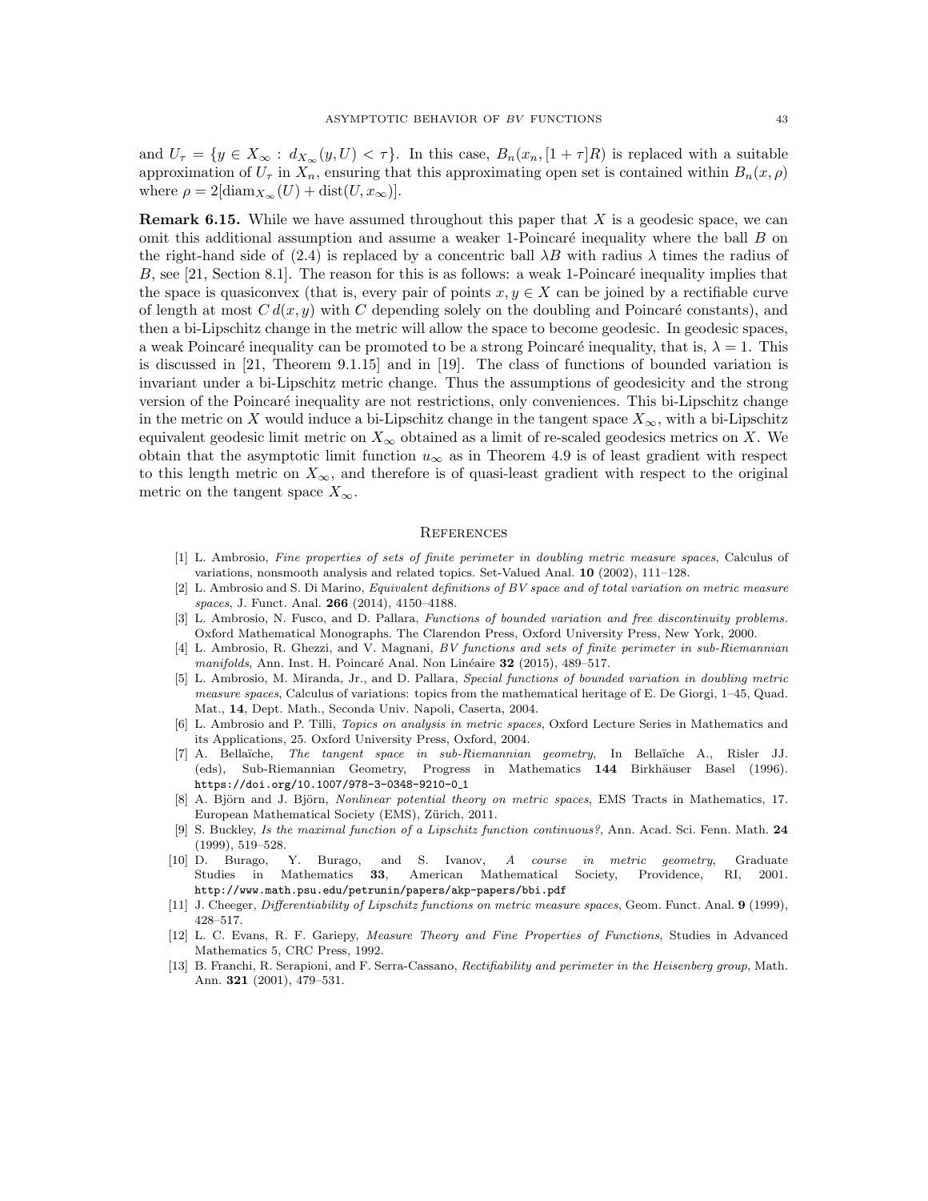and $U_\tau = \{y \in X_\infty : d_{X_\infty}(y, U) < \tau\}$. In this case, $B_n(x_n, [1+\tau]R)$ is replaced with a suitable approximation of $U_\tau$ in $X_n$, ensuring that this approximating open set is contained within $B_n(x, \rho)$ where $\rho = 2[\operatorname{diam}_{X_\infty}(U) + \operatorname{dist}(U, x_\infty)]$.

**Remark 6.15.** While we have assumed throughout this paper that $X$ is a geodesic space, we can omit this additional assumption and assume a weaker 1-Poincaré inequality where the ball $B$ on the right-hand side of (2.4) is replaced by a concentric ball $\lambda B$ with radius $\lambda$ times the radius of $B$, see [21, Section 8.1]. The reason for this is as follows: a weak 1-Poincaré inequality implies that the space is quasiconvex (that is, every pair of points $x, y \in X$ can be joined by a rectifiable curve of length at most $C\,d(x, y)$ with $C$ depending solely on the doubling and Poincaré constants), and then a bi-Lipschitz change in the metric will allow the space to become geodesic. In geodesic spaces, a weak Poincaré inequality can be promoted to be a strong Poincaré inequality, that is, $\lambda = 1$. This is discussed in [21, Theorem 9.1.15] and in [19]. The class of functions of bounded variation is invariant under a bi-Lipschitz metric change. Thus the assumptions of geodesicity and the strong version of the Poincaré inequality are not restrictions, only conveniences. This bi-Lipschitz change in the metric on $X$ would induce a bi-Lipschitz change in the tangent space $X_\infty$, with a bi-Lipschitz equivalent geodesic limit metric on $X_\infty$ obtained as a limit of re-scaled geodesics metrics on $X$. We obtain that the asymptotic limit function $u_\infty$ as in Theorem 4.9 is of least gradient with respect to this length metric on $X_\infty$, and therefore is of quasi-least gradient with respect to the original metric on the tangent space $X_\infty$.

## References

[1] L. Ambrosio, *Fine properties of sets of finite perimeter in doubling metric measure spaces*, Calculus of variations, nonsmooth analysis and related topics. Set-Valued Anal. **10** (2002), 111–128.

[2] L. Ambrosio and S. Di Marino, *Equivalent definitions of BV space and of total variation on metric measure spaces*, J. Funct. Anal. **266** (2014), 4150–4188.

[3] L. Ambrosio, N. Fusco, and D. Pallara, *Functions of bounded variation and free discontinuity problems.* Oxford Mathematical Monographs. The Clarendon Press, Oxford University Press, New York, 2000.

[4] L. Ambrosio, R. Ghezzi, and V. Magnani, *BV functions and sets of finite perimeter in sub-Riemannian manifolds*, Ann. Inst. H. Poincaré Anal. Non Linéaire **32** (2015), 489–517.

[5] L. Ambrosio, M. Miranda, Jr., and D. Pallara, *Special functions of bounded variation in doubling metric measure spaces*, Calculus of variations: topics from the mathematical heritage of E. De Giorgi, 1–45, Quad. Mat., **14**, Dept. Math., Seconda Univ. Napoli, Caserta, 2004.

[6] L. Ambrosio and P. Tilli, *Topics on analysis in metric spaces*, Oxford Lecture Series in Mathematics and its Applications, 25. Oxford University Press, Oxford, 2004.

[7] A. Bellaïche, *The tangent space in sub-Riemannian geometry*, In Bellaïche A., Risler JJ. (eds), Sub-Riemannian Geometry, Progress in Mathematics **144** Birkhäuser Basel (1996). https://doi.org/10.1007/978-3-0348-9210-0_1

[8] A. Björn and J. Björn, *Nonlinear potential theory on metric spaces*, EMS Tracts in Mathematics, 17. European Mathematical Society (EMS), Zürich, 2011.

[9] S. Buckley, *Is the maximal function of a Lipschitz function continuous?*, Ann. Acad. Sci. Fenn. Math. **24** (1999), 519–528.

[10] D. Burago, Y. Burago, and S. Ivanov, *A course in metric geometry*, Graduate Studies in Mathematics **33**, American Mathematical Society, Providence, RI, 2001. http://www.math.psu.edu/petrunin/papers/akp-papers/bbi.pdf

[11] J. Cheeger, *Differentiability of Lipschitz functions on metric measure spaces*, Geom. Funct. Anal. **9** (1999), 428–517.

[12] L. C. Evans, R. F. Gariepy, *Measure Theory and Fine Properties of Functions*, Studies in Advanced Mathematics 5, CRC Press, 1992.

[13] B. Franchi, R. Serapioni, and F. Serra-Cassano, *Rectifiability and perimeter in the Heisenberg group*, Math. Ann. **321** (2001), 479–531.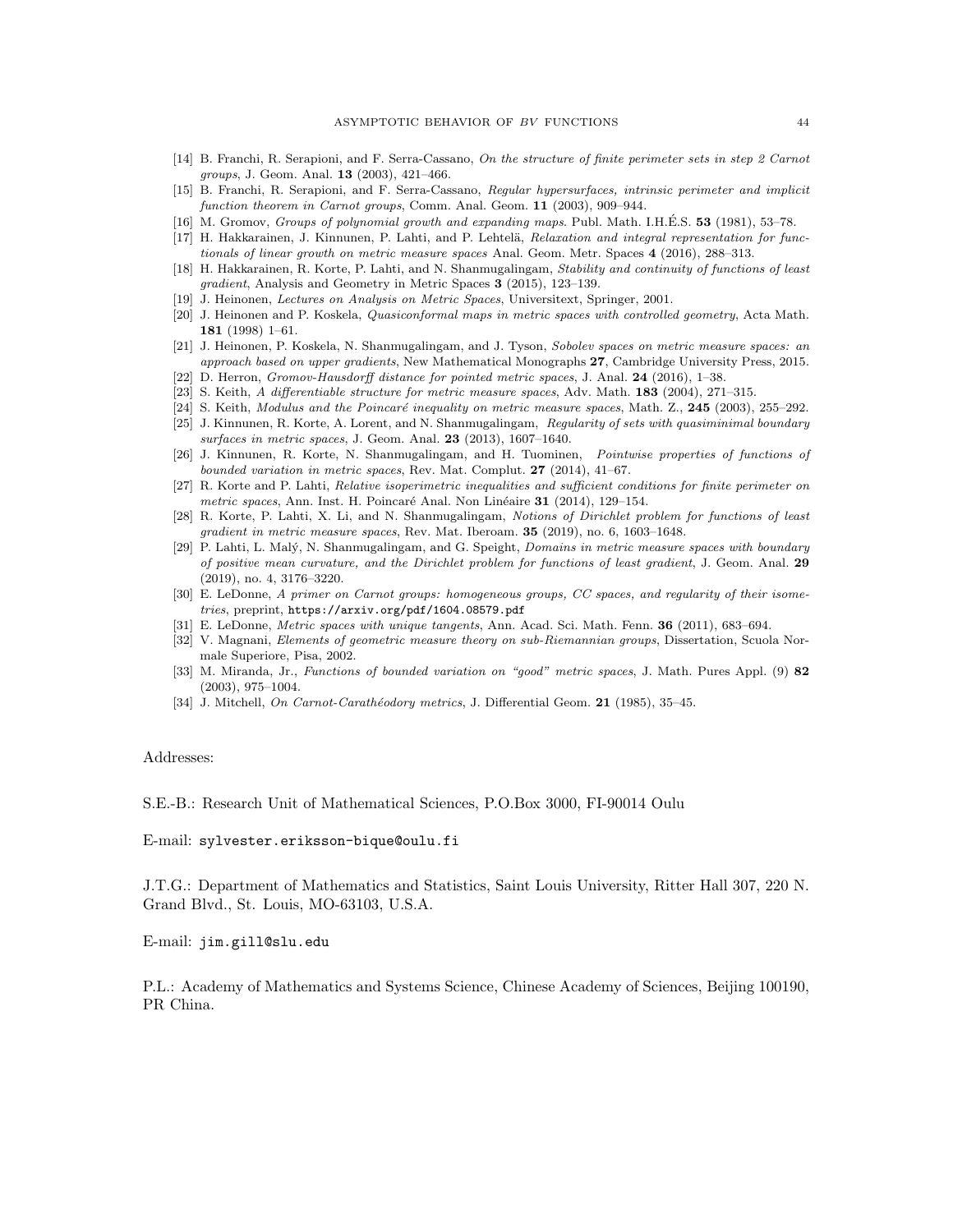[14] B. Franchi, R. Serapioni, and F. Serra-Cassano, *On the structure of finite perimeter sets in step 2 Carnot groups*, J. Geom. Anal. **13** (2003), 421–466.

[15] B. Franchi, R. Serapioni, and F. Serra-Cassano, *Regular hypersurfaces, intrinsic perimeter and implicit function theorem in Carnot groups*, Comm. Anal. Geom. **11** (2003), 909–944.

[16] M. Gromov, *Groups of polynomial growth and expanding maps*. Publ. Math. I.H.É.S. **53** (1981), 53–78.

[17] H. Hakkarainen, J. Kinnunen, P. Lahti, and P. Lehtelä, *Relaxation and integral representation for functionals of linear growth on metric measure spaces* Anal. Geom. Metr. Spaces **4** (2016), 288–313.

[18] H. Hakkarainen, R. Korte, P. Lahti, and N. Shanmugalingam, *Stability and continuity of functions of least gradient*, Analysis and Geometry in Metric Spaces **3** (2015), 123–139.

[19] J. Heinonen, *Lectures on Analysis on Metric Spaces*, Universitext, Springer, 2001.

[20] J. Heinonen and P. Koskela, *Quasiconformal maps in metric spaces with controlled geometry*, Acta Math. **181** (1998) 1–61.

[21] J. Heinonen, P. Koskela, N. Shanmugalingam, and J. Tyson, *Sobolev spaces on metric measure spaces: an approach based on upper gradients*, New Mathematical Monographs **27**, Cambridge University Press, 2015.

[22] D. Herron, *Gromov-Hausdorff distance for pointed metric spaces*, J. Anal. **24** (2016), 1–38.

[23] S. Keith, *A differentiable structure for metric measure spaces*, Adv. Math. **183** (2004), 271–315.

[24] S. Keith, *Modulus and the Poincaré inequality on metric measure spaces*, Math. Z., **245** (2003), 255–292.

[25] J. Kinnunen, R. Korte, A. Lorent, and N. Shanmugalingam, *Regularity of sets with quasiminimal boundary surfaces in metric spaces*, J. Geom. Anal. **23** (2013), 1607–1640.

[26] J. Kinnunen, R. Korte, N. Shanmugalingam, and H. Tuominen, *Pointwise properties of functions of bounded variation in metric spaces*, Rev. Mat. Complut. **27** (2014), 41–67.

[27] R. Korte and P. Lahti, *Relative isoperimetric inequalities and sufficient conditions for finite perimeter on metric spaces*, Ann. Inst. H. Poincaré Anal. Non Linéaire **31** (2014), 129–154.

[28] R. Korte, P. Lahti, X. Li, and N. Shanmugalingam, *Notions of Dirichlet problem for functions of least gradient in metric measure spaces*, Rev. Mat. Iberoam. **35** (2019), no. 6, 1603–1648.

[29] P. Lahti, L. Malý, N. Shanmugalingam, and G. Speight, *Domains in metric measure spaces with boundary of positive mean curvature, and the Dirichlet problem for functions of least gradient*, J. Geom. Anal. **29** (2019), no. 4, 3176–3220.

[30] E. LeDonne, *A primer on Carnot groups: homogeneous groups, CC spaces, and regularity of their isometries*, preprint, `https://arxiv.org/pdf/1604.08579.pdf`

[31] E. LeDonne, *Metric spaces with unique tangents*, Ann. Acad. Sci. Math. Fenn. **36** (2011), 683–694.

[32] V. Magnani, *Elements of geometric measure theory on sub-Riemannian groups*, Dissertation, Scuola Normale Superiore, Pisa, 2002.

[33] M. Miranda, Jr., *Functions of bounded variation on "good" metric spaces*, J. Math. Pures Appl. (9) **82** (2003), 975–1004.

[34] J. Mitchell, *On Carnot-Carathéodory metrics*, J. Differential Geom. **21** (1985), 35–45.

Addresses:

S.E.-B.: Research Unit of Mathematical Sciences, P.O.Box 3000, FI-90014 Oulu

E-mail: `sylvester.eriksson-bique@oulu.fi`

J.T.G.: Department of Mathematics and Statistics, Saint Louis University, Ritter Hall 307, 220 N. Grand Blvd., St. Louis, MO-63103, U.S.A.

E-mail: `jim.gill@slu.edu`

P.L.: Academy of Mathematics and Systems Science, Chinese Academy of Sciences, Beijing 100190, PR China.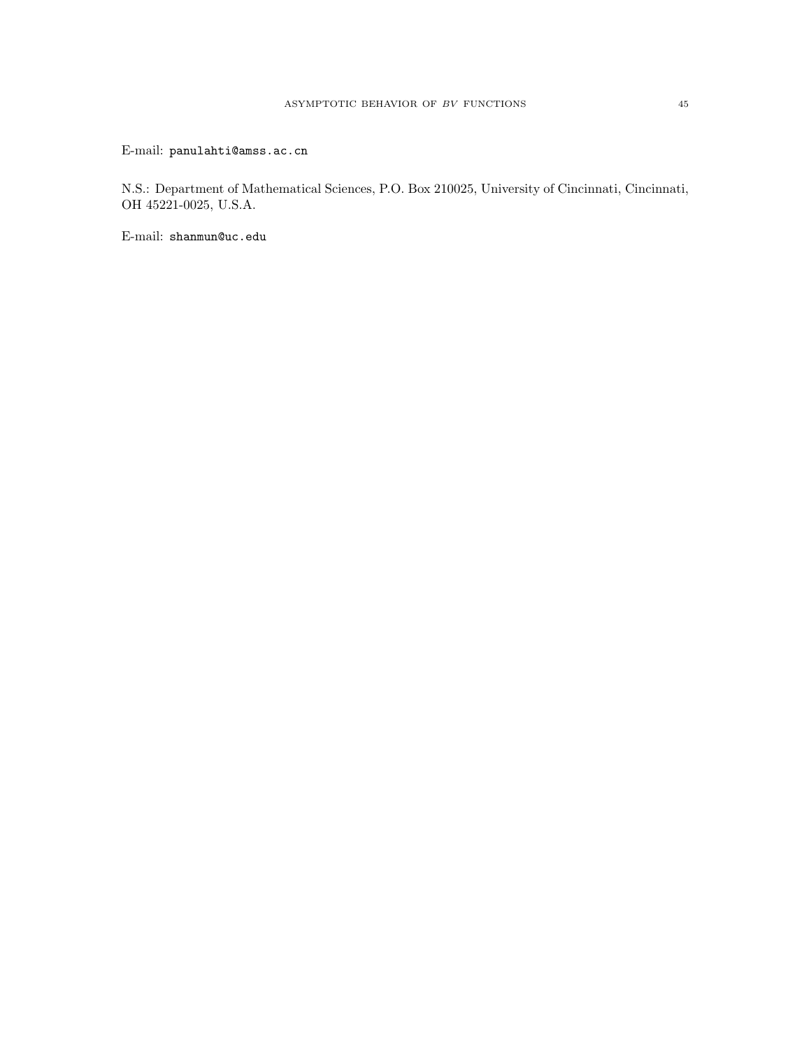E-mail: `panulahti@amss.ac.cn`

N.S.: Department of Mathematical Sciences, P.O. Box 210025, University of Cincinnati, Cincinnati, OH 45221-0025, U.S.A.

E-mail: `shanmun@uc.edu`